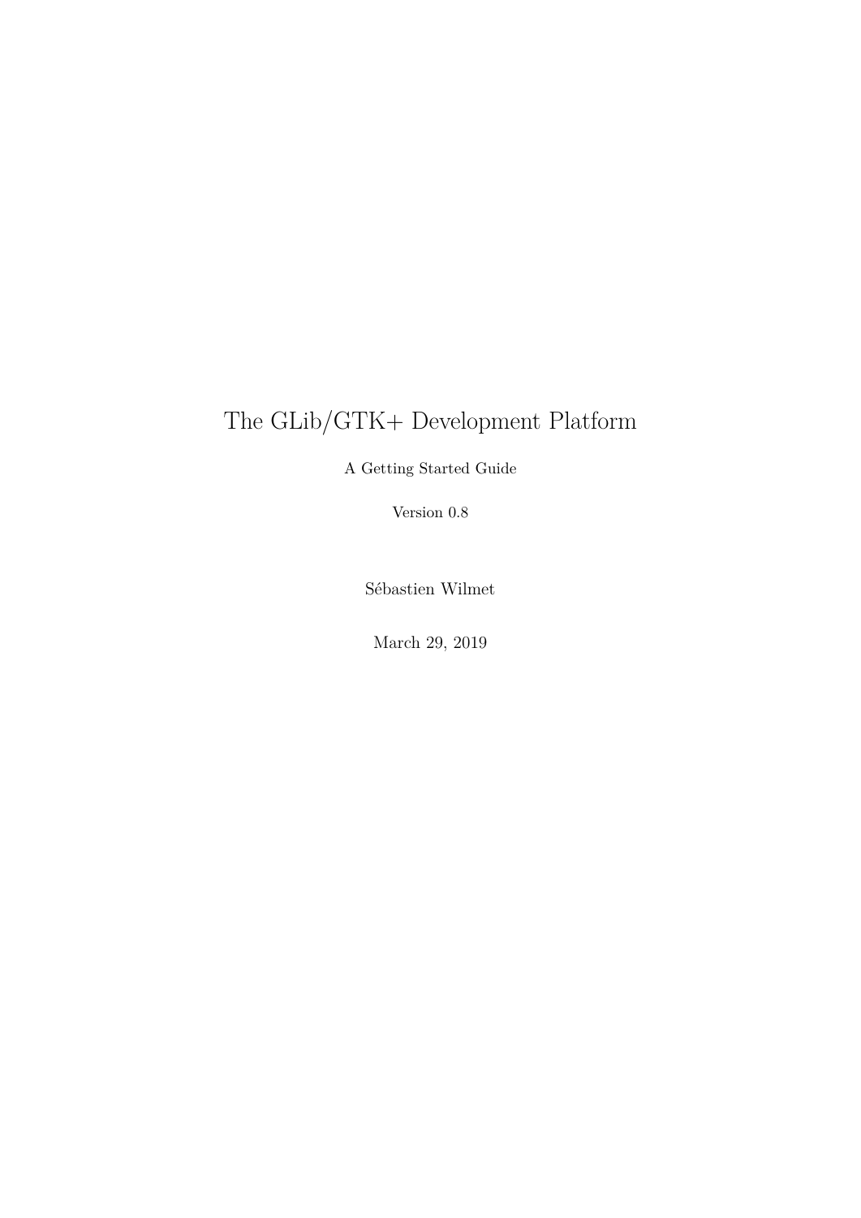# The GLib/GTK+ Development Platform

A Getting Started Guide

Version 0.8

Sébastien Wilmet

March 29, 2019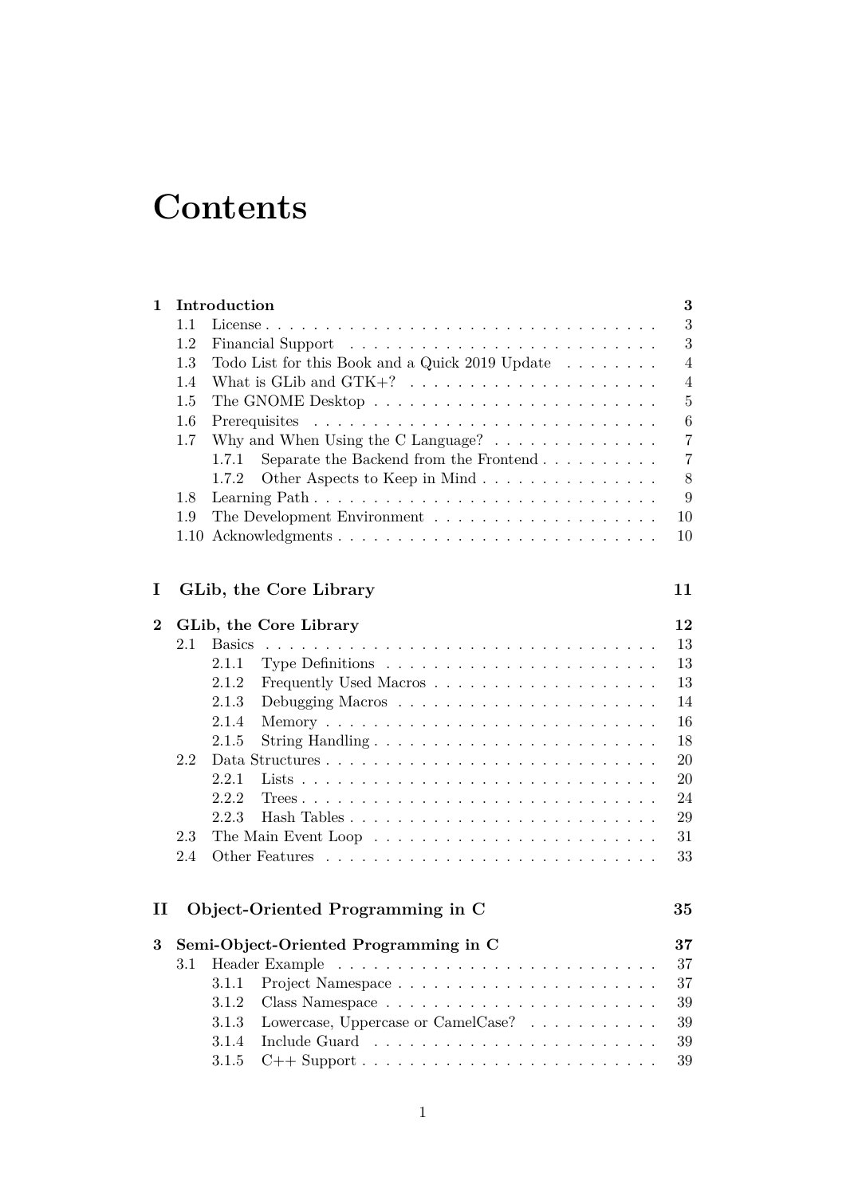# Contents

**1 Introduction** **3**

- 1.1 License . . . . . . . . . . . . . . . . . . . . . . . . . . . . . . . . . . 3
- 1.2 Financial Support . . . . . . . . . . . . . . . . . . . . . . . . . . 3
- 1.3 Todo List for this Book and a Quick 2019 Update . . . . . . . . 4
- 1.4 What is GLib and GTK+? . . . . . . . . . . . . . . . . . . . . . 4
- 1.5 The GNOME Desktop . . . . . . . . . . . . . . . . . . . . . . . . 5
- 1.6 Prerequisites . . . . . . . . . . . . . . . . . . . . . . . . . . . . 6
- 1.7 Why and When Using the C Language? . . . . . . . . . . . . . . 7
  - 1.7.1 Separate the Backend from the Frontend . . . . . . . . . . 7
  - 1.7.2 Other Aspects to Keep in Mind . . . . . . . . . . . . . . . 8
- 1.8 Learning Path . . . . . . . . . . . . . . . . . . . . . . . . . . . 9
- 1.9 The Development Environment . . . . . . . . . . . . . . . . . . . 10
- 1.10 Acknowledgments . . . . . . . . . . . . . . . . . . . . . . . . . 10

**I GLib, the Core Library** **11**

**2 GLib, the Core Library** **12**

- 2.1 Basics . . . . . . . . . . . . . . . . . . . . . . . . . . . . . . . . 13
  - 2.1.1 Type Definitions . . . . . . . . . . . . . . . . . . . . . . . 13
  - 2.1.2 Frequently Used Macros . . . . . . . . . . . . . . . . . . . 13
  - 2.1.3 Debugging Macros . . . . . . . . . . . . . . . . . . . . . . 14
  - 2.1.4 Memory . . . . . . . . . . . . . . . . . . . . . . . . . . . . 16
  - 2.1.5 String Handling . . . . . . . . . . . . . . . . . . . . . . . . 18
- 2.2 Data Structures . . . . . . . . . . . . . . . . . . . . . . . . . . . 20
  - 2.2.1 Lists . . . . . . . . . . . . . . . . . . . . . . . . . . . . . . 20
  - 2.2.2 Trees . . . . . . . . . . . . . . . . . . . . . . . . . . . . . . 24
  - 2.2.3 Hash Tables . . . . . . . . . . . . . . . . . . . . . . . . . . 29
- 2.3 The Main Event Loop . . . . . . . . . . . . . . . . . . . . . . . . 31
- 2.4 Other Features . . . . . . . . . . . . . . . . . . . . . . . . . . . 33

**II Object-Oriented Programming in C** **35**

**3 Semi-Object-Oriented Programming in C** **37**

- 3.1 Header Example . . . . . . . . . . . . . . . . . . . . . . . . . . . 37
  - 3.1.1 Project Namespace . . . . . . . . . . . . . . . . . . . . . . 37
  - 3.1.2 Class Namespace . . . . . . . . . . . . . . . . . . . . . . . 39
  - 3.1.3 Lowercase, Uppercase or CamelCase? . . . . . . . . . . . 39
  - 3.1.4 Include Guard . . . . . . . . . . . . . . . . . . . . . . . . 39
  - 3.1.5 C++ Support . . . . . . . . . . . . . . . . . . . . . . . . . 39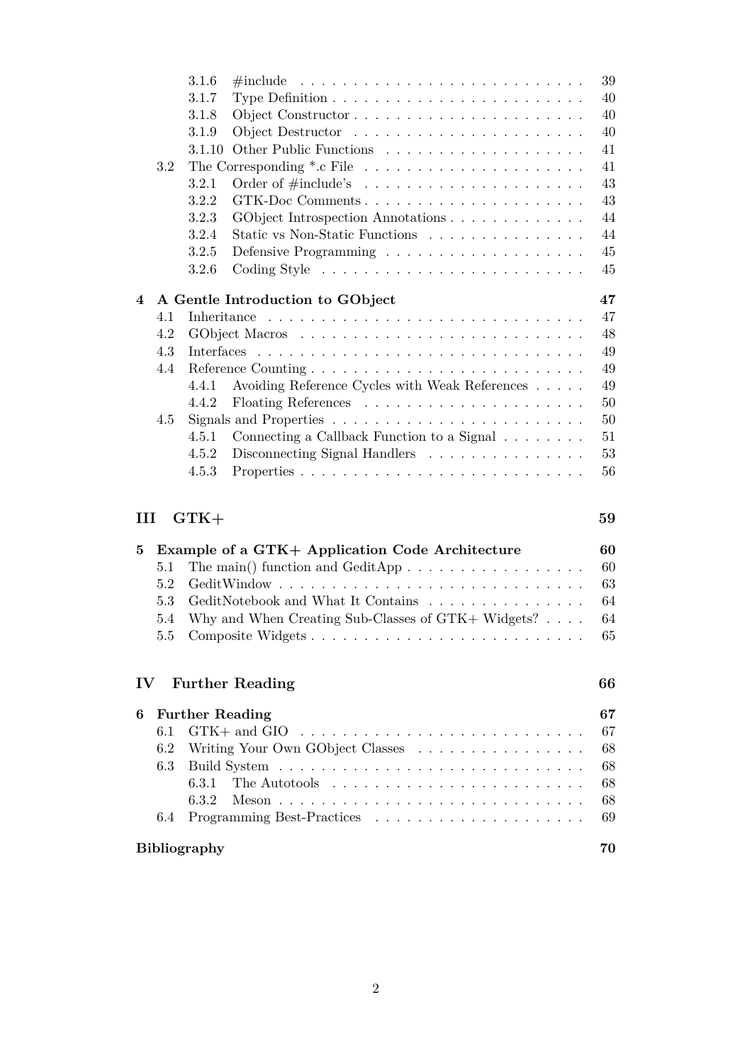- 3.1.6 #include — 39
- 3.1.7 Type Definition — 40
- 3.1.8 Object Constructor — 40
- 3.1.9 Object Destructor — 40
- 3.1.10 Other Public Functions — 41
- 3.2 The Corresponding *.c File — 41
  - 3.2.1 Order of #include's — 43
  - 3.2.2 GTK-Doc Comments — 43
  - 3.2.3 GObject Introspection Annotations — 44
  - 3.2.4 Static vs Non-Static Functions — 44
  - 3.2.5 Defensive Programming — 45
  - 3.2.6 Coding Style — 45

**4 A Gentle Introduction to GObject — 47**

- 4.1 Inheritance — 47
- 4.2 GObject Macros — 48
- 4.3 Interfaces — 49
- 4.4 Reference Counting — 49
  - 4.4.1 Avoiding Reference Cycles with Weak References — 49
  - 4.4.2 Floating References — 50
- 4.5 Signals and Properties — 50
  - 4.5.1 Connecting a Callback Function to a Signal — 51
  - 4.5.2 Disconnecting Signal Handlers — 53
  - 4.5.3 Properties — 56

## III GTK+ — 59

**5 Example of a GTK+ Application Code Architecture — 60**

- 5.1 The main() function and GeditApp — 60
- 5.2 GeditWindow — 63
- 5.3 GeditNotebook and What It Contains — 64
- 5.4 Why and When Creating Sub-Classes of GTK+ Widgets? — 64
- 5.5 Composite Widgets — 65

## IV Further Reading — 66

**6 Further Reading — 67**

- 6.1 GTK+ and GIO — 67
- 6.2 Writing Your Own GObject Classes — 68
- 6.3 Build System — 68
  - 6.3.1 The Autotools — 68
  - 6.3.2 Meson — 68
- 6.4 Programming Best-Practices — 69

**Bibliography — 70**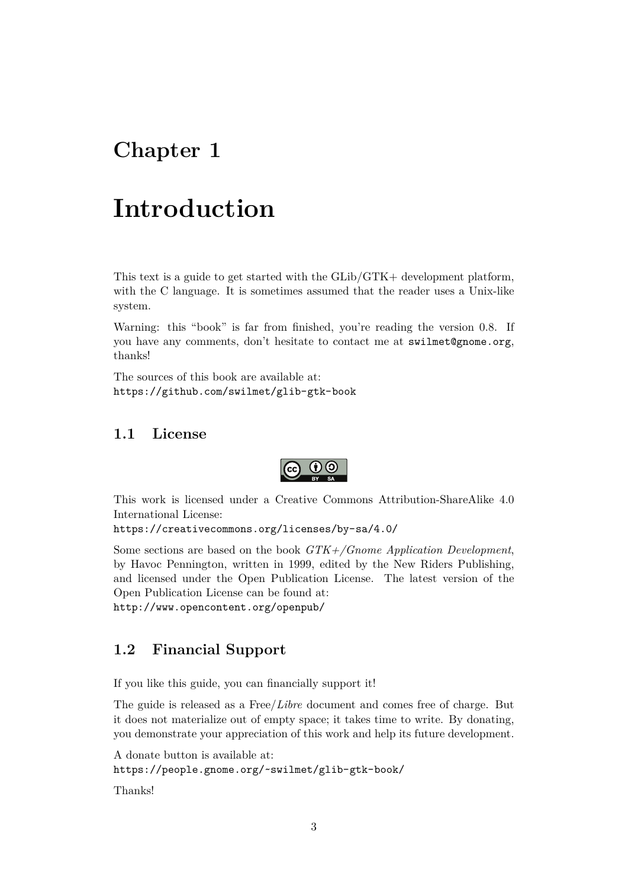# Chapter 1

# Introduction

This text is a guide to get started with the GLib/GTK+ development platform, with the C language. It is sometimes assumed that the reader uses a Unix-like system.

Warning: this "book" is far from finished, you're reading the version 0.8. If you have any comments, don't hesitate to contact me at `swilmet@gnome.org`, thanks!

The sources of this book are available at:
`https://github.com/swilmet/glib-gtk-book`

## 1.1 License

This work is licensed under a Creative Commons Attribution-ShareAlike 4.0 International License:
`https://creativecommons.org/licenses/by-sa/4.0/`

Some sections are based on the book *GTK+/Gnome Application Development*, by Havoc Pennington, written in 1999, edited by the New Riders Publishing, and licensed under the Open Publication License. The latest version of the Open Publication License can be found at:
`http://www.opencontent.org/openpub/`

## 1.2 Financial Support

If you like this guide, you can financially support it!

The guide is released as a Free/*Libre* document and comes free of charge. But it does not materialize out of empty space; it takes time to write. By donating, you demonstrate your appreciation of this work and help its future development.

A donate button is available at:
`https://people.gnome.org/~swilmet/glib-gtk-book/`

Thanks!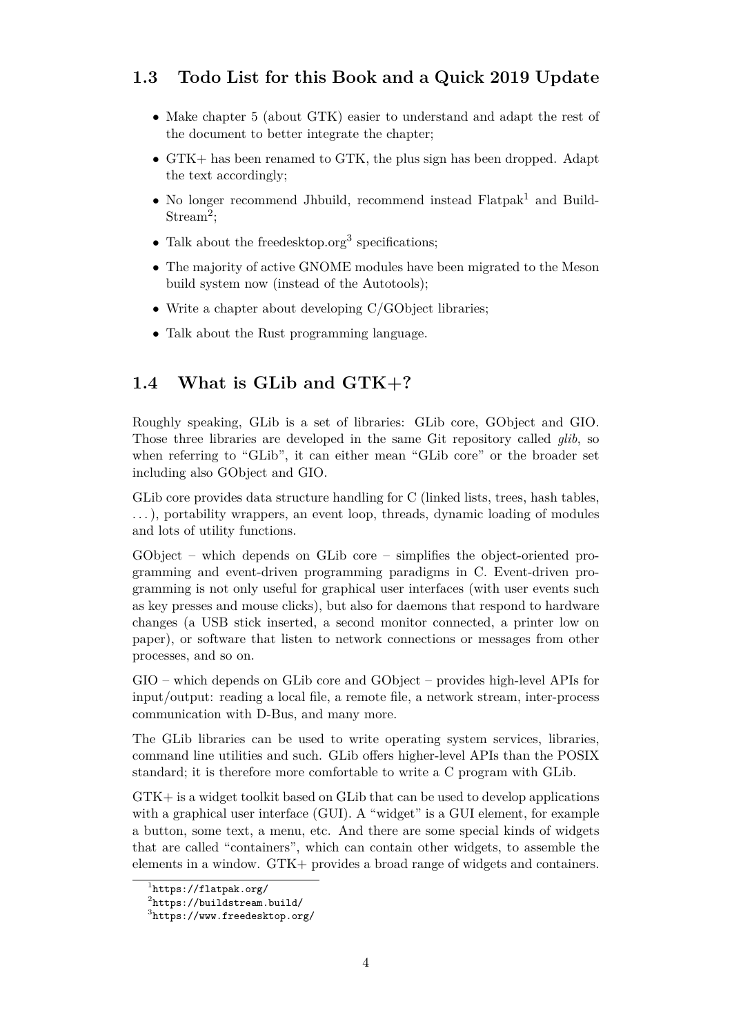## 1.3 Todo List for this Book and a Quick 2019 Update

- Make chapter 5 (about GTK) easier to understand and adapt the rest of the document to better integrate the chapter;
- GTK+ has been renamed to GTK, the plus sign has been dropped. Adapt the text accordingly;
- No longer recommend Jhbuild, recommend instead Flatpak[1] and BuildStream[2];
- Talk about the freedesktop.org[3] specifications;
- The majority of active GNOME modules have been migrated to the Meson build system now (instead of the Autotools);
- Write a chapter about developing C/GObject libraries;
- Talk about the Rust programming language.

## 1.4 What is GLib and GTK+?

Roughly speaking, GLib is a set of libraries: GLib core, GObject and GIO. Those three libraries are developed in the same Git repository called *glib*, so when referring to "GLib", it can either mean "GLib core" or the broader set including also GObject and GIO.

GLib core provides data structure handling for C (linked lists, trees, hash tables, ...), portability wrappers, an event loop, threads, dynamic loading of modules and lots of utility functions.

GObject – which depends on GLib core – simplifies the object-oriented programming and event-driven programming paradigms in C. Event-driven programming is not only useful for graphical user interfaces (with user events such as key presses and mouse clicks), but also for daemons that respond to hardware changes (a USB stick inserted, a second monitor connected, a printer low on paper), or software that listen to network connections or messages from other processes, and so on.

GIO – which depends on GLib core and GObject – provides high-level APIs for input/output: reading a local file, a remote file, a network stream, inter-process communication with D-Bus, and many more.

The GLib libraries can be used to write operating system services, libraries, command line utilities and such. GLib offers higher-level APIs than the POSIX standard; it is therefore more comfortable to write a C program with GLib.

GTK+ is a widget toolkit based on GLib that can be used to develop applications with a graphical user interface (GUI). A "widget" is a GUI element, for example a button, some text, a menu, etc. And there are some special kinds of widgets that are called "containers", which can contain other widgets, to assemble the elements in a window. GTK+ provides a broad range of widgets and containers.

[1] `https://flatpak.org/`

[2] `https://buildstream.build/`

[3] `https://www.freedesktop.org/`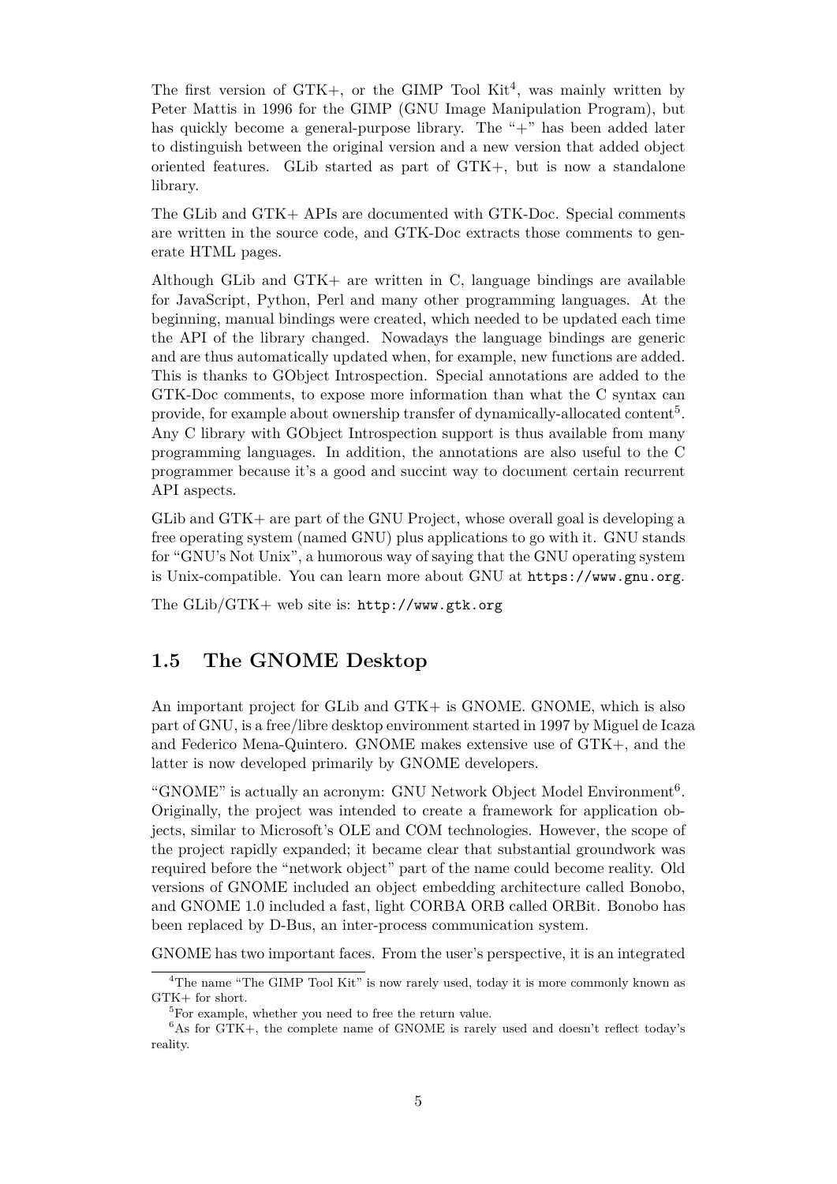The first version of GTK+, or the GIMP Tool Kit[4], was mainly written by Peter Mattis in 1996 for the GIMP (GNU Image Manipulation Program), but has quickly become a general-purpose library. The "+" has been added later to distinguish between the original version and a new version that added object oriented features. GLib started as part of GTK+, but is now a standalone library.

The GLib and GTK+ APIs are documented with GTK-Doc. Special comments are written in the source code, and GTK-Doc extracts those comments to generate HTML pages.

Although GLib and GTK+ are written in C, language bindings are available for JavaScript, Python, Perl and many other programming languages. At the beginning, manual bindings were created, which needed to be updated each time the API of the library changed. Nowadays the language bindings are generic and are thus automatically updated when, for example, new functions are added. This is thanks to GObject Introspection. Special annotations are added to the GTK-Doc comments, to expose more information than what the C syntax can provide, for example about ownership transfer of dynamically-allocated content[5]. Any C library with GObject Introspection support is thus available from many programming languages. In addition, the annotations are also useful to the C programmer because it's a good and succint way to document certain recurrent API aspects.

GLib and GTK+ are part of the GNU Project, whose overall goal is developing a free operating system (named GNU) plus applications to go with it. GNU stands for "GNU's Not Unix", a humorous way of saying that the GNU operating system is Unix-compatible. You can learn more about GNU at `https://www.gnu.org`.

The GLib/GTK+ web site is: `http://www.gtk.org`

## 1.5 The GNOME Desktop

An important project for GLib and GTK+ is GNOME. GNOME, which is also part of GNU, is a free/libre desktop environment started in 1997 by Miguel de Icaza and Federico Mena-Quintero. GNOME makes extensive use of GTK+, and the latter is now developed primarily by GNOME developers.

"GNOME" is actually an acronym: GNU Network Object Model Environment[6]. Originally, the project was intended to create a framework for application objects, similar to Microsoft's OLE and COM technologies. However, the scope of the project rapidly expanded; it became clear that substantial groundwork was required before the "network object" part of the name could become reality. Old versions of GNOME included an object embedding architecture called Bonobo, and GNOME 1.0 included a fast, light CORBA ORB called ORBit. Bonobo has been replaced by D-Bus, an inter-process communication system.

GNOME has two important faces. From the user's perspective, it is an integrated

---

[4] The name "The GIMP Tool Kit" is now rarely used, today it is more commonly known as GTK+ for short.

[5] For example, whether you need to free the return value.

[6] As for GTK+, the complete name of GNOME is rarely used and doesn't reflect today's reality.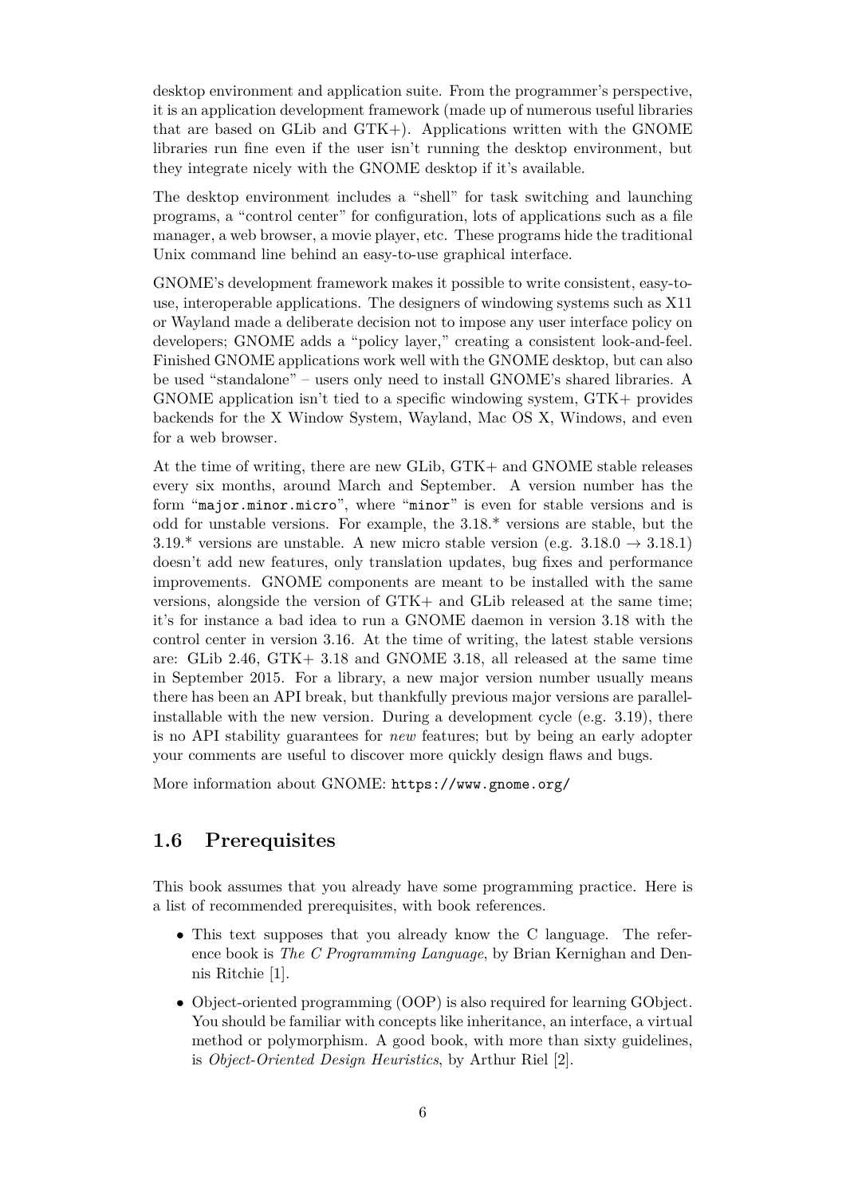desktop environment and application suite. From the programmer's perspective, it is an application development framework (made up of numerous useful libraries that are based on GLib and GTK+). Applications written with the GNOME libraries run fine even if the user isn't running the desktop environment, but they integrate nicely with the GNOME desktop if it's available.

The desktop environment includes a "shell" for task switching and launching programs, a "control center" for configuration, lots of applications such as a file manager, a web browser, a movie player, etc. These programs hide the traditional Unix command line behind an easy-to-use graphical interface.

GNOME's development framework makes it possible to write consistent, easy-to-use, interoperable applications. The designers of windowing systems such as X11 or Wayland made a deliberate decision not to impose any user interface policy on developers; GNOME adds a "policy layer," creating a consistent look-and-feel. Finished GNOME applications work well with the GNOME desktop, but can also be used "standalone" – users only need to install GNOME's shared libraries. A GNOME application isn't tied to a specific windowing system, GTK+ provides backends for the X Window System, Wayland, Mac OS X, Windows, and even for a web browser.

At the time of writing, there are new GLib, GTK+ and GNOME stable releases every six months, around March and September. A version number has the form "`major.minor.micro`", where "`minor`" is even for stable versions and is odd for unstable versions. For example, the 3.18.* versions are stable, but the 3.19.* versions are unstable. A new micro stable version (e.g. 3.18.0 → 3.18.1) doesn't add new features, only translation updates, bug fixes and performance improvements. GNOME components are meant to be installed with the same versions, alongside the version of GTK+ and GLib released at the same time; it's for instance a bad idea to run a GNOME daemon in version 3.18 with the control center in version 3.16. At the time of writing, the latest stable versions are: GLib 2.46, GTK+ 3.18 and GNOME 3.18, all released at the same time in September 2015. For a library, a new major version number usually means there has been an API break, but thankfully previous major versions are parallel-installable with the new version. During a development cycle (e.g. 3.19), there is no API stability guarantees for *new* features; but by being an early adopter your comments are useful to discover more quickly design flaws and bugs.

More information about GNOME: `https://www.gnome.org/`

## 1.6 Prerequisites

This book assumes that you already have some programming practice. Here is a list of recommended prerequisites, with book references.

- This text supposes that you already know the C language. The reference book is *The C Programming Language*, by Brian Kernighan and Dennis Ritchie [1].
- Object-oriented programming (OOP) is also required for learning GObject. You should be familiar with concepts like inheritance, an interface, a virtual method or polymorphism. A good book, with more than sixty guidelines, is *Object-Oriented Design Heuristics*, by Arthur Riel [2].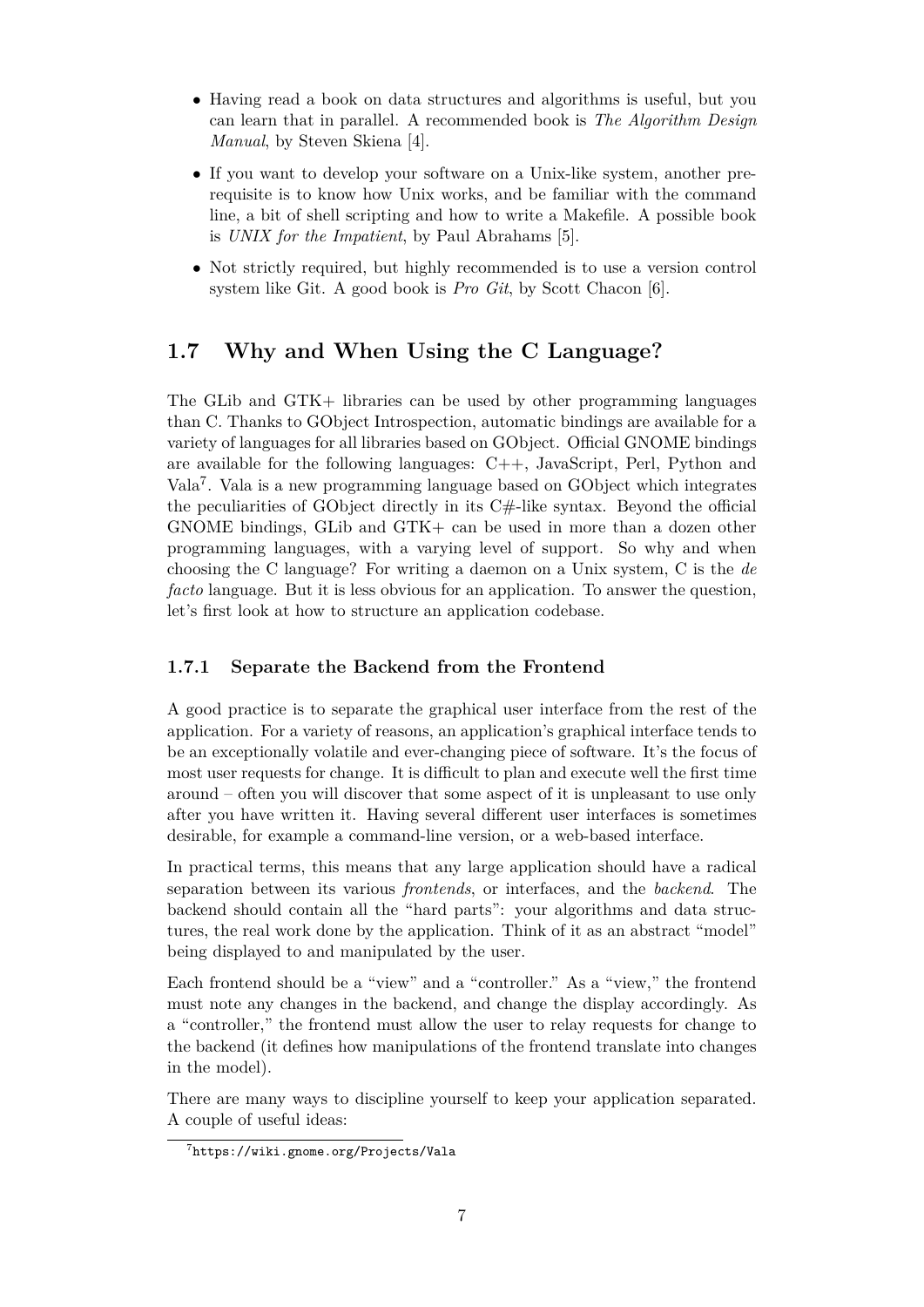- Having read a book on data structures and algorithms is useful, but you can learn that in parallel. A recommended book is *The Algorithm Design Manual*, by Steven Skiena [4].
- If you want to develop your software on a Unix-like system, another prerequisite is to know how Unix works, and be familiar with the command line, a bit of shell scripting and how to write a Makefile. A possible book is *UNIX for the Impatient*, by Paul Abrahams [5].
- Not strictly required, but highly recommended is to use a version control system like Git. A good book is *Pro Git*, by Scott Chacon [6].

## 1.7 Why and When Using the C Language?

The GLib and GTK+ libraries can be used by other programming languages than C. Thanks to GObject Introspection, automatic bindings are available for a variety of languages for all libraries based on GObject. Official GNOME bindings are available for the following languages: C++, JavaScript, Perl, Python and Vala[7]. Vala is a new programming language based on GObject which integrates the peculiarities of GObject directly in its C#-like syntax. Beyond the official GNOME bindings, GLib and GTK+ can be used in more than a dozen other programming languages, with a varying level of support. So why and when choosing the C language? For writing a daemon on a Unix system, C is the *de facto* language. But it is less obvious for an application. To answer the question, let's first look at how to structure an application codebase.

### 1.7.1 Separate the Backend from the Frontend

A good practice is to separate the graphical user interface from the rest of the application. For a variety of reasons, an application's graphical interface tends to be an exceptionally volatile and ever-changing piece of software. It's the focus of most user requests for change. It is difficult to plan and execute well the first time around – often you will discover that some aspect of it is unpleasant to use only after you have written it. Having several different user interfaces is sometimes desirable, for example a command-line version, or a web-based interface.

In practical terms, this means that any large application should have a radical separation between its various *frontends*, or interfaces, and the *backend*. The backend should contain all the "hard parts": your algorithms and data structures, the real work done by the application. Think of it as an abstract "model" being displayed to and manipulated by the user.

Each frontend should be a "view" and a "controller." As a "view," the frontend must note any changes in the backend, and change the display accordingly. As a "controller," the frontend must allow the user to relay requests for change to the backend (it defines how manipulations of the frontend translate into changes in the model).

There are many ways to discipline yourself to keep your application separated. A couple of useful ideas:

[7] `https://wiki.gnome.org/Projects/Vala`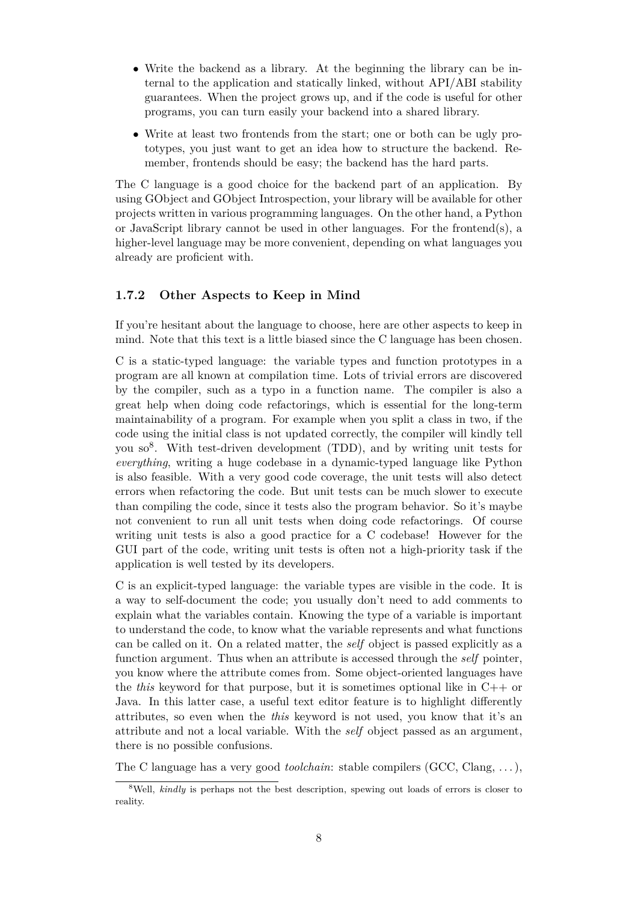- Write the backend as a library. At the beginning the library can be internal to the application and statically linked, without API/ABI stability guarantees. When the project grows up, and if the code is useful for other programs, you can turn easily your backend into a shared library.
- Write at least two frontends from the start; one or both can be ugly prototypes, you just want to get an idea how to structure the backend. Remember, frontends should be easy; the backend has the hard parts.

The C language is a good choice for the backend part of an application. By using GObject and GObject Introspection, your library will be available for other projects written in various programming languages. On the other hand, a Python or JavaScript library cannot be used in other languages. For the frontend(s), a higher-level language may be more convenient, depending on what languages you already are proficient with.

### 1.7.2 Other Aspects to Keep in Mind

If you're hesitant about the language to choose, here are other aspects to keep in mind. Note that this text is a little biased since the C language has been chosen.

C is a static-typed language: the variable types and function prototypes in a program are all known at compilation time. Lots of trivial errors are discovered by the compiler, such as a typo in a function name. The compiler is also a great help when doing code refactorings, which is essential for the long-term maintainability of a program. For example when you split a class in two, if the code using the initial class is not updated correctly, the compiler will kindly tell you so[8]. With test-driven development (TDD), and by writing unit tests for *everything*, writing a huge codebase in a dynamic-typed language like Python is also feasible. With a very good code coverage, the unit tests will also detect errors when refactoring the code. But unit tests can be much slower to execute than compiling the code, since it tests also the program behavior. So it's maybe not convenient to run all unit tests when doing code refactorings. Of course writing unit tests is also a good practice for a C codebase! However for the GUI part of the code, writing unit tests is often not a high-priority task if the application is well tested by its developers.

C is an explicit-typed language: the variable types are visible in the code. It is a way to self-document the code; you usually don't need to add comments to explain what the variables contain. Knowing the type of a variable is important to understand the code, to know what the variable represents and what functions can be called on it. On a related matter, the *self* object is passed explicitly as a function argument. Thus when an attribute is accessed through the *self* pointer, you know where the attribute comes from. Some object-oriented languages have the *this* keyword for that purpose, but it is sometimes optional like in C++ or Java. In this latter case, a useful text editor feature is to highlight differently attributes, so even when the *this* keyword is not used, you know that it's an attribute and not a local variable. With the *self* object passed as an argument, there is no possible confusions.

The C language has a very good *toolchain*: stable compilers (GCC, Clang, . . . ),

[8] Well, *kindly* is perhaps not the best description, spewing out loads of errors is closer to reality.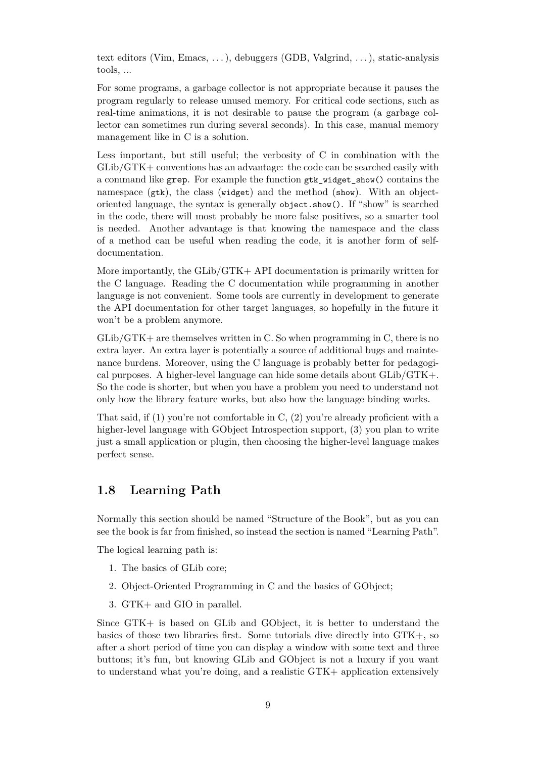text editors (Vim, Emacs, . . . ), debuggers (GDB, Valgrind, . . . ), static-analysis tools, ...

For some programs, a garbage collector is not appropriate because it pauses the program regularly to release unused memory. For critical code sections, such as real-time animations, it is not desirable to pause the program (a garbage collector can sometimes run during several seconds). In this case, manual memory management like in C is a solution.

Less important, but still useful; the verbosity of C in combination with the GLib/GTK+ conventions has an advantage: the code can be searched easily with a command like `grep`. For example the function `gtk_widget_show()` contains the namespace (`gtk`), the class (`widget`) and the method (`show`). With an object-oriented language, the syntax is generally `object.show()`. If "show" is searched in the code, there will most probably be more false positives, so a smarter tool is needed. Another advantage is that knowing the namespace and the class of a method can be useful when reading the code, it is another form of self-documentation.

More importantly, the GLib/GTK+ API documentation is primarily written for the C language. Reading the C documentation while programming in another language is not convenient. Some tools are currently in development to generate the API documentation for other target languages, so hopefully in the future it won't be a problem anymore.

GLib/GTK+ are themselves written in C. So when programming in C, there is no extra layer. An extra layer is potentially a source of additional bugs and maintenance burdens. Moreover, using the C language is probably better for pedagogical purposes. A higher-level language can hide some details about GLib/GTK+. So the code is shorter, but when you have a problem you need to understand not only how the library feature works, but also how the language binding works.

That said, if (1) you're not comfortable in C, (2) you're already proficient with a higher-level language with GObject Introspection support, (3) you plan to write just a small application or plugin, then choosing the higher-level language makes perfect sense.

## 1.8 Learning Path

Normally this section should be named "Structure of the Book", but as you can see the book is far from finished, so instead the section is named "Learning Path".

The logical learning path is:

1. The basics of GLib core;
2. Object-Oriented Programming in C and the basics of GObject;
3. GTK+ and GIO in parallel.

Since GTK+ is based on GLib and GObject, it is better to understand the basics of those two libraries first. Some tutorials dive directly into GTK+, so after a short period of time you can display a window with some text and three buttons; it's fun, but knowing GLib and GObject is not a luxury if you want to understand what you're doing, and a realistic GTK+ application extensively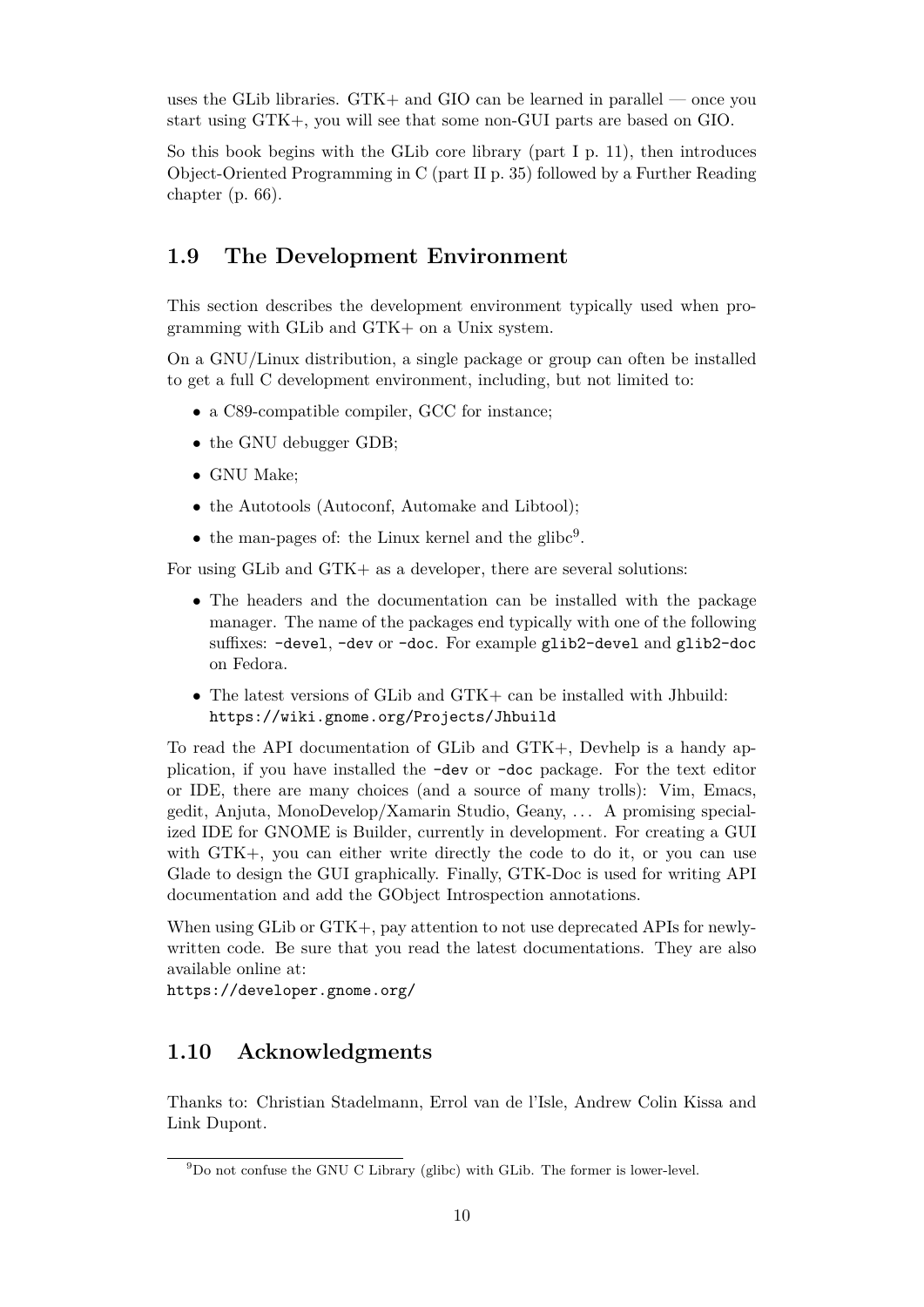uses the GLib libraries. GTK+ and GIO can be learned in parallel — once you start using GTK+, you will see that some non-GUI parts are based on GIO.

So this book begins with the GLib core library (part I p. 11), then introduces Object-Oriented Programming in C (part II p. 35) followed by a Further Reading chapter (p. 66).

## 1.9 The Development Environment

This section describes the development environment typically used when programming with GLib and GTK+ on a Unix system.

On a GNU/Linux distribution, a single package or group can often be installed to get a full C development environment, including, but not limited to:

- a C89-compatible compiler, GCC for instance;
- the GNU debugger GDB;
- GNU Make;
- the Autotools (Autoconf, Automake and Libtool);
- the man-pages of: the Linux kernel and the glibc[9].

For using GLib and GTK+ as a developer, there are several solutions:

- The headers and the documentation can be installed with the package manager. The name of the packages end typically with one of the following suffixes: `-devel`, `-dev` or `-doc`. For example `glib2-devel` and `glib2-doc` on Fedora.
- The latest versions of GLib and GTK+ can be installed with Jhbuild: `https://wiki.gnome.org/Projects/Jhbuild`

To read the API documentation of GLib and GTK+, Devhelp is a handy application, if you have installed the `-dev` or `-doc` package. For the text editor or IDE, there are many choices (and a source of many trolls): Vim, Emacs, gedit, Anjuta, MonoDevelop/Xamarin Studio, Geany, ... A promising specialized IDE for GNOME is Builder, currently in development. For creating a GUI with GTK+, you can either write directly the code to do it, or you can use Glade to design the GUI graphically. Finally, GTK-Doc is used for writing API documentation and add the GObject Introspection annotations.

When using GLib or GTK+, pay attention to not use deprecated APIs for newly-written code. Be sure that you read the latest documentations. They are also available online at:
`https://developer.gnome.org/`

## 1.10 Acknowledgments

Thanks to: Christian Stadelmann, Errol van de l'Isle, Andrew Colin Kissa and Link Dupont.

[9] Do not confuse the GNU C Library (glibc) with GLib. The former is lower-level.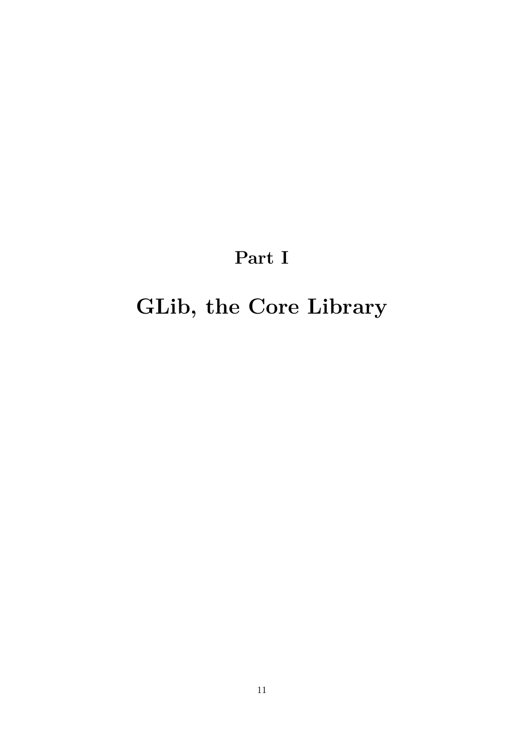# Part I

# GLib, the Core Library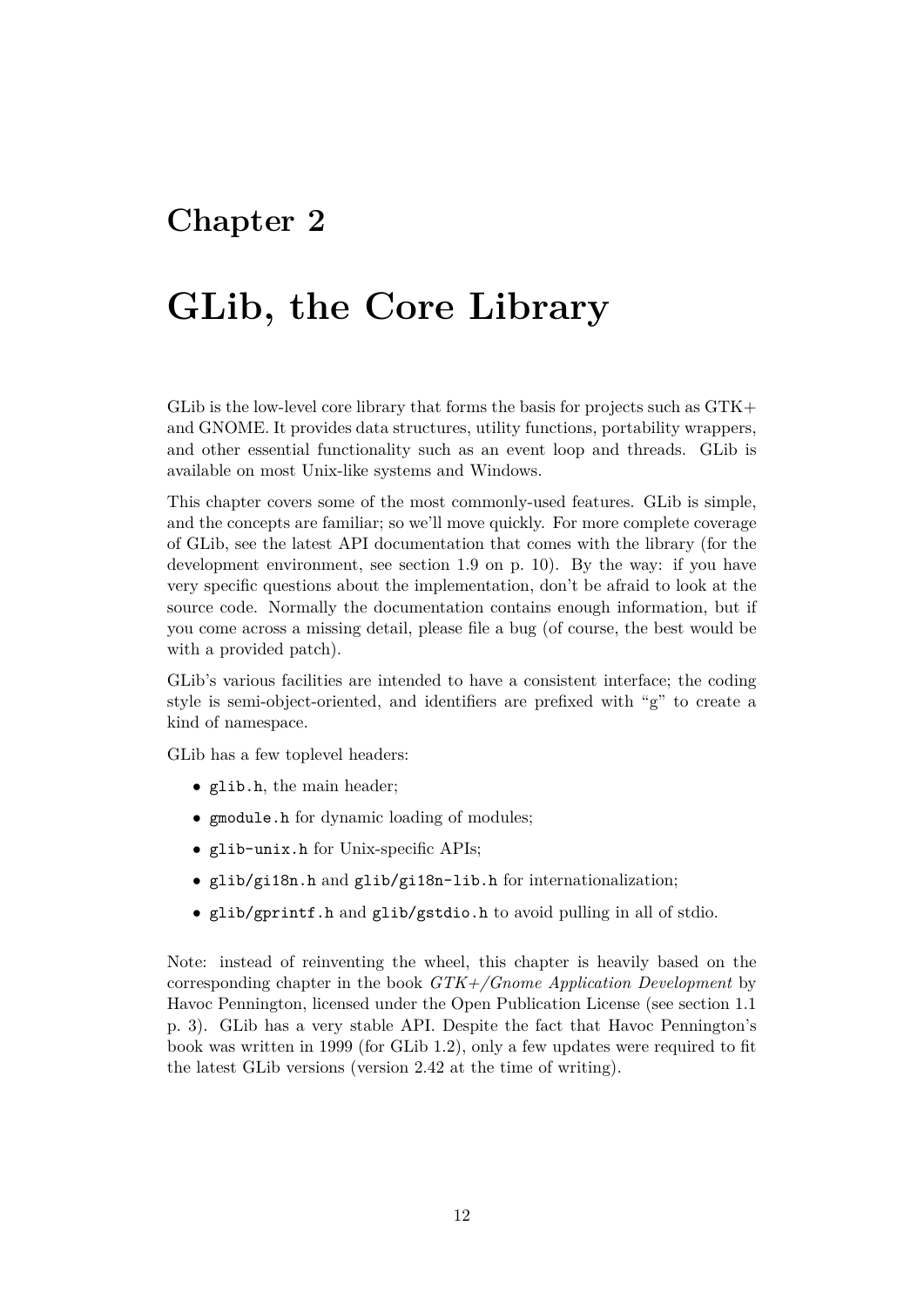# Chapter 2

# GLib, the Core Library

GLib is the low-level core library that forms the basis for projects such as GTK+ and GNOME. It provides data structures, utility functions, portability wrappers, and other essential functionality such as an event loop and threads. GLib is available on most Unix-like systems and Windows.

This chapter covers some of the most commonly-used features. GLib is simple, and the concepts are familiar; so we'll move quickly. For more complete coverage of GLib, see the latest API documentation that comes with the library (for the development environment, see section 1.9 on p. 10). By the way: if you have very specific questions about the implementation, don't be afraid to look at the source code. Normally the documentation contains enough information, but if you come across a missing detail, please file a bug (of course, the best would be with a provided patch).

GLib's various facilities are intended to have a consistent interface; the coding style is semi-object-oriented, and identifiers are prefixed with "g" to create a kind of namespace.

GLib has a few toplevel headers:

- `glib.h`, the main header;
- `gmodule.h` for dynamic loading of modules;
- `glib-unix.h` for Unix-specific APIs;
- `glib/gi18n.h` and `glib/gi18n-lib.h` for internationalization;
- `glib/gprintf.h` and `glib/gstdio.h` to avoid pulling in all of stdio.

Note: instead of reinventing the wheel, this chapter is heavily based on the corresponding chapter in the book *GTK+/Gnome Application Development* by Havoc Pennington, licensed under the Open Publication License (see section 1.1 p. 3). GLib has a very stable API. Despite the fact that Havoc Pennington's book was written in 1999 (for GLib 1.2), only a few updates were required to fit the latest GLib versions (version 2.42 at the time of writing).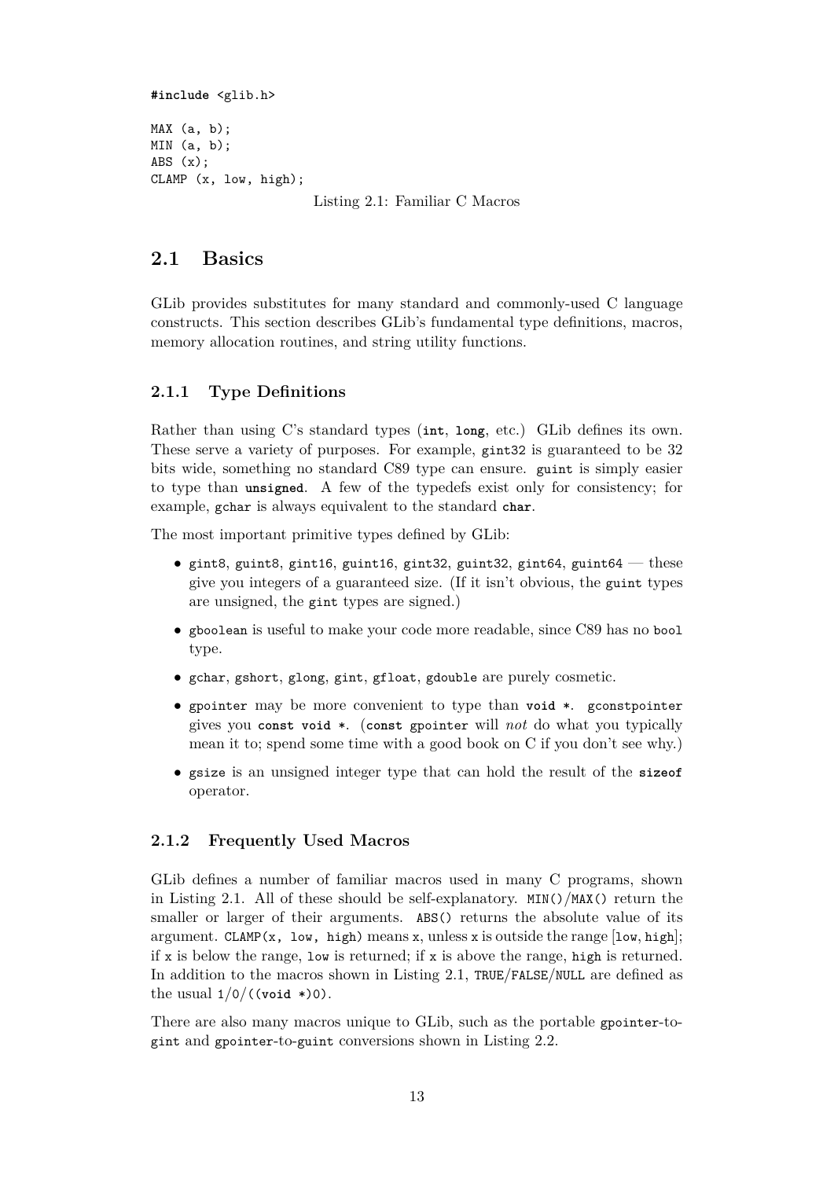```
#include <glib.h>

MAX (a, b);
MIN (a, b);
ABS (x);
CLAMP (x, low, high);
```

Listing 2.1: Familiar C Macros

## 2.1 Basics

GLib provides substitutes for many standard and commonly-used C language constructs. This section describes GLib's fundamental type definitions, macros, memory allocation routines, and string utility functions.

### 2.1.1 Type Definitions

Rather than using C's standard types (`int`, `long`, etc.) GLib defines its own. These serve a variety of purposes. For example, `gint32` is guaranteed to be 32 bits wide, something no standard C89 type can ensure. `guint` is simply easier to type than `unsigned`. A few of the typedefs exist only for consistency; for example, `gchar` is always equivalent to the standard `char`.

The most important primitive types defined by GLib:

- `gint8`, `guint8`, `gint16`, `guint16`, `gint32`, `guint32`, `gint64`, `guint64` — these give you integers of a guaranteed size. (If it isn't obvious, the `guint` types are unsigned, the `gint` types are signed.)
- `gboolean` is useful to make your code more readable, since C89 has no `bool` type.
- `gchar`, `gshort`, `glong`, `gint`, `gfloat`, `gdouble` are purely cosmetic.
- `gpointer` may be more convenient to type than `void *`. `gconstpointer` gives you `const void *`. (`const gpointer` will *not* do what you typically mean it to; spend some time with a good book on C if you don't see why.)
- `gsize` is an unsigned integer type that can hold the result of the `sizeof` operator.

### 2.1.2 Frequently Used Macros

GLib defines a number of familiar macros used in many C programs, shown in Listing 2.1. All of these should be self-explanatory. `MIN()`/`MAX()` return the smaller or larger of their arguments. `ABS()` returns the absolute value of its argument. `CLAMP(x, low, high)` means `x`, unless `x` is outside the range [`low`, `high`]; if `x` is below the range, `low` is returned; if `x` is above the range, `high` is returned. In addition to the macros shown in Listing 2.1, `TRUE`/`FALSE`/`NULL` are defined as the usual `1`/`0`/`((void *)0)`.

There are also many macros unique to GLib, such as the portable `gpointer`-to-`gint` and `gpointer`-to-`guint` conversions shown in Listing 2.2.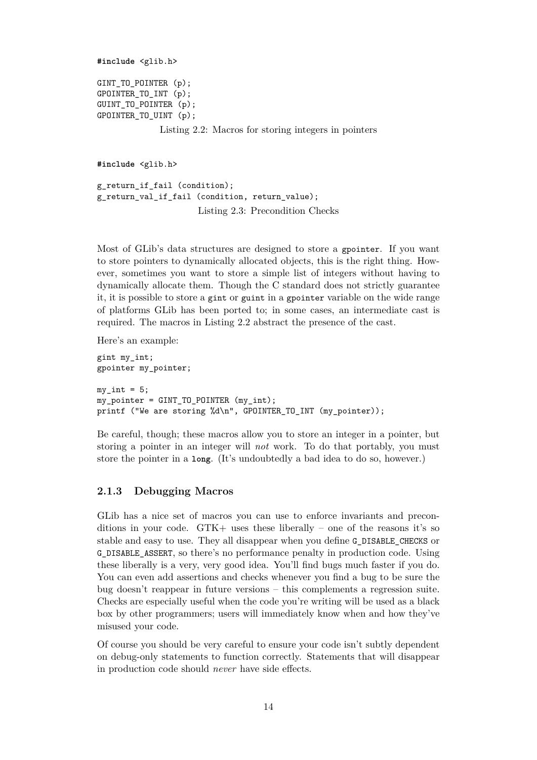```
#include <glib.h>

GINT_TO_POINTER (p);
GPOINTER_TO_INT (p);
GUINT_TO_POINTER (p);
GPOINTER_TO_UINT (p);
```

Listing 2.2: Macros for storing integers in pointers

```
#include <glib.h>

g_return_if_fail (condition);
g_return_val_if_fail (condition, return_value);
```

Listing 2.3: Precondition Checks

Most of GLib's data structures are designed to store a `gpointer`. If you want to store pointers to dynamically allocated objects, this is the right thing. However, sometimes you want to store a simple list of integers without having to dynamically allocate them. Though the C standard does not strictly guarantee it, it is possible to store a `gint` or `guint` in a `gpointer` variable on the wide range of platforms GLib has been ported to; in some cases, an intermediate cast is required. The macros in Listing 2.2 abstract the presence of the cast.

Here's an example:

```
gint my_int;
gpointer my_pointer;

my_int = 5;
my_pointer = GINT_TO_POINTER (my_int);
printf ("We are storing %d\n", GPOINTER_TO_INT (my_pointer));
```

Be careful, though; these macros allow you to store an integer in a pointer, but storing a pointer in an integer will *not* work. To do that portably, you must store the pointer in a **`long`**. (It's undoubtedly a bad idea to do so, however.)

### 2.1.3 Debugging Macros

GLib has a nice set of macros you can use to enforce invariants and preconditions in your code. GTK+ uses these liberally – one of the reasons it's so stable and easy to use. They all disappear when you define `G_DISABLE_CHECKS` or `G_DISABLE_ASSERT`, so there's no performance penalty in production code. Using these liberally is a very, very good idea. You'll find bugs much faster if you do. You can even add assertions and checks whenever you find a bug to be sure the bug doesn't reappear in future versions – this complements a regression suite. Checks are especially useful when the code you're writing will be used as a black box by other programmers; users will immediately know when and how they've misused your code.

Of course you should be very careful to ensure your code isn't subtly dependent on debug-only statements to function correctly. Statements that will disappear in production code should *never* have side effects.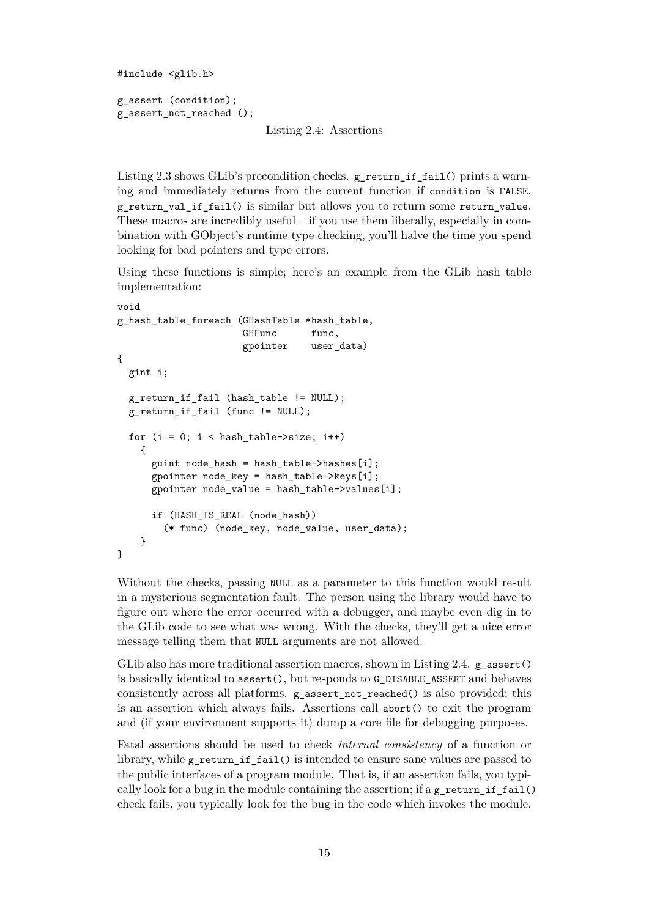```
#include <glib.h>

g_assert (condition);
g_assert_not_reached ();
```

Listing 2.4: Assertions

Listing 2.3 shows GLib's precondition checks. `g_return_if_fail()` prints a warning and immediately returns from the current function if `condition` is `FALSE`. `g_return_val_if_fail()` is similar but allows you to return some `return_value`. These macros are incredibly useful – if you use them liberally, especially in combination with GObject's runtime type checking, you'll halve the time you spend looking for bad pointers and type errors.

Using these functions is simple; here's an example from the GLib hash table implementation:

```
void
g_hash_table_foreach (GHashTable *hash_table,
                      GHFunc      func,
                      gpointer    user_data)
{
  gint i;

  g_return_if_fail (hash_table != NULL);
  g_return_if_fail (func != NULL);

  for (i = 0; i < hash_table->size; i++)
    {
      guint node_hash = hash_table->hashes[i];
      gpointer node_key = hash_table->keys[i];
      gpointer node_value = hash_table->values[i];

      if (HASH_IS_REAL (node_hash))
        (* func) (node_key, node_value, user_data);
    }
}
```

Without the checks, passing `NULL` as a parameter to this function would result in a mysterious segmentation fault. The person using the library would have to figure out where the error occurred with a debugger, and maybe even dig in to the GLib code to see what was wrong. With the checks, they'll get a nice error message telling them that `NULL` arguments are not allowed.

GLib also has more traditional assertion macros, shown in Listing 2.4. `g_assert()` is basically identical to `assert()`, but responds to `G_DISABLE_ASSERT` and behaves consistently across all platforms. `g_assert_not_reached()` is also provided; this is an assertion which always fails. Assertions call `abort()` to exit the program and (if your environment supports it) dump a core file for debugging purposes.

Fatal assertions should be used to check *internal consistency* of a function or library, while `g_return_if_fail()` is intended to ensure sane values are passed to the public interfaces of a program module. That is, if an assertion fails, you typically look for a bug in the module containing the assertion; if a `g_return_if_fail()` check fails, you typically look for the bug in the code which invokes the module.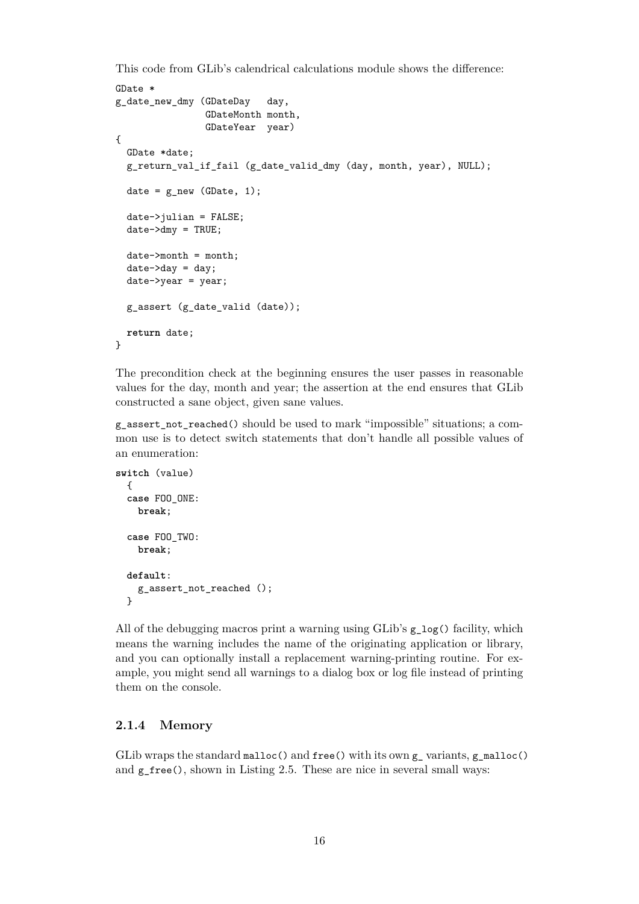This code from GLib's calendrical calculations module shows the difference:

```
GDate *
g_date_new_dmy (GDateDay   day,
                GDateMonth month,
                GDateYear  year)
{
  GDate *date;
  g_return_val_if_fail (g_date_valid_dmy (day, month, year), NULL);

  date = g_new (GDate, 1);

  date->julian = FALSE;
  date->dmy = TRUE;

  date->month = month;
  date->day = day;
  date->year = year;

  g_assert (g_date_valid (date));

  return date;
}
```

The precondition check at the beginning ensures the user passes in reasonable values for the day, month and year; the assertion at the end ensures that GLib constructed a sane object, given sane values.

`g_assert_not_reached()` should be used to mark "impossible" situations; a common use is to detect switch statements that don't handle all possible values of an enumeration:

```
switch (value)
  {
  case FOO_ONE:
    break;

  case FOO_TWO:
    break;

  default:
    g_assert_not_reached ();
  }
```

All of the debugging macros print a warning using GLib's `g_log()` facility, which means the warning includes the name of the originating application or library, and you can optionally install a replacement warning-printing routine. For example, you might send all warnings to a dialog box or log file instead of printing them on the console.

### 2.1.4 Memory

GLib wraps the standard `malloc()` and `free()` with its own `g_` variants, `g_malloc()` and `g_free()`, shown in Listing 2.5. These are nice in several small ways: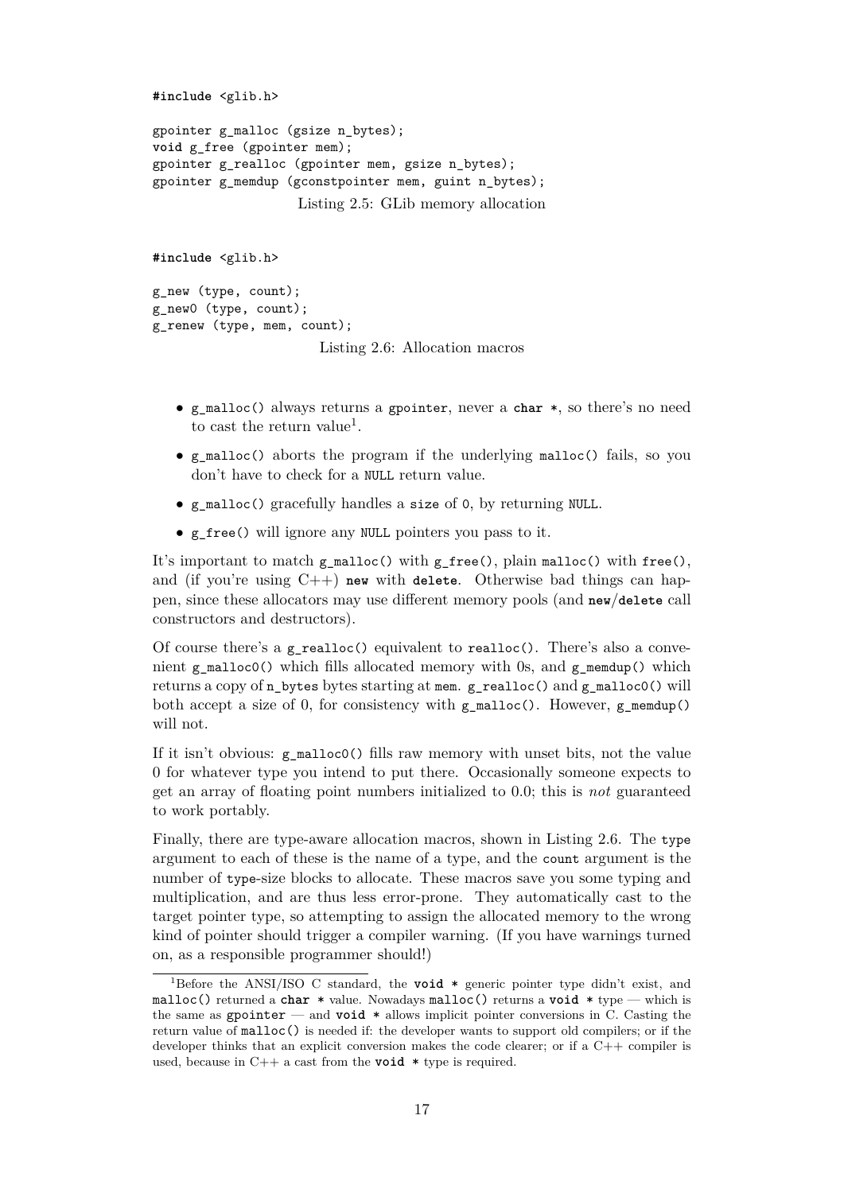```c
#include <glib.h>

gpointer g_malloc (gsize n_bytes);
void g_free (gpointer mem);
gpointer g_realloc (gpointer mem, gsize n_bytes);
gpointer g_memdup (gconstpointer mem, guint n_bytes);
```

Listing 2.5: GLib memory allocation

```c
#include <glib.h>

g_new (type, count);
g_new0 (type, count);
g_renew (type, mem, count);
```

Listing 2.6: Allocation macros

- `g_malloc()` always returns a `gpointer`, never a `char *`, so there's no need to cast the return value[1].
- `g_malloc()` aborts the program if the underlying `malloc()` fails, so you don't have to check for a `NULL` return value.
- `g_malloc()` gracefully handles a `size` of `0`, by returning `NULL`.
- `g_free()` will ignore any `NULL` pointers you pass to it.

It's important to match `g_malloc()` with `g_free()`, plain `malloc()` with `free()`, and (if you're using C++) **`new`** with **`delete`**. Otherwise bad things can happen, since these allocators may use different memory pools (and **`new`**/**`delete`** call constructors and destructors).

Of course there's a `g_realloc()` equivalent to `realloc()`. There's also a convenient `g_malloc0()` which fills allocated memory with 0s, and `g_memdup()` which returns a copy of `n_bytes` bytes starting at `mem`. `g_realloc()` and `g_malloc0()` will both accept a size of 0, for consistency with `g_malloc()`. However, `g_memdup()` will not.

If it isn't obvious: `g_malloc0()` fills raw memory with unset bits, not the value 0 for whatever type you intend to put there. Occasionally someone expects to get an array of floating point numbers initialized to 0.0; this is *not* guaranteed to work portably.

Finally, there are type-aware allocation macros, shown in Listing 2.6. The `type` argument to each of these is the name of a type, and the `count` argument is the number of `type`-size blocks to allocate. These macros save you some typing and multiplication, and are thus less error-prone. They automatically cast to the target pointer type, so attempting to assign the allocated memory to the wrong kind of pointer should trigger a compiler warning. (If you have warnings turned on, as a responsible programmer should!)

---

[1] Before the ANSI/ISO C standard, the **`void *`** generic pointer type didn't exist, and `malloc()` returned a **`char *`** value. Nowadays `malloc()` returns a **`void *`** type — which is the same as `gpointer` — and **`void *`** allows implicit pointer conversions in C. Casting the return value of `malloc()` is needed if: the developer wants to support old compilers; or if the developer thinks that an explicit conversion makes the code clearer; or if a C++ compiler is used, because in C++ a cast from the **`void *`** type is required.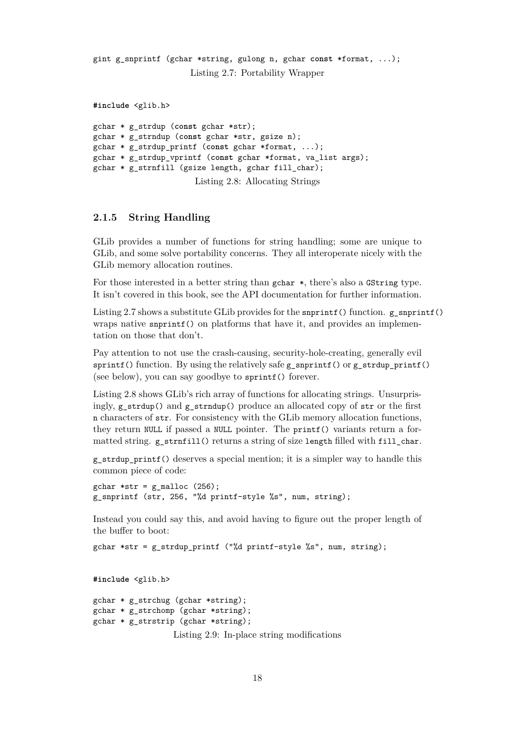```
gint g_snprintf (gchar *string, gulong n, gchar const *format, ...);
```

Listing 2.7: Portability Wrapper

```
#include <glib.h>

gchar * g_strdup (const gchar *str);
gchar * g_strndup (const gchar *str, gsize n);
gchar * g_strdup_printf (const gchar *format, ...);
gchar * g_strdup_vprintf (const gchar *format, va_list args);
gchar * g_strnfill (gsize length, gchar fill_char);
```

Listing 2.8: Allocating Strings

### 2.1.5 String Handling

GLib provides a number of functions for string handling; some are unique to GLib, and some solve portability concerns. They all interoperate nicely with the GLib memory allocation routines.

For those interested in a better string than `gchar *`, there's also a `GString` type. It isn't covered in this book, see the API documentation for further information.

Listing 2.7 shows a substitute GLib provides for the `snprintf()` function. `g_snprintf()` wraps native `snprintf()` on platforms that have it, and provides an implementation on those that don't.

Pay attention to not use the crash-causing, security-hole-creating, generally evil `sprintf()` function. By using the relatively safe `g_snprintf()` or `g_strdup_printf()` (see below), you can say goodbye to `sprintf()` forever.

Listing 2.8 shows GLib's rich array of functions for allocating strings. Unsurprisingly, `g_strdup()` and `g_strndup()` produce an allocated copy of `str` or the first `n` characters of `str`. For consistency with the GLib memory allocation functions, they return `NULL` if passed a `NULL` pointer. The `printf()` variants return a formatted string. `g_strnfill()` returns a string of size `length` filled with `fill_char`.

`g_strdup_printf()` deserves a special mention; it is a simpler way to handle this common piece of code:

```
gchar *str = g_malloc (256);
g_snprintf (str, 256, "%d printf-style %s", num, string);
```

Instead you could say this, and avoid having to figure out the proper length of the buffer to boot:

```
gchar *str = g_strdup_printf ("%d printf-style %s", num, string);
```

```
#include <glib.h>

gchar * g_strchug (gchar *string);
gchar * g_strchomp (gchar *string);
gchar * g_strstrip (gchar *string);
```

Listing 2.9: In-place string modifications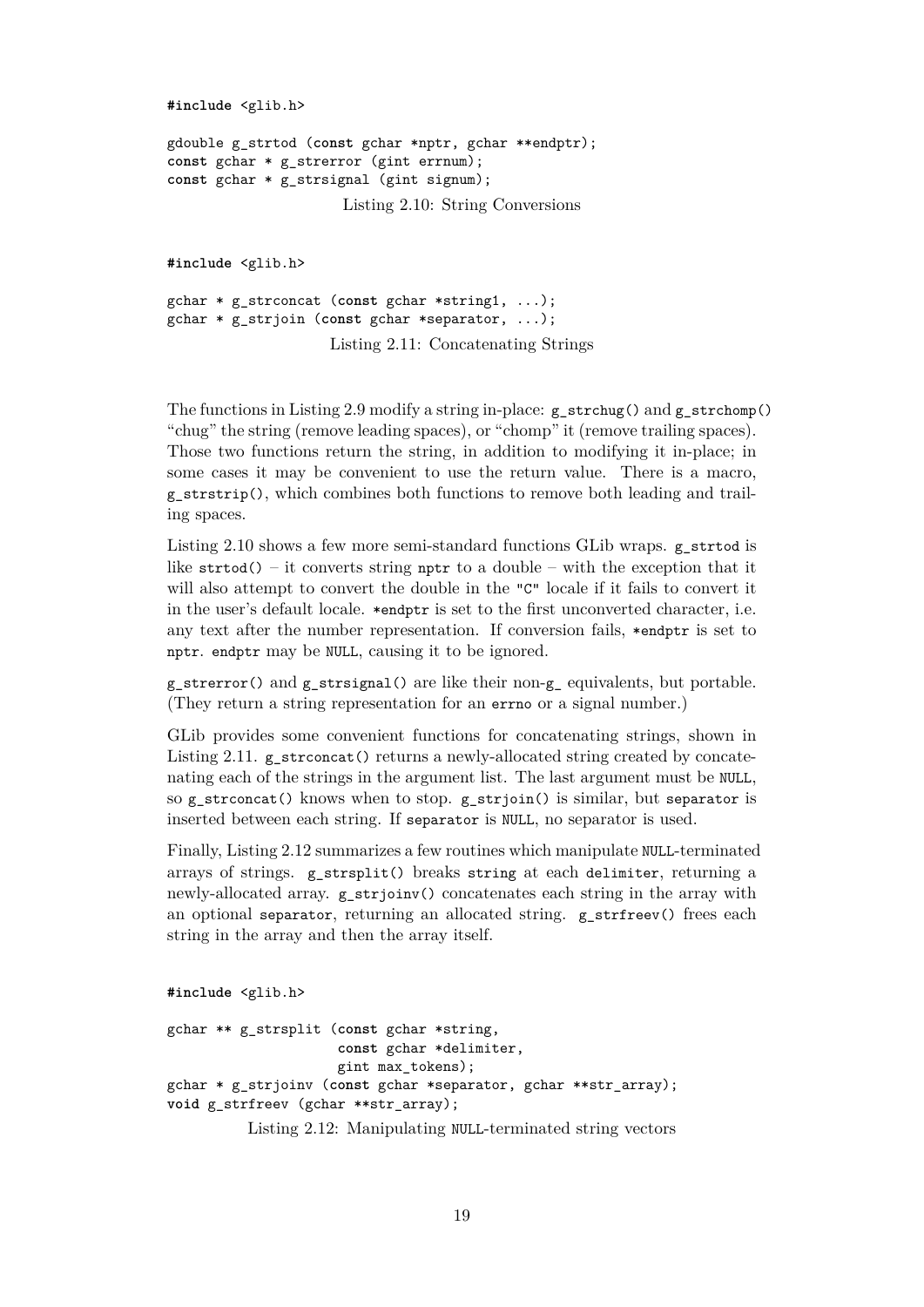```
#include <glib.h>

gdouble g_strtod (const gchar *nptr, gchar **endptr);
const gchar * g_strerror (gint errnum);
const gchar * g_strsignal (gint signum);
```

Listing 2.10: String Conversions

```
#include <glib.h>

gchar * g_strconcat (const gchar *string1, ...);
gchar * g_strjoin (const gchar *separator, ...);
```

Listing 2.11: Concatenating Strings

The functions in Listing 2.9 modify a string in-place: `g_strchug()` and `g_strchomp()` "chug" the string (remove leading spaces), or "chomp" it (remove trailing spaces). Those two functions return the string, in addition to modifying it in-place; in some cases it may be convenient to use the return value. There is a macro, `g_strstrip()`, which combines both functions to remove both leading and trailing spaces.

Listing 2.10 shows a few more semi-standard functions GLib wraps. `g_strtod` is like `strtod()` – it converts string `nptr` to a double – with the exception that it will also attempt to convert the double in the `"C"` locale if it fails to convert it in the user's default locale. `*endptr` is set to the first unconverted character, i.e. any text after the number representation. If conversion fails, `*endptr` is set to `nptr`. `endptr` may be `NULL`, causing it to be ignored.

`g_strerror()` and `g_strsignal()` are like their non-`g_` equivalents, but portable. (They return a string representation for an `errno` or a signal number.)

GLib provides some convenient functions for concatenating strings, shown in Listing 2.11. `g_strconcat()` returns a newly-allocated string created by concatenating each of the strings in the argument list. The last argument must be `NULL`, so `g_strconcat()` knows when to stop. `g_strjoin()` is similar, but `separator` is inserted between each string. If `separator` is `NULL`, no separator is used.

Finally, Listing 2.12 summarizes a few routines which manipulate `NULL`-terminated arrays of strings. `g_strsplit()` breaks `string` at each `delimiter`, returning a newly-allocated array. `g_strjoinv()` concatenates each string in the array with an optional `separator`, returning an allocated string. `g_strfreev()` frees each string in the array and then the array itself.

```
#include <glib.h>

gchar ** g_strsplit (const gchar *string,
                     const gchar *delimiter,
                     gint max_tokens);
gchar * g_strjoinv (const gchar *separator, gchar **str_array);
void g_strfreev (gchar **str_array);
```

Listing 2.12: Manipulating `NULL`-terminated string vectors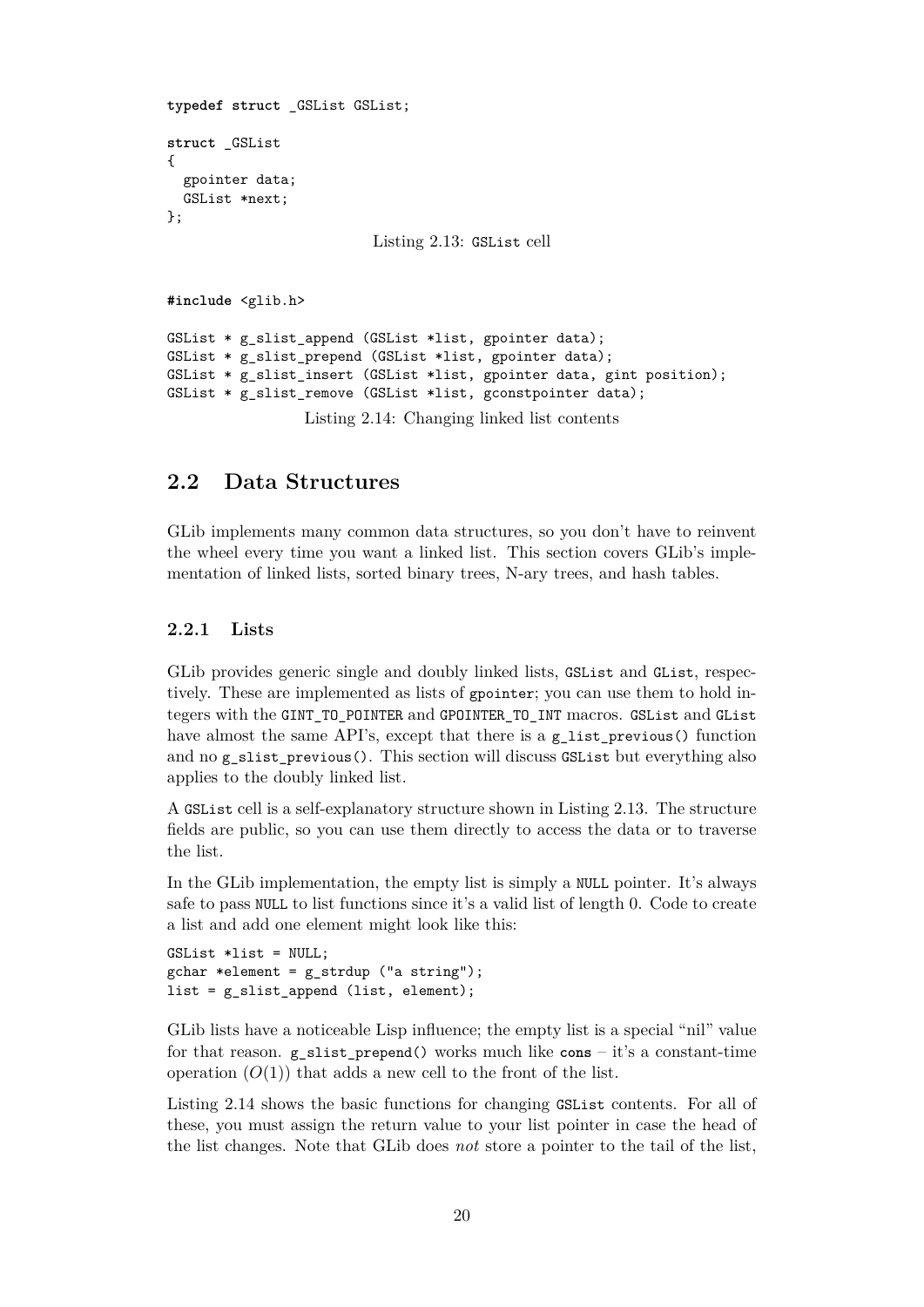```c
typedef struct _GSList GSList;

struct _GSList
{
  gpointer data;
  GSList *next;
};
```

Listing 2.13: `GSList` cell

```c
#include <glib.h>

GSList * g_slist_append (GSList *list, gpointer data);
GSList * g_slist_prepend (GSList *list, gpointer data);
GSList * g_slist_insert (GSList *list, gpointer data, gint position);
GSList * g_slist_remove (GSList *list, gconstpointer data);
```

Listing 2.14: Changing linked list contents

## 2.2 Data Structures

GLib implements many common data structures, so you don't have to reinvent the wheel every time you want a linked list. This section covers GLib's implementation of linked lists, sorted binary trees, N-ary trees, and hash tables.

### 2.2.1 Lists

GLib provides generic single and doubly linked lists, `GSList` and `GList`, respectively. These are implemented as lists of `gpointer`; you can use them to hold integers with the `GINT_TO_POINTER` and `GPOINTER_TO_INT` macros. `GSList` and `GList` have almost the same API's, except that there is a `g_list_previous()` function and no `g_slist_previous()`. This section will discuss `GSList` but everything also applies to the doubly linked list.

A `GSList` cell is a self-explanatory structure shown in Listing 2.13. The structure fields are public, so you can use them directly to access the data or to traverse the list.

In the GLib implementation, the empty list is simply a `NULL` pointer. It's always safe to pass `NULL` to list functions since it's a valid list of length 0. Code to create a list and add one element might look like this:

```c
GSList *list = NULL;
gchar *element = g_strdup ("a string");
list = g_slist_append (list, element);
```

GLib lists have a noticeable Lisp influence; the empty list is a special "nil" value for that reason. `g_slist_prepend()` works much like **cons** – it's a constant-time operation ($O(1)$) that adds a new cell to the front of the list.

Listing 2.14 shows the basic functions for changing `GSList` contents. For all of these, you must assign the return value to your list pointer in case the head of the list changes. Note that GLib does *not* store a pointer to the tail of the list,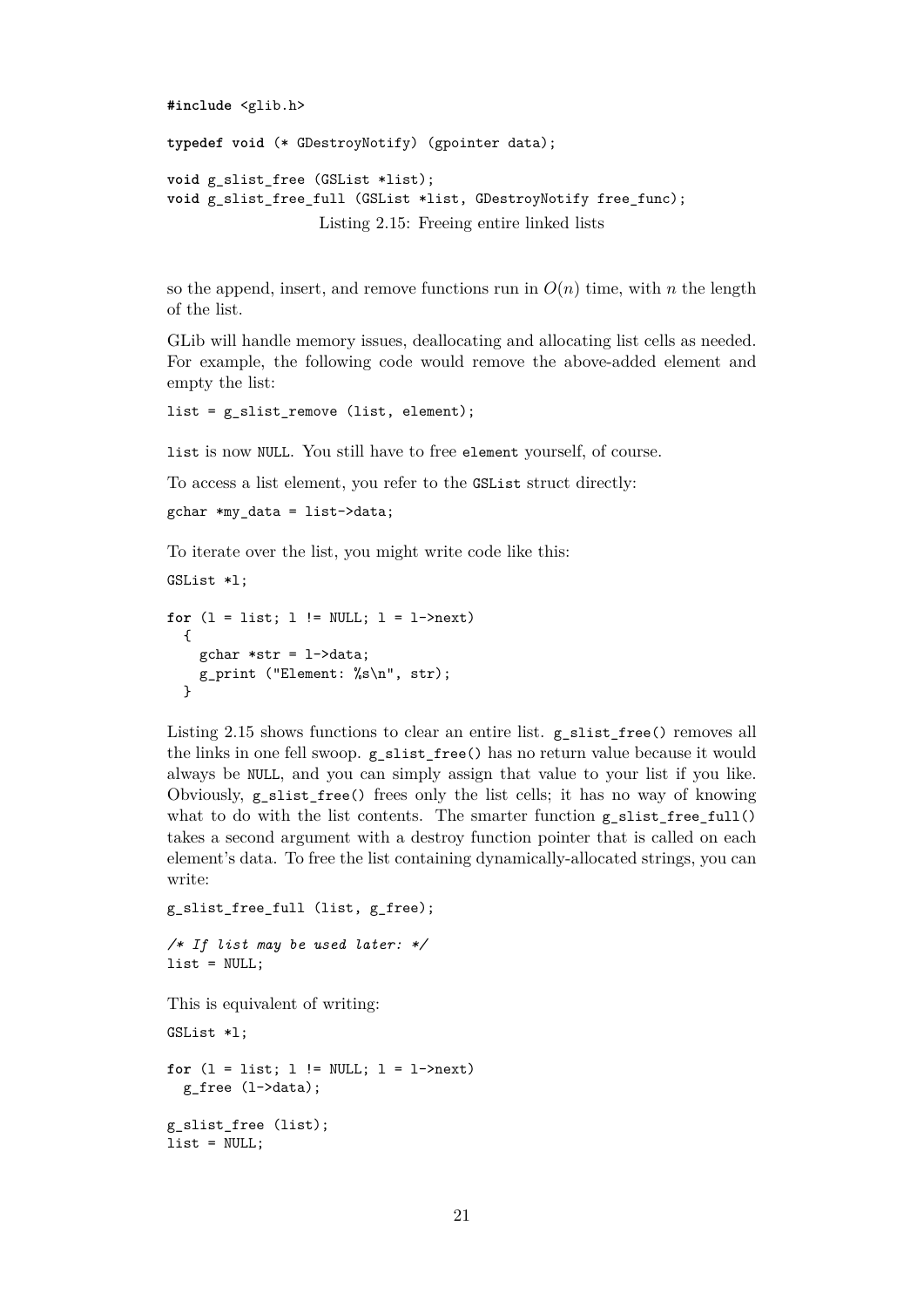```
#include <glib.h>

typedef void (* GDestroyNotify) (gpointer data);

void g_slist_free (GSList *list);
void g_slist_free_full (GSList *list, GDestroyNotify free_func);
```

Listing 2.15: Freeing entire linked lists

so the append, insert, and remove functions run in $O(n)$ time, with $n$ the length of the list.

GLib will handle memory issues, deallocating and allocating list cells as needed. For example, the following code would remove the above-added element and empty the list:

```
list = g_slist_remove (list, element);
```

`list` is now `NULL`. You still have to free `element` yourself, of course.

To access a list element, you refer to the `GSList` struct directly:

```
gchar *my_data = list->data;
```

To iterate over the list, you might write code like this:

```
GSList *l;

for (l = list; l != NULL; l = l->next)
  {
    gchar *str = l->data;
    g_print ("Element: %s\n", str);
  }
```

Listing 2.15 shows functions to clear an entire list. `g_slist_free()` removes all the links in one fell swoop. `g_slist_free()` has no return value because it would always be `NULL`, and you can simply assign that value to your list if you like. Obviously, `g_slist_free()` frees only the list cells; it has no way of knowing what to do with the list contents. The smarter function `g_slist_free_full()` takes a second argument with a destroy function pointer that is called on each element's data. To free the list containing dynamically-allocated strings, you can write:

```
g_slist_free_full (list, g_free);

/* If list may be used later: */
list = NULL;
```

This is equivalent of writing:

```
GSList *l;

for (l = list; l != NULL; l = l->next)
  g_free (l->data);

g_slist_free (list);
list = NULL;
```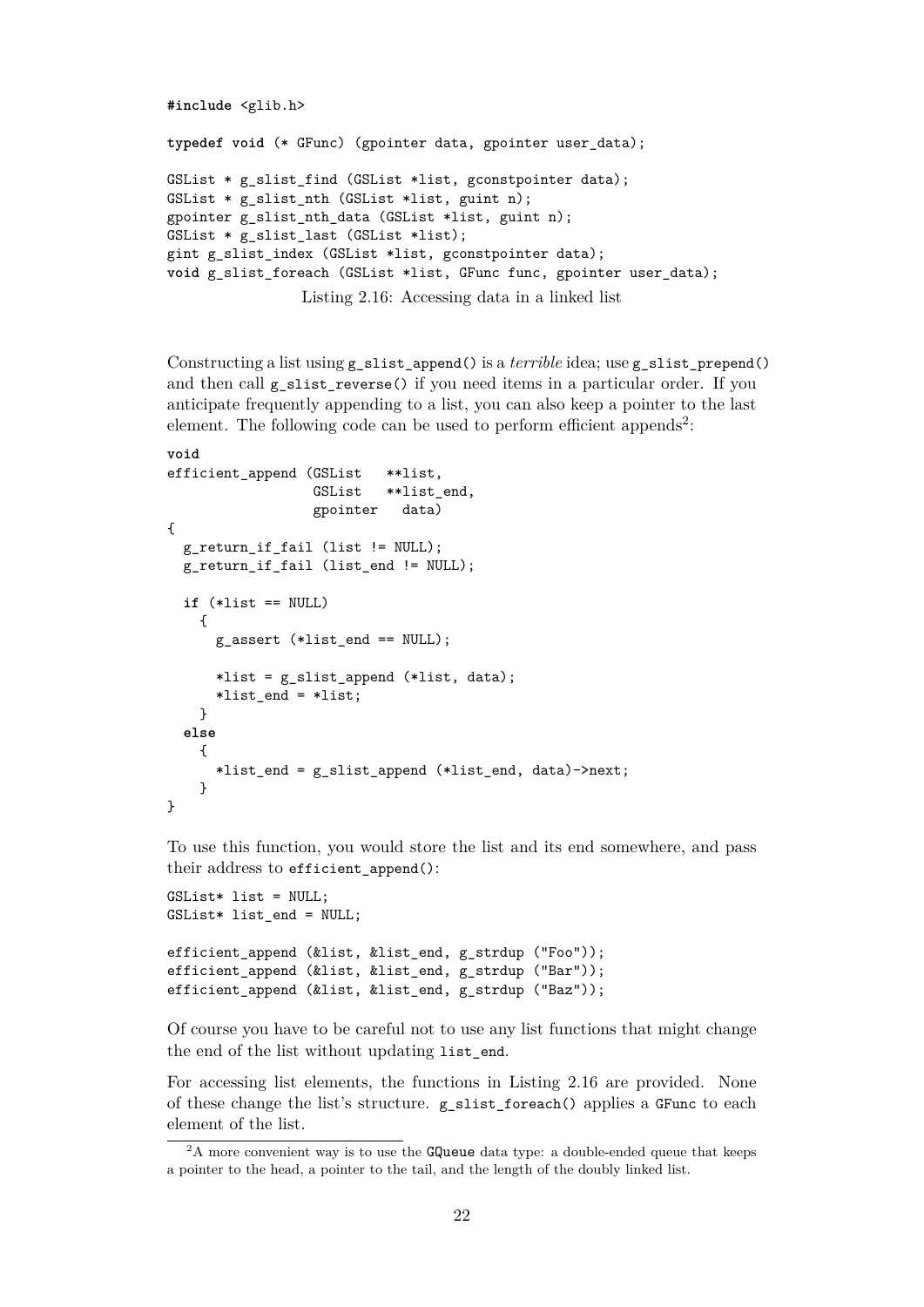```
#include <glib.h>

typedef void (* GFunc) (gpointer data, gpointer user_data);

GSList * g_slist_find (GSList *list, gconstpointer data);
GSList * g_slist_nth (GSList *list, guint n);
gpointer g_slist_nth_data (GSList *list, guint n);
GSList * g_slist_last (GSList *list);
gint g_slist_index (GSList *list, gconstpointer data);
void g_slist_foreach (GSList *list, GFunc func, gpointer user_data);
```

Listing 2.16: Accessing data in a linked list

Constructing a list using `g_slist_append()` is a *terrible* idea; use `g_slist_prepend()` and then call `g_slist_reverse()` if you need items in a particular order. If you anticipate frequently appending to a list, you can also keep a pointer to the last element. The following code can be used to perform efficient appends[2]:

```
void
efficient_append (GSList   **list,
                  GSList   **list_end,
                  gpointer   data)
{
  g_return_if_fail (list != NULL);
  g_return_if_fail (list_end != NULL);

  if (*list == NULL)
    {
      g_assert (*list_end == NULL);

      *list = g_slist_append (*list, data);
      *list_end = *list;
    }
  else
    {
      *list_end = g_slist_append (*list_end, data)->next;
    }
}
```

To use this function, you would store the list and its end somewhere, and pass their address to `efficient_append()`:

```
GSList* list = NULL;
GSList* list_end = NULL;

efficient_append (&list, &list_end, g_strdup ("Foo"));
efficient_append (&list, &list_end, g_strdup ("Bar"));
efficient_append (&list, &list_end, g_strdup ("Baz"));
```

Of course you have to be careful not to use any list functions that might change the end of the list without updating `list_end`.

For accessing list elements, the functions in Listing 2.16 are provided. None of these change the list's structure. `g_slist_foreach()` applies a `GFunc` to each element of the list.

[2]A more convenient way is to use the `GQueue` data type: a double-ended queue that keeps a pointer to the head, a pointer to the tail, and the length of the doubly linked list.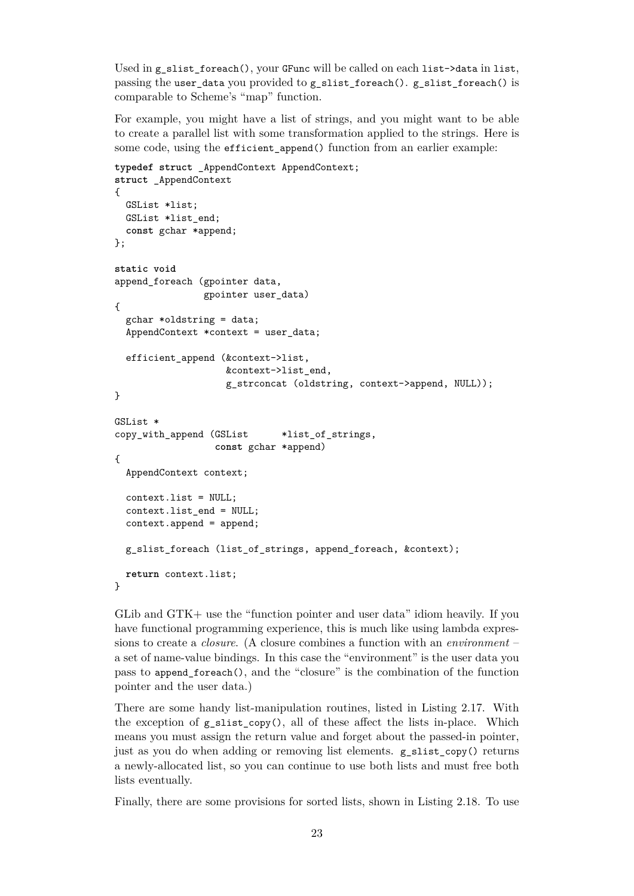Used in `g_slist_foreach()`, your `GFunc` will be called on each `list->data` in `list`, passing the `user_data` you provided to `g_slist_foreach()`. `g_slist_foreach()` is comparable to Scheme's "map" function.

For example, you might have a list of strings, and you might want to be able to create a parallel list with some transformation applied to the strings. Here is some code, using the `efficient_append()` function from an earlier example:

```
typedef struct _AppendContext AppendContext;
struct _AppendContext
{
  GSList *list;
  GSList *list_end;
  const gchar *append;
};

static void
append_foreach (gpointer data,
                gpointer user_data)
{
  gchar *oldstring = data;
  AppendContext *context = user_data;

  efficient_append (&context->list,
                    &context->list_end,
                    g_strconcat (oldstring, context->append, NULL));
}

GSList *
copy_with_append (GSList      *list_of_strings,
                  const gchar *append)
{
  AppendContext context;

  context.list = NULL;
  context.list_end = NULL;
  context.append = append;

  g_slist_foreach (list_of_strings, append_foreach, &context);

  return context.list;
}
```

GLib and GTK+ use the "function pointer and user data" idiom heavily. If you have functional programming experience, this is much like using lambda expressions to create a *closure*. (A closure combines a function with an *environment* – a set of name-value bindings. In this case the "environment" is the user data you pass to `append_foreach()`, and the "closure" is the combination of the function pointer and the user data.)

There are some handy list-manipulation routines, listed in Listing 2.17. With the exception of `g_slist_copy()`, all of these affect the lists in-place. Which means you must assign the return value and forget about the passed-in pointer, just as you do when adding or removing list elements. `g_slist_copy()` returns a newly-allocated list, so you can continue to use both lists and must free both lists eventually.

Finally, there are some provisions for sorted lists, shown in Listing 2.18. To use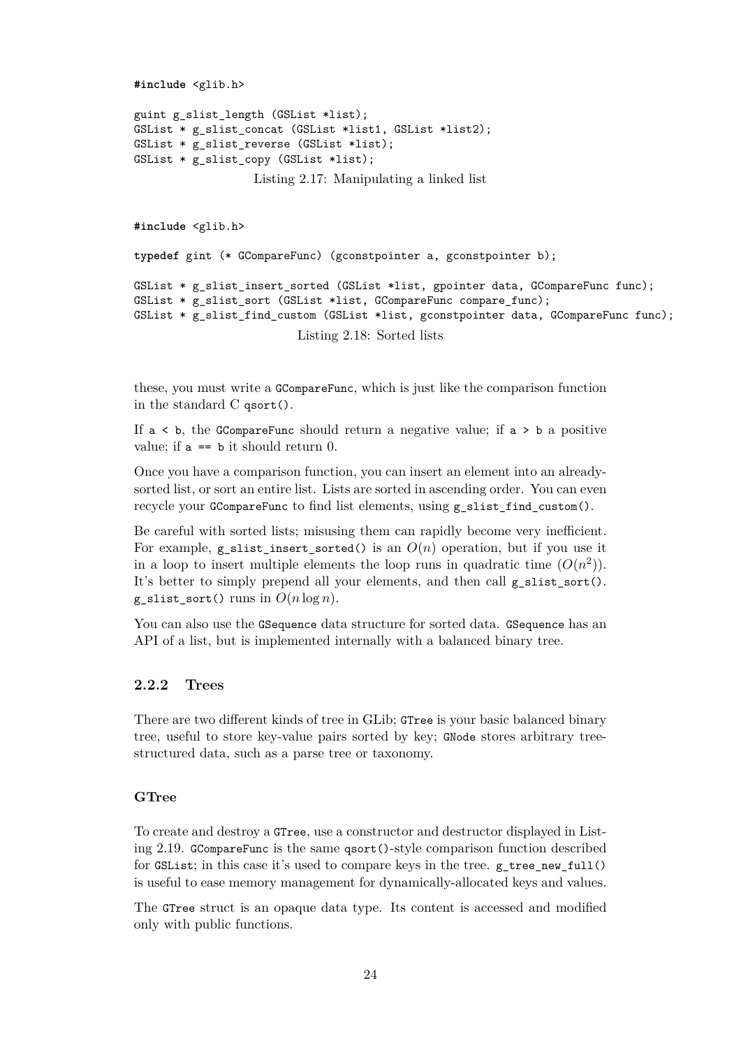```c
#include <glib.h>

guint g_slist_length (GSList *list);
GSList * g_slist_concat (GSList *list1, GSList *list2);
GSList * g_slist_reverse (GSList *list);
GSList * g_slist_copy (GSList *list);
```

Listing 2.17: Manipulating a linked list

```c
#include <glib.h>

typedef gint (* GCompareFunc) (gconstpointer a, gconstpointer b);

GSList * g_slist_insert_sorted (GSList *list, gpointer data, GCompareFunc func);
GSList * g_slist_sort (GSList *list, GCompareFunc compare_func);
GSList * g_slist_find_custom (GSList *list, gconstpointer data, GCompareFunc func);
```

Listing 2.18: Sorted lists

these, you must write a `GCompareFunc`, which is just like the comparison function in the standard C `qsort()`.

If `a < b`, the `GCompareFunc` should return a negative value; if `a > b` a positive value; if `a == b` it should return 0.

Once you have a comparison function, you can insert an element into an already-sorted list, or sort an entire list. Lists are sorted in ascending order. You can even recycle your `GCompareFunc` to find list elements, using `g_slist_find_custom()`.

Be careful with sorted lists; misusing them can rapidly become very inefficient. For example, `g_slist_insert_sorted()` is an $O(n)$ operation, but if you use it in a loop to insert multiple elements the loop runs in quadratic time ($O(n^2)$). It's better to simply prepend all your elements, and then call `g_slist_sort()`. `g_slist_sort()` runs in $O(n \log n)$.

You can also use the `GSequence` data structure for sorted data. `GSequence` has an API of a list, but is implemented internally with a balanced binary tree.

### 2.2.2 Trees

There are two different kinds of tree in GLib; `GTree` is your basic balanced binary tree, useful to store key-value pairs sorted by key; `GNode` stores arbitrary tree-structured data, such as a parse tree or taxonomy.

#### GTree

To create and destroy a `GTree`, use a constructor and destructor displayed in Listing 2.19. `GCompareFunc` is the same `qsort()`-style comparison function described for `GSList`; in this case it's used to compare keys in the tree. `g_tree_new_full()` is useful to ease memory management for dynamically-allocated keys and values.

The `GTree` struct is an opaque data type. Its content is accessed and modified only with public functions.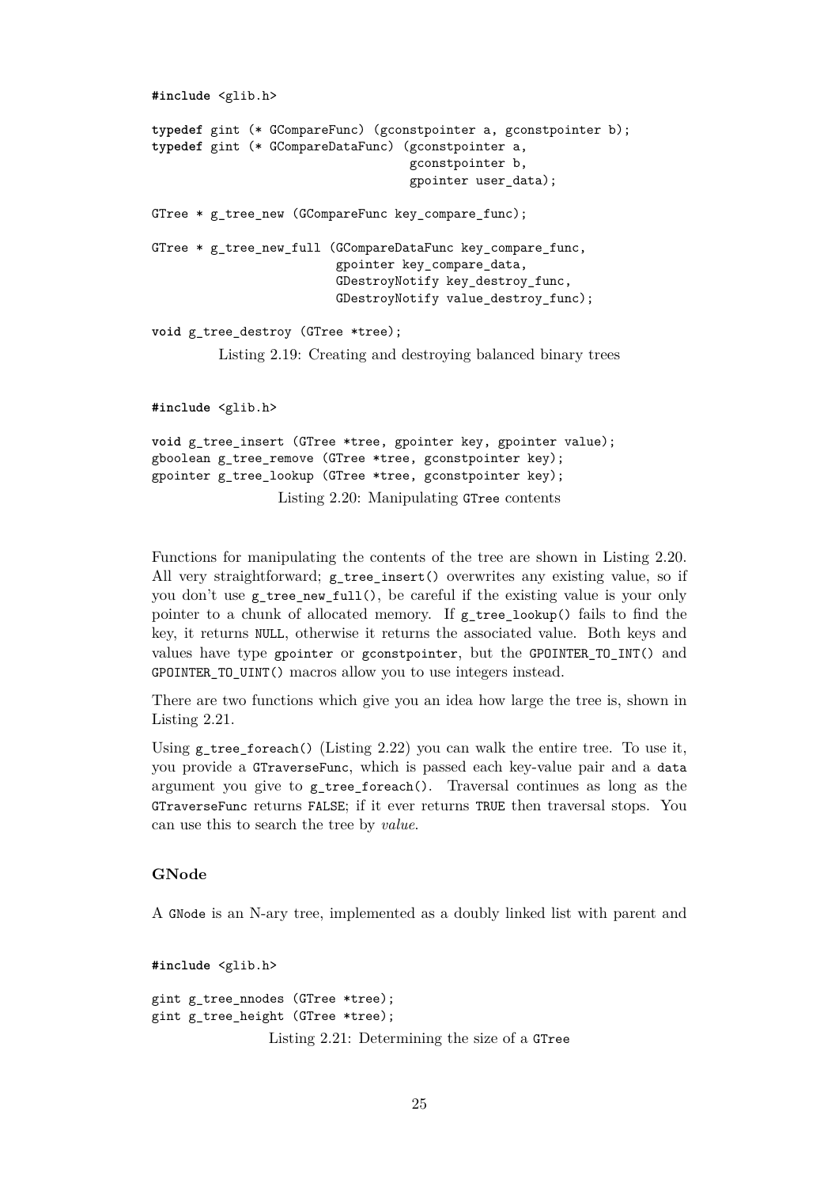```
#include <glib.h>

typedef gint (* GCompareFunc) (gconstpointer a, gconstpointer b);
typedef gint (* GCompareDataFunc) (gconstpointer a,
                                   gconstpointer b,
                                   gpointer user_data);

GTree * g_tree_new (GCompareFunc key_compare_func);

GTree * g_tree_new_full (GCompareDataFunc key_compare_func,
                         gpointer key_compare_data,
                         GDestroyNotify key_destroy_func,
                         GDestroyNotify value_destroy_func);

void g_tree_destroy (GTree *tree);
```

Listing 2.19: Creating and destroying balanced binary trees

```
#include <glib.h>

void g_tree_insert (GTree *tree, gpointer key, gpointer value);
gboolean g_tree_remove (GTree *tree, gconstpointer key);
gpointer g_tree_lookup (GTree *tree, gconstpointer key);
```

Listing 2.20: Manipulating `GTree` contents

Functions for manipulating the contents of the tree are shown in Listing 2.20. All very straightforward; `g_tree_insert()` overwrites any existing value, so if you don't use `g_tree_new_full()`, be careful if the existing value is your only pointer to a chunk of allocated memory. If `g_tree_lookup()` fails to find the key, it returns `NULL`, otherwise it returns the associated value. Both keys and values have type `gpointer` or `gconstpointer`, but the `GPOINTER_TO_INT()` and `GPOINTER_TO_UINT()` macros allow you to use integers instead.

There are two functions which give you an idea how large the tree is, shown in Listing 2.21.

Using `g_tree_foreach()` (Listing 2.22) you can walk the entire tree. To use it, you provide a `GTraverseFunc`, which is passed each key-value pair and a `data` argument you give to `g_tree_foreach()`. Traversal continues as long as the `GTraverseFunc` returns `FALSE`; if it ever returns `TRUE` then traversal stops. You can use this to search the tree by *value*.

### GNode

A `GNode` is an N-ary tree, implemented as a doubly linked list with parent and

```
#include <glib.h>

gint g_tree_nnodes (GTree *tree);
gint g_tree_height (GTree *tree);
```

Listing 2.21: Determining the size of a `GTree`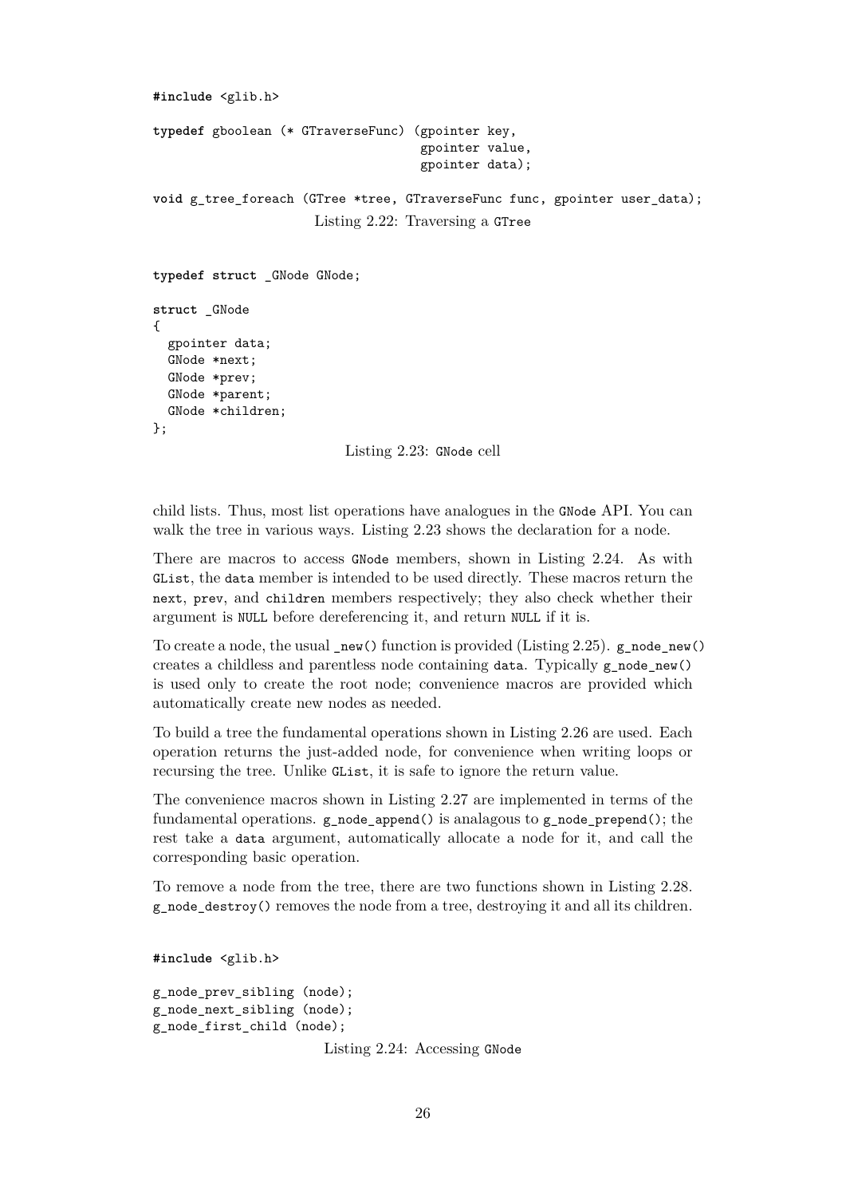```
#include <glib.h>

typedef gboolean (* GTraverseFunc) (gpointer key,
                                    gpointer value,
                                    gpointer data);

void g_tree_foreach (GTree *tree, GTraverseFunc func, gpointer user_data);
```

Listing 2.22: Traversing a GTree

```
typedef struct _GNode GNode;

struct _GNode
{
  gpointer data;
  GNode *next;
  GNode *prev;
  GNode *parent;
  GNode *children;
};
```

Listing 2.23: GNode cell

child lists. Thus, most list operations have analogues in the `GNode` API. You can walk the tree in various ways. Listing 2.23 shows the declaration for a node.

There are macros to access `GNode` members, shown in Listing 2.24. As with `GList`, the `data` member is intended to be used directly. These macros return the `next`, `prev`, and `children` members respectively; they also check whether their argument is `NULL` before dereferencing it, and return `NULL` if it is.

To create a node, the usual `_new()` function is provided (Listing 2.25). `g_node_new()` creates a childless and parentless node containing `data`. Typically `g_node_new()` is used only to create the root node; convenience macros are provided which automatically create new nodes as needed.

To build a tree the fundamental operations shown in Listing 2.26 are used. Each operation returns the just-added node, for convenience when writing loops or recursing the tree. Unlike `GList`, it is safe to ignore the return value.

The convenience macros shown in Listing 2.27 are implemented in terms of the fundamental operations. `g_node_append()` is analagous to `g_node_prepend()`; the rest take a `data` argument, automatically allocate a node for it, and call the corresponding basic operation.

To remove a node from the tree, there are two functions shown in Listing 2.28. `g_node_destroy()` removes the node from a tree, destroying it and all its children.

```
#include <glib.h>

g_node_prev_sibling (node);
g_node_next_sibling (node);
g_node_first_child (node);
```

Listing 2.24: Accessing GNode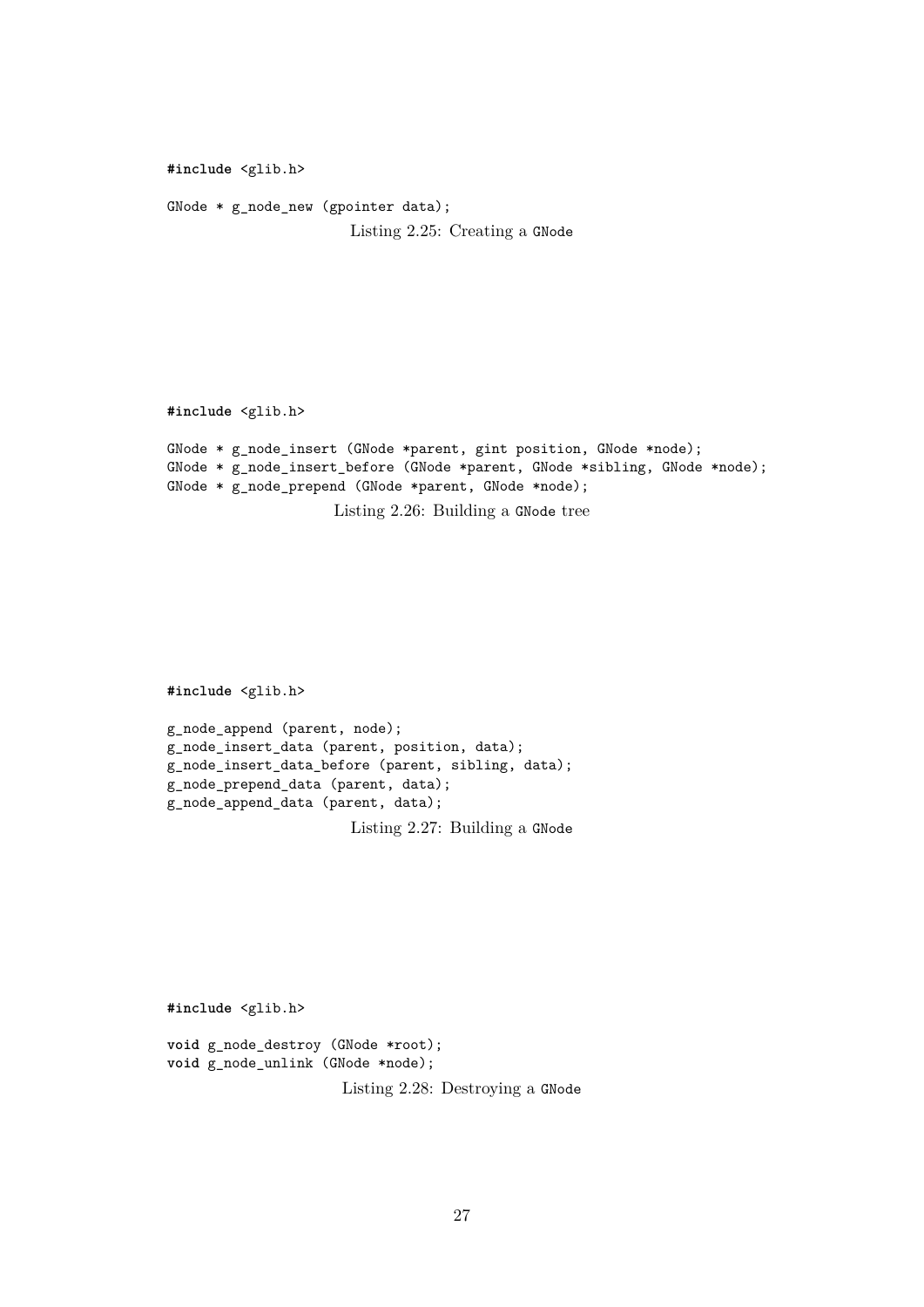```c
#include <glib.h>

GNode * g_node_new (gpointer data);
```

Listing 2.25: Creating a GNode

```c
#include <glib.h>

GNode * g_node_insert (GNode *parent, gint position, GNode *node);
GNode * g_node_insert_before (GNode *parent, GNode *sibling, GNode *node);
GNode * g_node_prepend (GNode *parent, GNode *node);
```

Listing 2.26: Building a GNode tree

```c
#include <glib.h>

g_node_append (parent, node);
g_node_insert_data (parent, position, data);
g_node_insert_data_before (parent, sibling, data);
g_node_prepend_data (parent, data);
g_node_append_data (parent, data);
```

Listing 2.27: Building a GNode

```c
#include <glib.h>

void g_node_destroy (GNode *root);
void g_node_unlink (GNode *node);
```

Listing 2.28: Destroying a GNode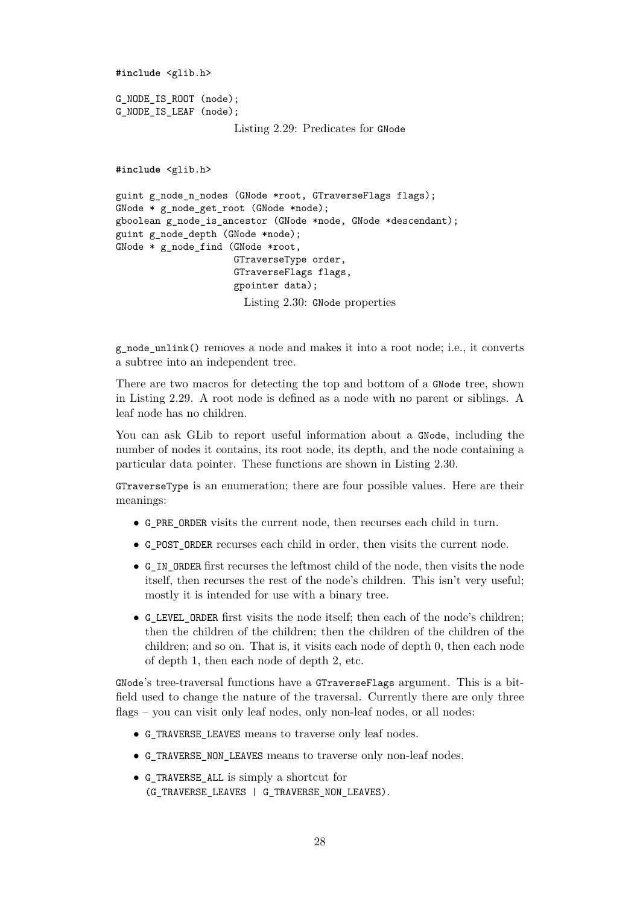```c
#include <glib.h>

G_NODE_IS_ROOT (node);
G_NODE_IS_LEAF (node);
```

Listing 2.29: Predicates for GNode

```c
#include <glib.h>

guint g_node_n_nodes (GNode *root, GTraverseFlags flags);
GNode * g_node_get_root (GNode *node);
gboolean g_node_is_ancestor (GNode *node, GNode *descendant);
guint g_node_depth (GNode *node);
GNode * g_node_find (GNode *root,
                     GTraverseType order,
                     GTraverseFlags flags,
                     gpointer data);
```

Listing 2.30: GNode properties

`g_node_unlink()` removes a node and makes it into a root node; i.e., it converts a subtree into an independent tree.

There are two macros for detecting the top and bottom of a `GNode` tree, shown in Listing 2.29. A root node is defined as a node with no parent or siblings. A leaf node has no children.

You can ask GLib to report useful information about a `GNode`, including the number of nodes it contains, its root node, its depth, and the node containing a particular data pointer. These functions are shown in Listing 2.30.

`GTraverseType` is an enumeration; there are four possible values. Here are their meanings:

- `G_PRE_ORDER` visits the current node, then recurses each child in turn.
- `G_POST_ORDER` recurses each child in order, then visits the current node.
- `G_IN_ORDER` first recurses the leftmost child of the node, then visits the node itself, then recurses the rest of the node's children. This isn't very useful; mostly it is intended for use with a binary tree.
- `G_LEVEL_ORDER` first visits the node itself; then each of the node's children; then the children of the children; then the children of the children of the children; and so on. That is, it visits each node of depth 0, then each node of depth 1, then each node of depth 2, etc.

`GNode`'s tree-traversal functions have a `GTraverseFlags` argument. This is a bitfield used to change the nature of the traversal. Currently there are only three flags – you can visit only leaf nodes, only non-leaf nodes, or all nodes:

- `G_TRAVERSE_LEAVES` means to traverse only leaf nodes.
- `G_TRAVERSE_NON_LEAVES` means to traverse only non-leaf nodes.
- `G_TRAVERSE_ALL` is simply a shortcut for `(G_TRAVERSE_LEAVES | G_TRAVERSE_NON_LEAVES)`.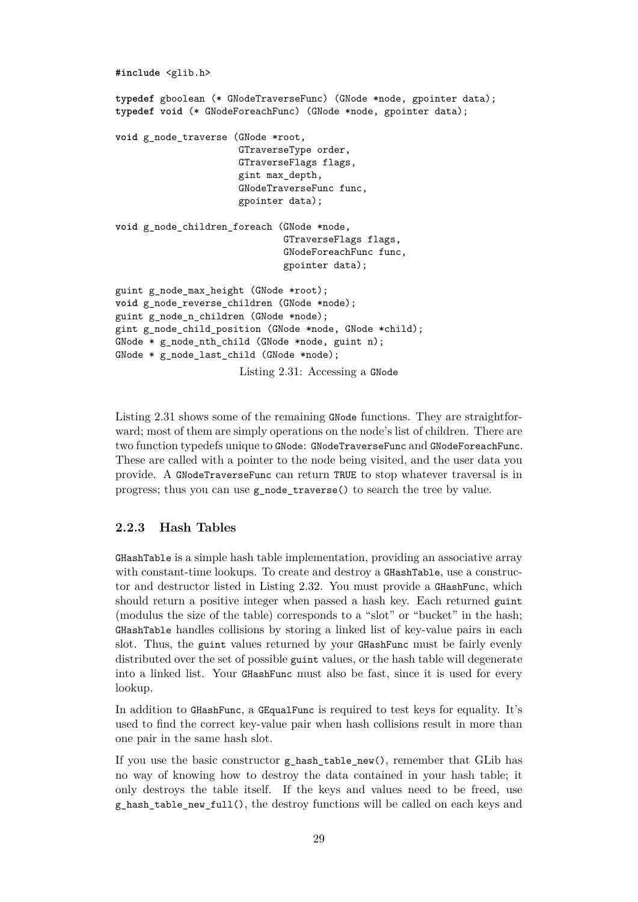```c
#include <glib.h>

typedef gboolean (* GNodeTraverseFunc) (GNode *node, gpointer data);
typedef void (* GNodeForeachFunc) (GNode *node, gpointer data);

void g_node_traverse (GNode *root,
                      GTraverseType order,
                      GTraverseFlags flags,
                      gint max_depth,
                      GNodeTraverseFunc func,
                      gpointer data);

void g_node_children_foreach (GNode *node,
                              GTraverseFlags flags,
                              GNodeForeachFunc func,
                              gpointer data);

guint g_node_max_height (GNode *root);
void g_node_reverse_children (GNode *node);
guint g_node_n_children (GNode *node);
gint g_node_child_position (GNode *node, GNode *child);
GNode * g_node_nth_child (GNode *node, guint n);
GNode * g_node_last_child (GNode *node);
```

Listing 2.31: Accessing a `GNode`

Listing 2.31 shows some of the remaining `GNode` functions. They are straightforward; most of them are simply operations on the node's list of children. There are two function typedefs unique to `GNode`: `GNodeTraverseFunc` and `GNodeForeachFunc`. These are called with a pointer to the node being visited, and the user data you provide. A `GNodeTraverseFunc` can return `TRUE` to stop whatever traversal is in progress; thus you can use `g_node_traverse()` to search the tree by value.

### 2.2.3 Hash Tables

`GHashTable` is a simple hash table implementation, providing an associative array with constant-time lookups. To create and destroy a `GHashTable`, use a constructor and destructor listed in Listing 2.32. You must provide a `GHashFunc`, which should return a positive integer when passed a hash key. Each returned `guint` (modulus the size of the table) corresponds to a "slot" or "bucket" in the hash; `GHashTable` handles collisions by storing a linked list of key-value pairs in each slot. Thus, the `guint` values returned by your `GHashFunc` must be fairly evenly distributed over the set of possible `guint` values, or the hash table will degenerate into a linked list. Your `GHashFunc` must also be fast, since it is used for every lookup.

In addition to `GHashFunc`, a `GEqualFunc` is required to test keys for equality. It's used to find the correct key-value pair when hash collisions result in more than one pair in the same hash slot.

If you use the basic constructor `g_hash_table_new()`, remember that GLib has no way of knowing how to destroy the data contained in your hash table; it only destroys the table itself. If the keys and values need to be freed, use `g_hash_table_new_full()`, the destroy functions will be called on each keys and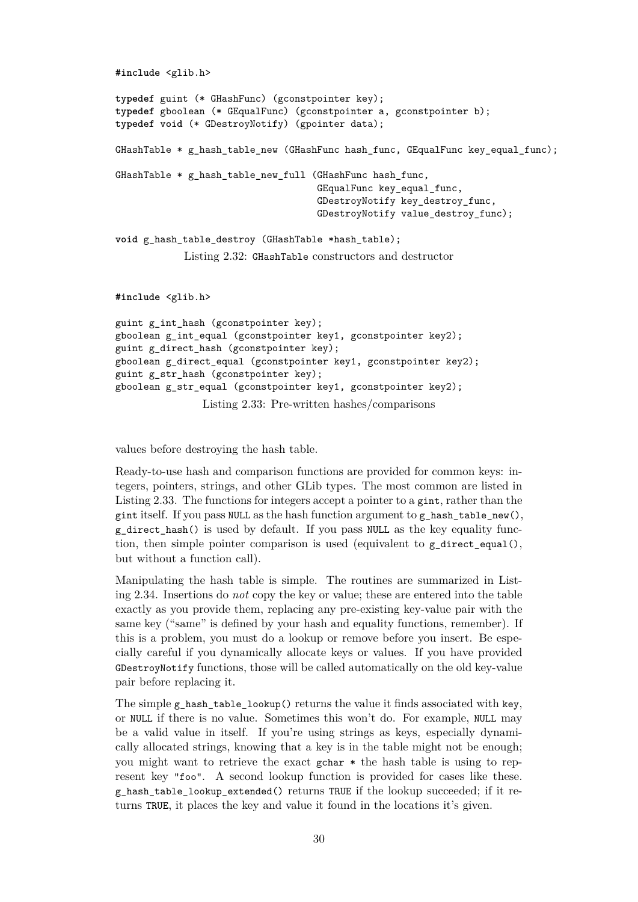```c
#include <glib.h>

typedef guint (* GHashFunc) (gconstpointer key);
typedef gboolean (* GEqualFunc) (gconstpointer a, gconstpointer b);
typedef void (* GDestroyNotify) (gpointer data);

GHashTable * g_hash_table_new (GHashFunc hash_func, GEqualFunc key_equal_func);

GHashTable * g_hash_table_new_full (GHashFunc hash_func,
                                    GEqualFunc key_equal_func,
                                    GDestroyNotify key_destroy_func,
                                    GDestroyNotify value_destroy_func);

void g_hash_table_destroy (GHashTable *hash_table);
```

Listing 2.32: `GHashTable` constructors and destructor

```c
#include <glib.h>

guint g_int_hash (gconstpointer key);
gboolean g_int_equal (gconstpointer key1, gconstpointer key2);
guint g_direct_hash (gconstpointer key);
gboolean g_direct_equal (gconstpointer key1, gconstpointer key2);
guint g_str_hash (gconstpointer key);
gboolean g_str_equal (gconstpointer key1, gconstpointer key2);
```

Listing 2.33: Pre-written hashes/comparisons

values before destroying the hash table.

Ready-to-use hash and comparison functions are provided for common keys: integers, pointers, strings, and other GLib types. The most common are listed in Listing 2.33. The functions for integers accept a pointer to a `gint`, rather than the `gint` itself. If you pass `NULL` as the hash function argument to `g_hash_table_new()`, `g_direct_hash()` is used by default. If you pass `NULL` as the key equality function, then simple pointer comparison is used (equivalent to `g_direct_equal()`, but without a function call).

Manipulating the hash table is simple. The routines are summarized in Listing 2.34. Insertions do *not* copy the key or value; these are entered into the table exactly as you provide them, replacing any pre-existing key-value pair with the same key ("same" is defined by your hash and equality functions, remember). If this is a problem, you must do a lookup or remove before you insert. Be especially careful if you dynamically allocate keys or values. If you have provided `GDestroyNotify` functions, those will be called automatically on the old key-value pair before replacing it.

The simple `g_hash_table_lookup()` returns the value it finds associated with `key`, or `NULL` if there is no value. Sometimes this won't do. For example, `NULL` may be a valid value in itself. If you're using strings as keys, especially dynamically allocated strings, knowing that a key is in the table might not be enough; you might want to retrieve the exact `gchar *` the hash table is using to represent key `"foo"`. A second lookup function is provided for cases like these. `g_hash_table_lookup_extended()` returns `TRUE` if the lookup succeeded; if it returns `TRUE`, it places the key and value it found in the locations it's given.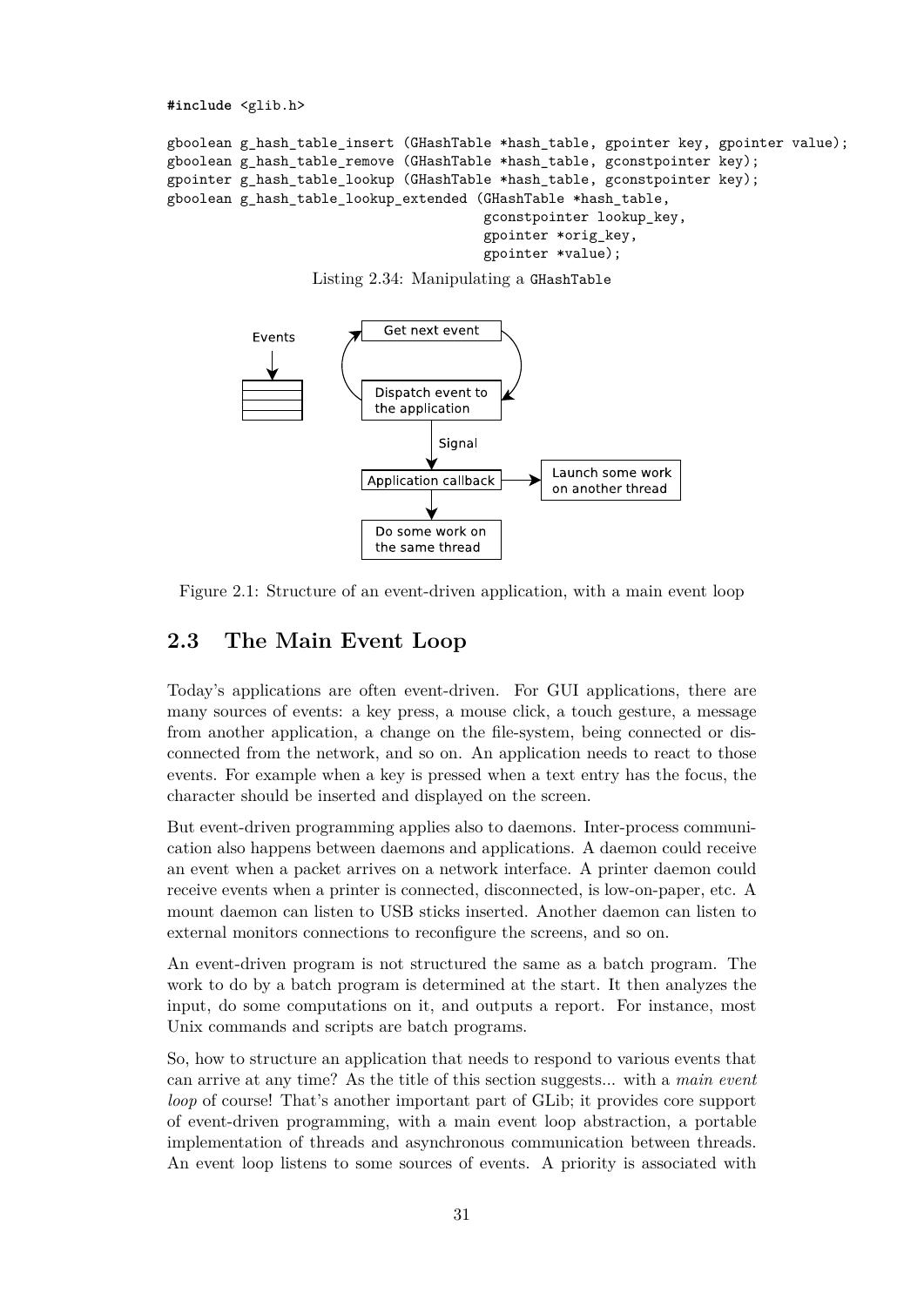```c
#include <glib.h>

gboolean g_hash_table_insert (GHashTable *hash_table, gpointer key, gpointer value);
gboolean g_hash_table_remove (GHashTable *hash_table, gconstpointer key);
gpointer g_hash_table_lookup (GHashTable *hash_table, gconstpointer key);
gboolean g_hash_table_lookup_extended (GHashTable *hash_table,
                                       gconstpointer lookup_key,
                                       gpointer *orig_key,
                                       gpointer *value);
```

Listing 2.34: Manipulating a `GHashTable`

Figure 2.1: Structure of an event-driven application, with a main event loop

## 2.3 The Main Event Loop

Today's applications are often event-driven. For GUI applications, there are many sources of events: a key press, a mouse click, a touch gesture, a message from another application, a change on the file-system, being connected or disconnected from the network, and so on. An application needs to react to those events. For example when a key is pressed when a text entry has the focus, the character should be inserted and displayed on the screen.

But event-driven programming applies also to daemons. Inter-process communication also happens between daemons and applications. A daemon could receive an event when a packet arrives on a network interface. A printer daemon could receive events when a printer is connected, disconnected, is low-on-paper, etc. A mount daemon can listen to USB sticks inserted. Another daemon can listen to external monitors connections to reconfigure the screens, and so on.

An event-driven program is not structured the same as a batch program. The work to do by a batch program is determined at the start. It then analyzes the input, do some computations on it, and outputs a report. For instance, most Unix commands and scripts are batch programs.

So, how to structure an application that needs to respond to various events that can arrive at any time? As the title of this section suggests... with a *main event loop* of course! That's another important part of GLib; it provides core support of event-driven programming, with a main event loop abstraction, a portable implementation of threads and asynchronous communication between threads. An event loop listens to some sources of events. A priority is associated with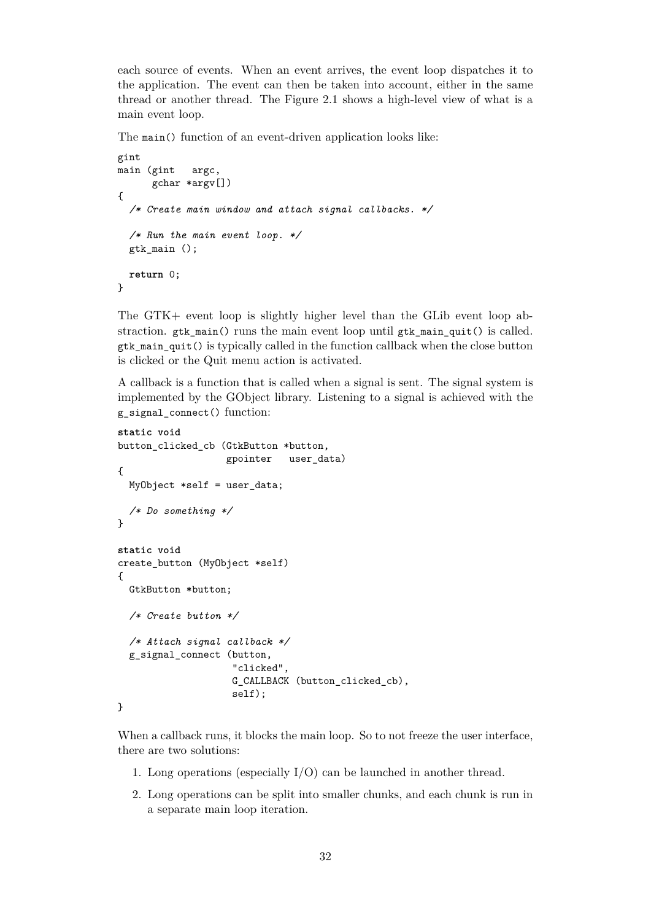each source of events. When an event arrives, the event loop dispatches it to the application. The event can then be taken into account, either in the same thread or another thread. The Figure 2.1 shows a high-level view of what is a main event loop.

The `main()` function of an event-driven application looks like:

```
gint
main (gint   argc,
      gchar *argv[])
{
  /* Create main window and attach signal callbacks. */

  /* Run the main event loop. */
  gtk_main ();

  return 0;
}
```

The GTK+ event loop is slightly higher level than the GLib event loop abstraction. `gtk_main()` runs the main event loop until `gtk_main_quit()` is called. `gtk_main_quit()` is typically called in the function callback when the close button is clicked or the Quit menu action is activated.

A callback is a function that is called when a signal is sent. The signal system is implemented by the GObject library. Listening to a signal is achieved with the `g_signal_connect()` function:

```
static void
button_clicked_cb (GtkButton *button,
                   gpointer   user_data)
{
  MyObject *self = user_data;

  /* Do something */
}

static void
create_button (MyObject *self)
{
  GtkButton *button;

  /* Create button */

  /* Attach signal callback */
  g_signal_connect (button,
                    "clicked",
                    G_CALLBACK (button_clicked_cb),
                    self);
}
```

When a callback runs, it blocks the main loop. So to not freeze the user interface, there are two solutions:

1. Long operations (especially I/O) can be launched in another thread.
2. Long operations can be split into smaller chunks, and each chunk is run in a separate main loop iteration.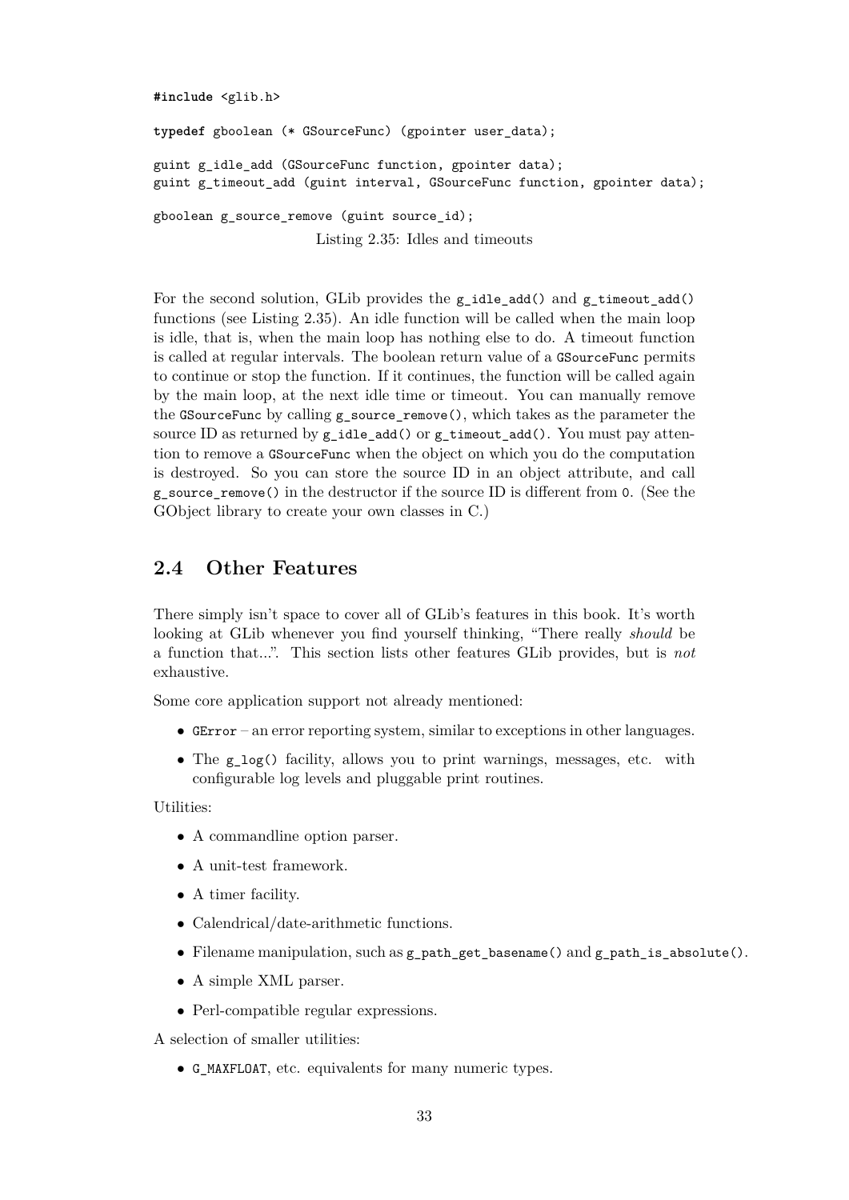```c
#include <glib.h>

typedef gboolean (* GSourceFunc) (gpointer user_data);

guint g_idle_add (GSourceFunc function, gpointer data);
guint g_timeout_add (guint interval, GSourceFunc function, gpointer data);

gboolean g_source_remove (guint source_id);
```

Listing 2.35: Idles and timeouts

For the second solution, GLib provides the `g_idle_add()` and `g_timeout_add()` functions (see Listing 2.35). An idle function will be called when the main loop is idle, that is, when the main loop has nothing else to do. A timeout function is called at regular intervals. The boolean return value of a `GSourceFunc` permits to continue or stop the function. If it continues, the function will be called again by the main loop, at the next idle time or timeout. You can manually remove the `GSourceFunc` by calling `g_source_remove()`, which takes as the parameter the source ID as returned by `g_idle_add()` or `g_timeout_add()`. You must pay attention to remove a `GSourceFunc` when the object on which you do the computation is destroyed. So you can store the source ID in an object attribute, and call `g_source_remove()` in the destructor if the source ID is different from `0`. (See the GObject library to create your own classes in C.)

## 2.4 Other Features

There simply isn't space to cover all of GLib's features in this book. It's worth looking at GLib whenever you find yourself thinking, "There really *should* be a function that...". This section lists other features GLib provides, but is *not* exhaustive.

Some core application support not already mentioned:

- `GError` – an error reporting system, similar to exceptions in other languages.
- The `g_log()` facility, allows you to print warnings, messages, etc. with configurable log levels and pluggable print routines.

Utilities:

- A commandline option parser.
- A unit-test framework.
- A timer facility.
- Calendrical/date-arithmetic functions.
- Filename manipulation, such as `g_path_get_basename()` and `g_path_is_absolute()`.
- A simple XML parser.
- Perl-compatible regular expressions.

A selection of smaller utilities:

- `G_MAXFLOAT`, etc. equivalents for many numeric types.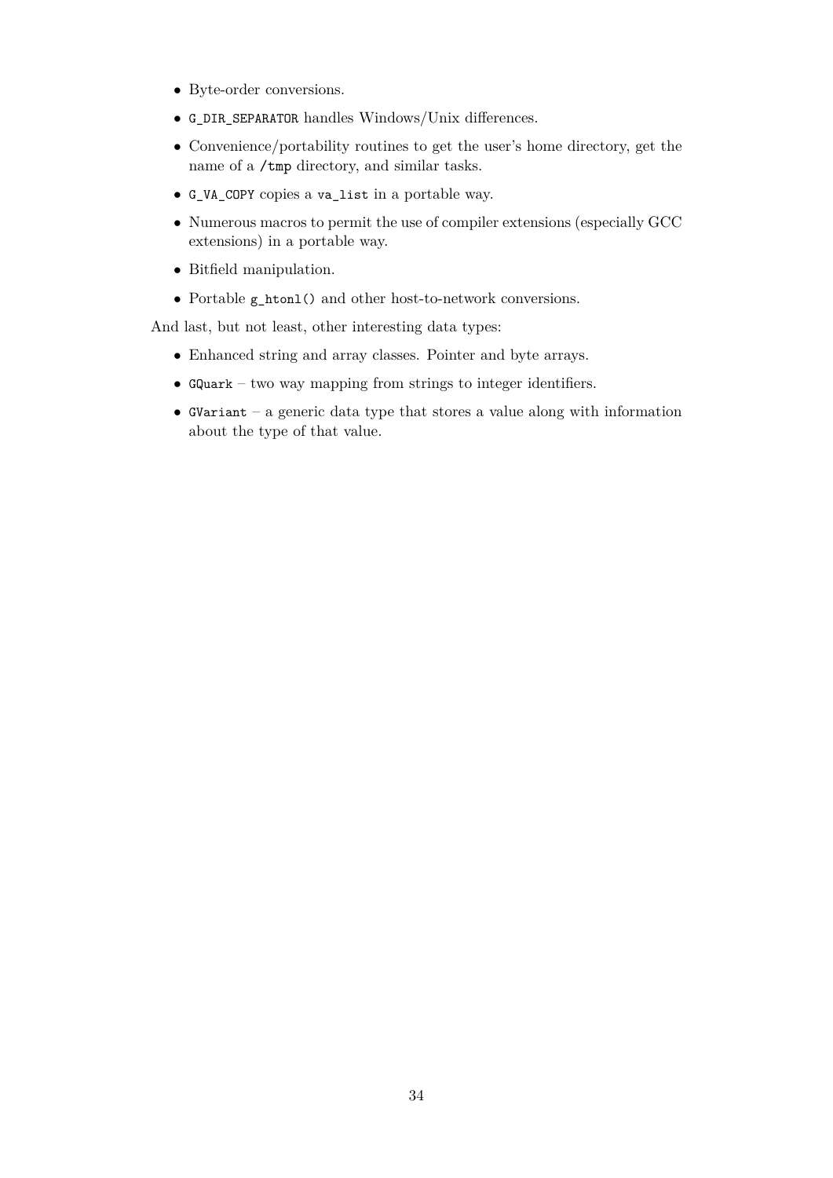- Byte-order conversions.
- `G_DIR_SEPARATOR` handles Windows/Unix differences.
- Convenience/portability routines to get the user's home directory, get the name of a `/tmp` directory, and similar tasks.
- `G_VA_COPY` copies a `va_list` in a portable way.
- Numerous macros to permit the use of compiler extensions (especially GCC extensions) in a portable way.
- Bitfield manipulation.
- Portable `g_htonl()` and other host-to-network conversions.

And last, but not least, other interesting data types:

- Enhanced string and array classes. Pointer and byte arrays.
- `GQuark` – two way mapping from strings to integer identifiers.
- `GVariant` – a generic data type that stores a value along with information about the type of that value.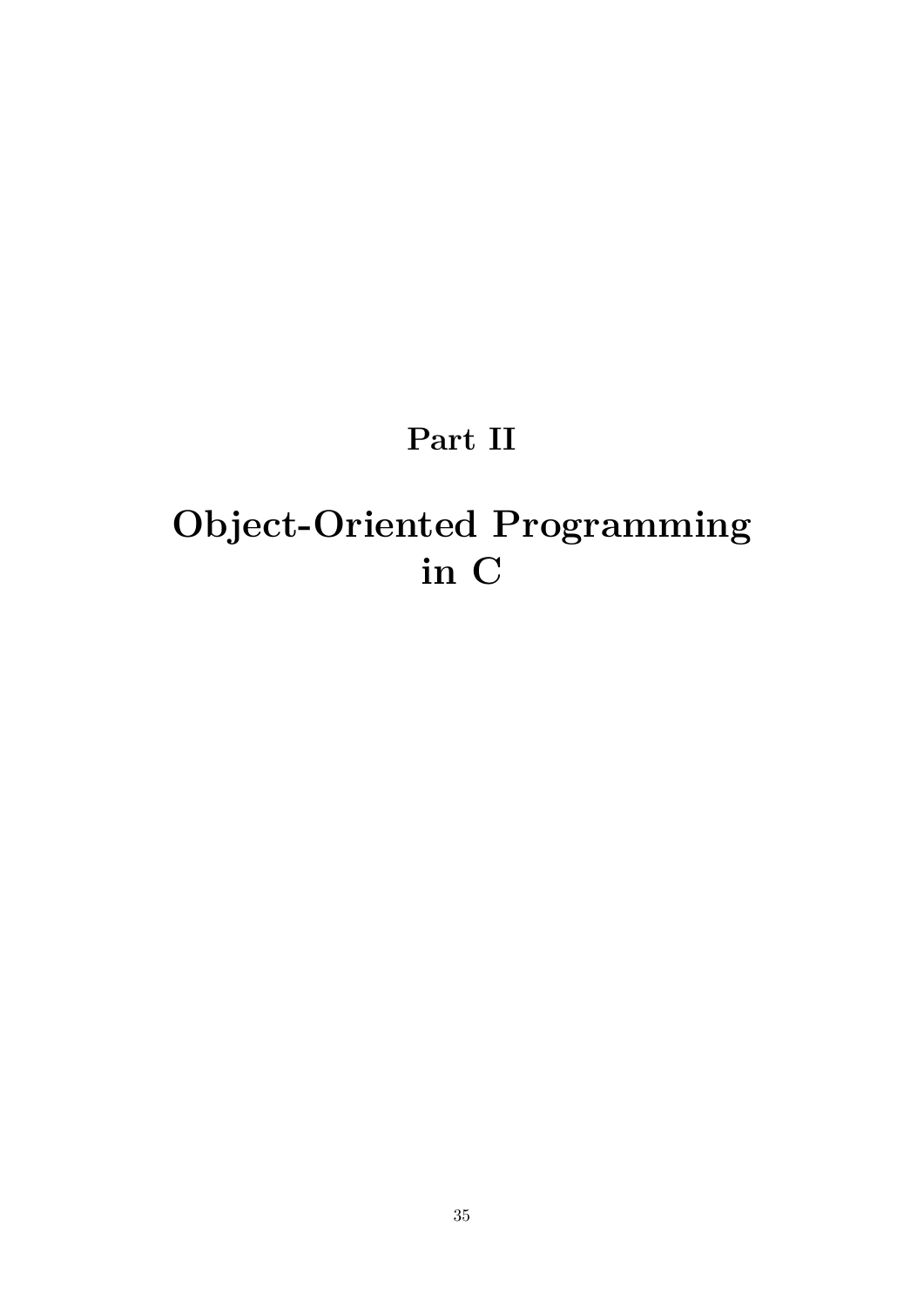# Part II

# Object-Oriented Programming in C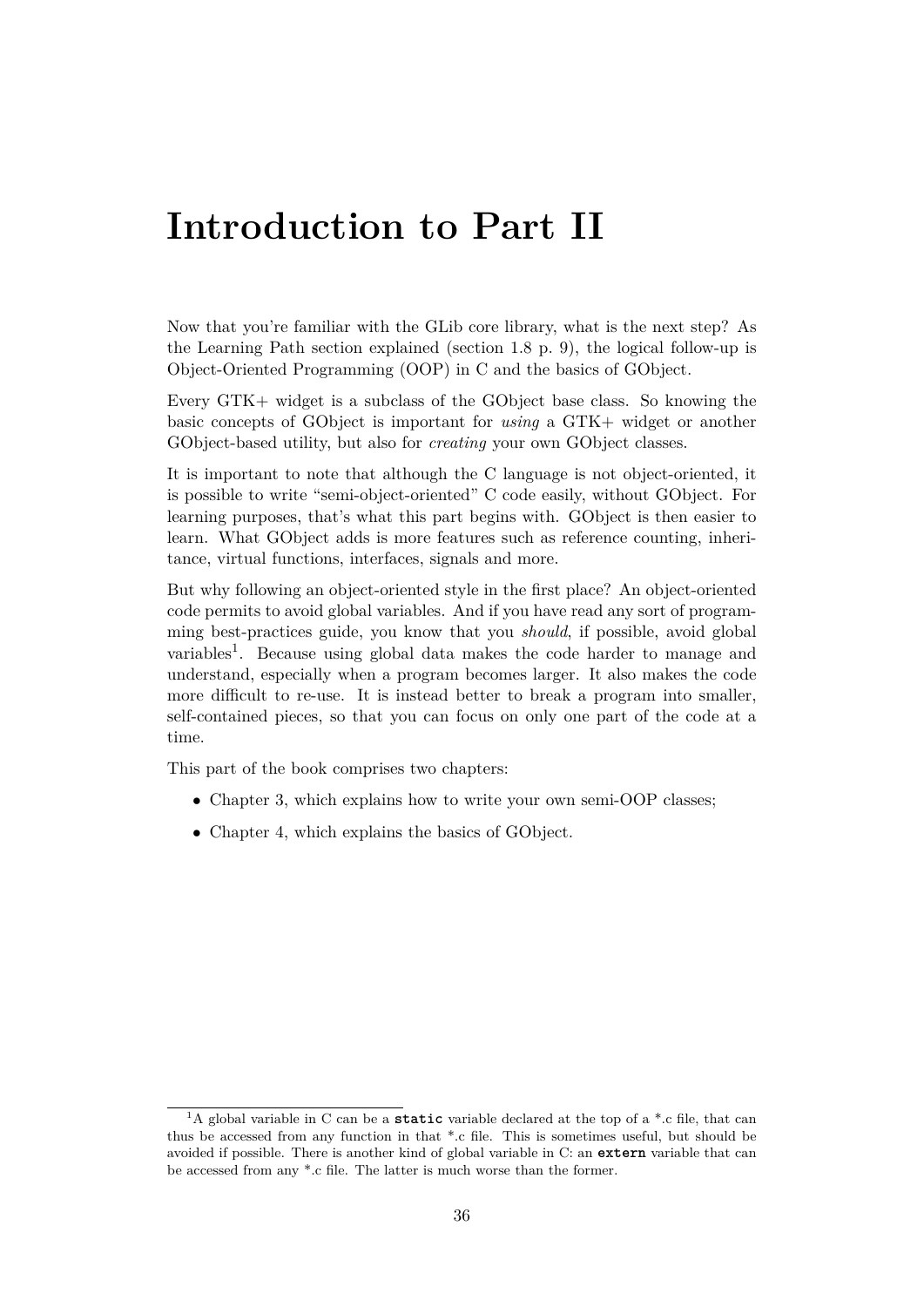# Introduction to Part II

Now that you're familiar with the GLib core library, what is the next step? As the Learning Path section explained (section 1.8 p. 9), the logical follow-up is Object-Oriented Programming (OOP) in C and the basics of GObject.

Every GTK+ widget is a subclass of the GObject base class. So knowing the basic concepts of GObject is important for *using* a GTK+ widget or another GObject-based utility, but also for *creating* your own GObject classes.

It is important to note that although the C language is not object-oriented, it is possible to write "semi-object-oriented" C code easily, without GObject. For learning purposes, that's what this part begins with. GObject is then easier to learn. What GObject adds is more features such as reference counting, inheritance, virtual functions, interfaces, signals and more.

But why following an object-oriented style in the first place? An object-oriented code permits to avoid global variables. And if you have read any sort of programming best-practices guide, you know that you *should*, if possible, avoid global variables[1]. Because using global data makes the code harder to manage and understand, especially when a program becomes larger. It also makes the code more difficult to re-use. It is instead better to break a program into smaller, self-contained pieces, so that you can focus on only one part of the code at a time.

This part of the book comprises two chapters:

- Chapter 3, which explains how to write your own semi-OOP classes;
- Chapter 4, which explains the basics of GObject.

[1] A global variable in C can be a **`static`** variable declared at the top of a *.c file, that can thus be accessed from any function in that *.c file. This is sometimes useful, but should be avoided if possible. There is another kind of global variable in C: an **`extern`** variable that can be accessed from any *.c file. The latter is much worse than the former.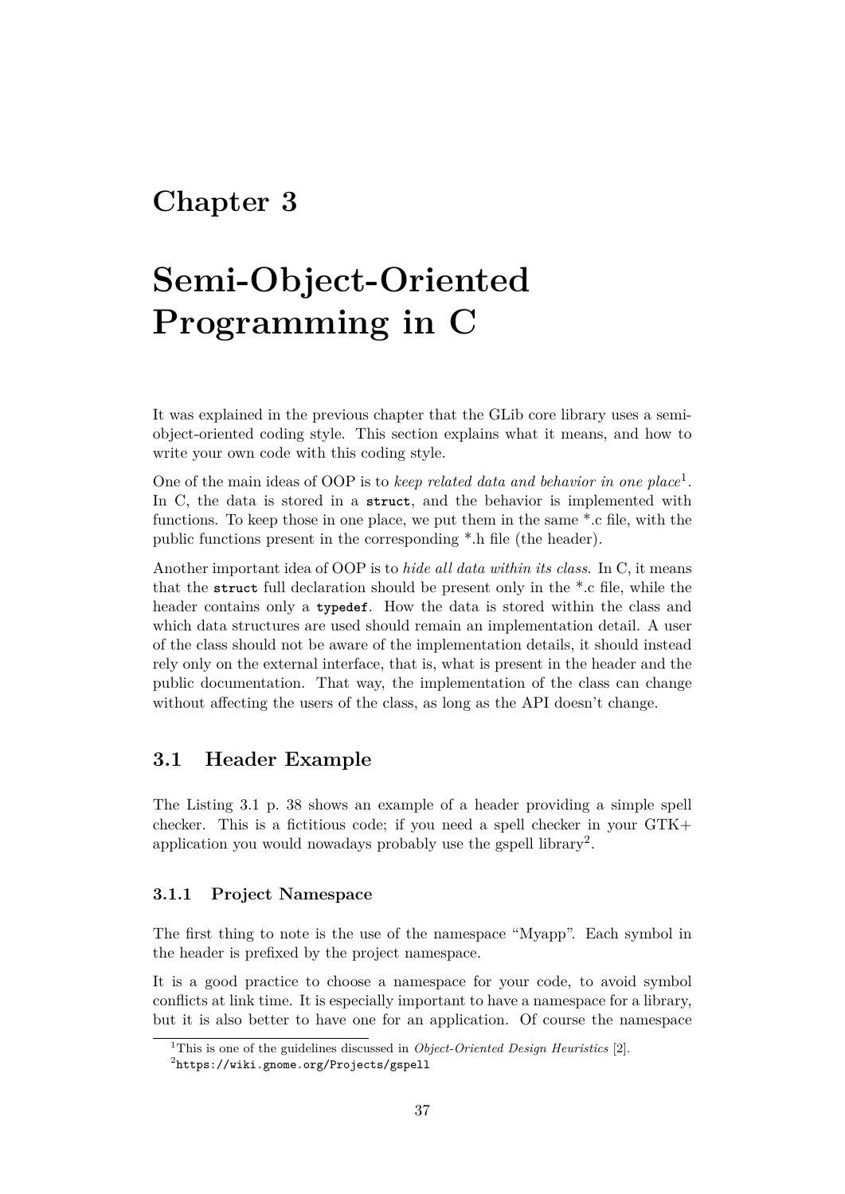# Chapter 3

# Semi-Object-Oriented Programming in C

It was explained in the previous chapter that the GLib core library uses a semi-object-oriented coding style. This section explains what it means, and how to write your own code with this coding style.

One of the main ideas of OOP is to *keep related data and behavior in one place*[1]. In C, the data is stored in a `struct`, and the behavior is implemented with functions. To keep those in one place, we put them in the same *.c file, with the public functions present in the corresponding *.h file (the header).

Another important idea of OOP is to *hide all data within its class*. In C, it means that the `struct` full declaration should be present only in the *.c file, while the header contains only a `typedef`. How the data is stored within the class and which data structures are used should remain an implementation detail. A user of the class should not be aware of the implementation details, it should instead rely only on the external interface, that is, what is present in the header and the public documentation. That way, the implementation of the class can change without affecting the users of the class, as long as the API doesn't change.

## 3.1 Header Example

The Listing 3.1 p. 38 shows an example of a header providing a simple spell checker. This is a fictitious code; if you need a spell checker in your GTK+ application you would nowadays probably use the gspell library[2].

### 3.1.1 Project Namespace

The first thing to note is the use of the namespace "Myapp". Each symbol in the header is prefixed by the project namespace.

It is a good practice to choose a namespace for your code, to avoid symbol conflicts at link time. It is especially important to have a namespace for a library, but it is also better to have one for an application. Of course the namespace

---

[1] This is one of the guidelines discussed in *Object-Oriented Design Heuristics* [2].

[2] `https://wiki.gnome.org/Projects/gspell`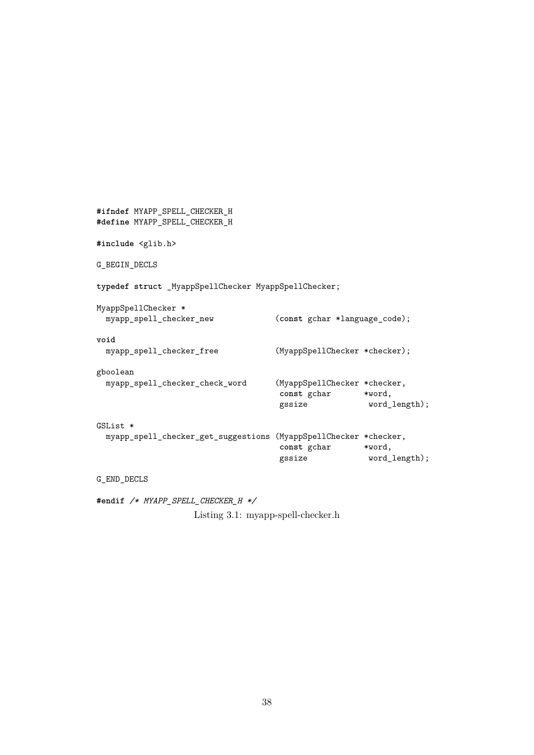```c
#ifndef MYAPP_SPELL_CHECKER_H
#define MYAPP_SPELL_CHECKER_H

#include <glib.h>

G_BEGIN_DECLS

typedef struct _MyappSpellChecker MyappSpellChecker;

MyappSpellChecker *
  myapp_spell_checker_new             (const gchar *language_code);

void
  myapp_spell_checker_free            (MyappSpellChecker *checker);

gboolean
  myapp_spell_checker_check_word      (MyappSpellChecker *checker,
                                       const gchar       *word,
                                       gssize             word_length);

GSList *
  myapp_spell_checker_get_suggestions (MyappSpellChecker *checker,
                                       const gchar       *word,
                                       gssize             word_length);

G_END_DECLS

#endif /* MYAPP_SPELL_CHECKER_H */
```

Listing 3.1: myapp-spell-checker.h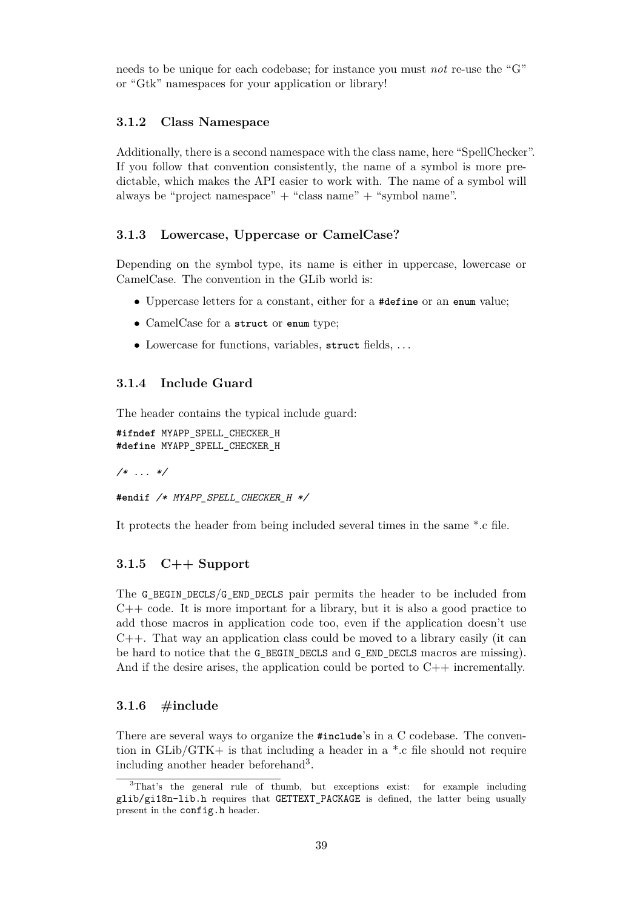needs to be unique for each codebase; for instance you must *not* re-use the "G" or "Gtk" namespaces for your application or library!

### 3.1.2 Class Namespace

Additionally, there is a second namespace with the class name, here "SpellChecker". If you follow that convention consistently, the name of a symbol is more predictable, which makes the API easier to work with. The name of a symbol will always be "project namespace" + "class name" + "symbol name".

### 3.1.3 Lowercase, Uppercase or CamelCase?

Depending on the symbol type, its name is either in uppercase, lowercase or CamelCase. The convention in the GLib world is:

- Uppercase letters for a constant, either for a `#define` or an `enum` value;
- CamelCase for a `struct` or `enum` type;
- Lowercase for functions, variables, `struct` fields, ...

### 3.1.4 Include Guard

The header contains the typical include guard:

```
#ifndef MYAPP_SPELL_CHECKER_H
#define MYAPP_SPELL_CHECKER_H

/* ... */

#endif /* MYAPP_SPELL_CHECKER_H */
```

It protects the header from being included several times in the same *.c file.

### 3.1.5 C++ Support

The `G_BEGIN_DECLS`/`G_END_DECLS` pair permits the header to be included from C++ code. It is more important for a library, but it is also a good practice to add those macros in application code too, even if the application doesn't use C++. That way an application class could be moved to a library easily (it can be hard to notice that the `G_BEGIN_DECLS` and `G_END_DECLS` macros are missing). And if the desire arises, the application could be ported to C++ incrementally.

### 3.1.6 #include

There are several ways to organize the `#include`'s in a C codebase. The convention in GLib/GTK+ is that including a header in a *.c file should not require including another header beforehand[3].

[3] That's the general rule of thumb, but exceptions exist: for example including `glib/gi18n-lib.h` requires that `GETTEXT_PACKAGE` is defined, the latter being usually present in the `config.h` header.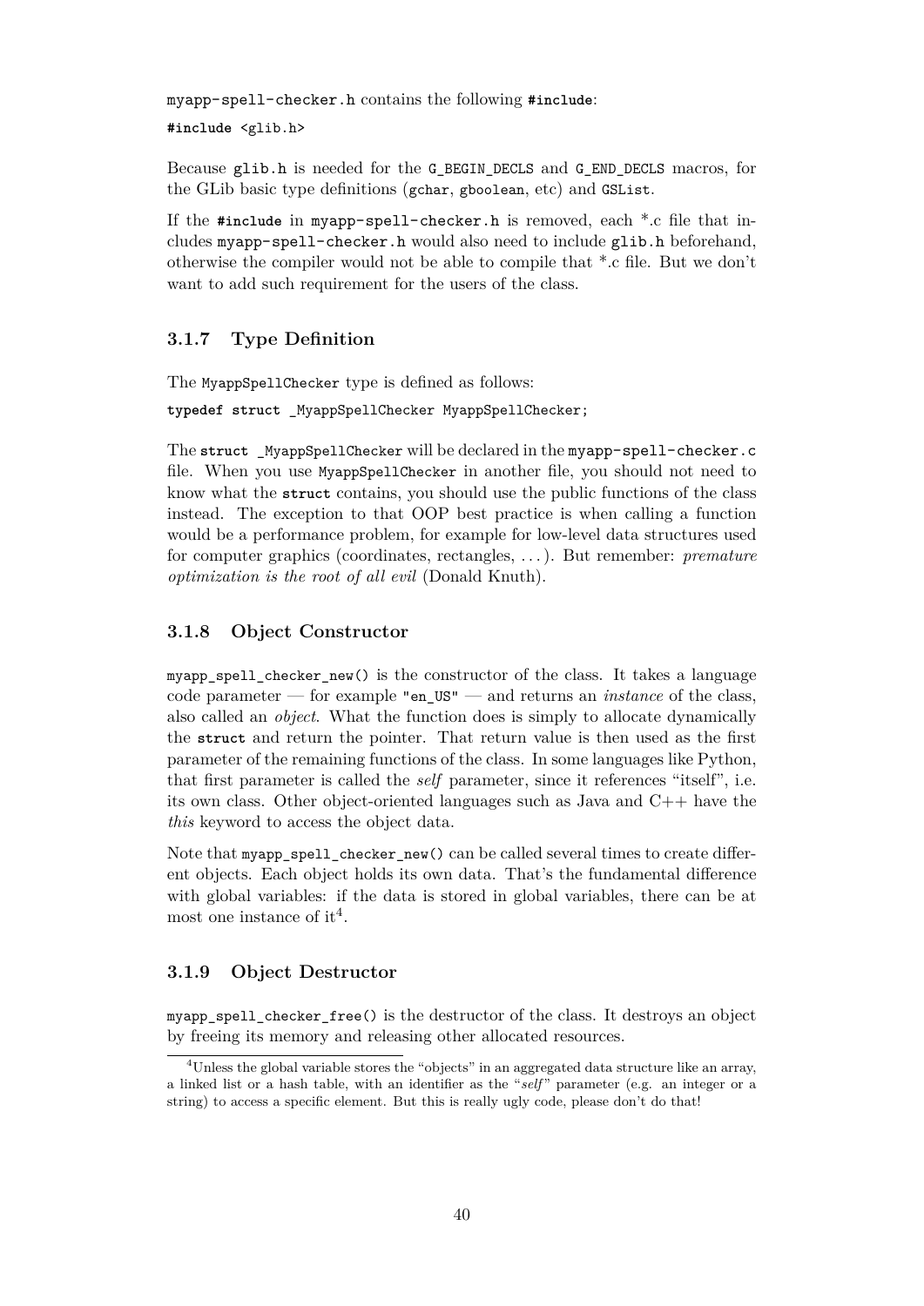`myapp-spell-checker.h` contains the following `#include`:

```
#include <glib.h>
```

Because `glib.h` is needed for the `G_BEGIN_DECLS` and `G_END_DECLS` macros, for the GLib basic type definitions (`gchar`, `gboolean`, etc) and `GSList`.

If the `#include` in `myapp-spell-checker.h` is removed, each *.c file that includes `myapp-spell-checker.h` would also need to include `glib.h` beforehand, otherwise the compiler would not be able to compile that *.c file. But we don't want to add such requirement for the users of the class.

### 3.1.7 Type Definition

The `MyappSpellChecker` type is defined as follows:

```
typedef struct _MyappSpellChecker MyappSpellChecker;
```

The `struct _MyappSpellChecker` will be declared in the `myapp-spell-checker.c` file. When you use `MyappSpellChecker` in another file, you should not need to know what the `struct` contains, you should use the public functions of the class instead. The exception to that OOP best practice is when calling a function would be a performance problem, for example for low-level data structures used for computer graphics (coordinates, rectangles, ...). But remember: *premature optimization is the root of all evil* (Donald Knuth).

### 3.1.8 Object Constructor

`myapp_spell_checker_new()` is the constructor of the class. It takes a language code parameter — for example `"en_US"` — and returns an *instance* of the class, also called an *object*. What the function does is simply to allocate dynamically the `struct` and return the pointer. That return value is then used as the first parameter of the remaining functions of the class. In some languages like Python, that first parameter is called the *self* parameter, since it references "itself", i.e. its own class. Other object-oriented languages such as Java and C++ have the *this* keyword to access the object data.

Note that `myapp_spell_checker_new()` can be called several times to create different objects. Each object holds its own data. That's the fundamental difference with global variables: if the data is stored in global variables, there can be at most one instance of it[4].

### 3.1.9 Object Destructor

`myapp_spell_checker_free()` is the destructor of the class. It destroys an object by freeing its memory and releasing other allocated resources.

[4] Unless the global variable stores the "objects" in an aggregated data structure like an array, a linked list or a hash table, with an identifier as the "*self*" parameter (e.g. an integer or a string) to access a specific element. But this is really ugly code, please don't do that!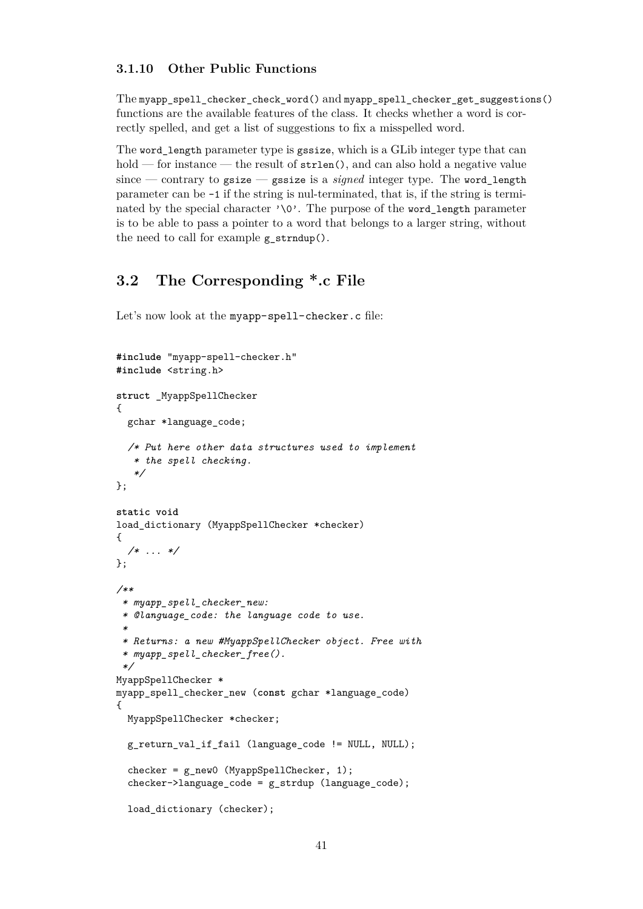### 3.1.10 Other Public Functions

The `myapp_spell_checker_check_word()` and `myapp_spell_checker_get_suggestions()` functions are the available features of the class. It checks whether a word is correctly spelled, and get a list of suggestions to fix a misspelled word.

The `word_length` parameter type is `gssize`, which is a GLib integer type that can hold — for instance — the result of `strlen()`, and can also hold a negative value since — contrary to `gsize` — `gssize` is a *signed* integer type. The `word_length` parameter can be `-1` if the string is nul-terminated, that is, if the string is terminated by the special character `'\0'`. The purpose of the `word_length` parameter is to be able to pass a pointer to a word that belongs to a larger string, without the need to call for example `g_strndup()`.

## 3.2 The Corresponding *.c File

Let's now look at the `myapp-spell-checker.c` file:

```
#include "myapp-spell-checker.h"
#include <string.h>

struct _MyappSpellChecker
{
  gchar *language_code;

  /* Put here other data structures used to implement
   * the spell checking.
   */
};

static void
load_dictionary (MyappSpellChecker *checker)
{
  /* ... */
};

/**
 * myapp_spell_checker_new:
 * @language_code: the language code to use.
 *
 * Returns: a new #MyappSpellChecker object. Free with
 * myapp_spell_checker_free().
 */
MyappSpellChecker *
myapp_spell_checker_new (const gchar *language_code)
{
  MyappSpellChecker *checker;

  g_return_val_if_fail (language_code != NULL, NULL);

  checker = g_new0 (MyappSpellChecker, 1);
  checker->language_code = g_strdup (language_code);

  load_dictionary (checker);
```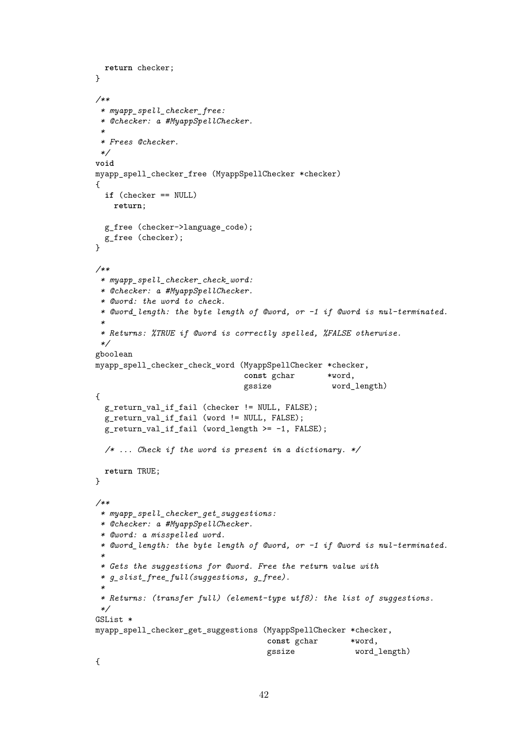```c
  return checker;
}

/**
 * myapp_spell_checker_free:
 * @checker: a #MyappSpellChecker.
 *
 * Frees @checker.
 */
void
myapp_spell_checker_free (MyappSpellChecker *checker)
{
  if (checker == NULL)
    return;

  g_free (checker->language_code);
  g_free (checker);
}

/**
 * myapp_spell_checker_check_word:
 * @checker: a #MyappSpellChecker.
 * @word: the word to check.
 * @word_length: the byte length of @word, or -1 if @word is nul-terminated.
 *
 * Returns: %TRUE if @word is correctly spelled, %FALSE otherwise.
 */
gboolean
myapp_spell_checker_check_word (MyappSpellChecker *checker,
                                const gchar       *word,
                                gssize             word_length)
{
  g_return_val_if_fail (checker != NULL, FALSE);
  g_return_val_if_fail (word != NULL, FALSE);
  g_return_val_if_fail (word_length >= -1, FALSE);

  /* ... Check if the word is present in a dictionary. */

  return TRUE;
}

/**
 * myapp_spell_checker_get_suggestions:
 * @checker: a #MyappSpellChecker.
 * @word: a misspelled word.
 * @word_length: the byte length of @word, or -1 if @word is nul-terminated.
 *
 * Gets the suggestions for @word. Free the return value with
 * g_slist_free_full(suggestions, g_free).
 *
 * Returns: (transfer full) (element-type utf8): the list of suggestions.
 */
GSList *
myapp_spell_checker_get_suggestions (MyappSpellChecker *checker,
                                     const gchar       *word,
                                     gssize             word_length)
{
```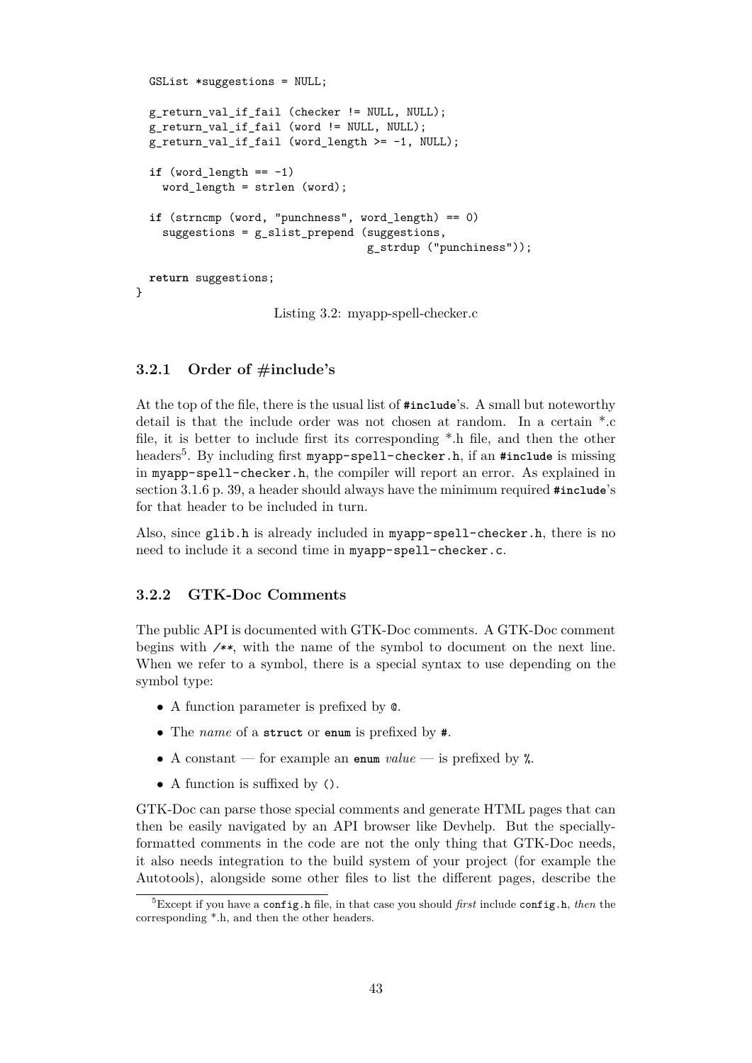```c
  GSList *suggestions = NULL;

  g_return_val_if_fail (checker != NULL, NULL);
  g_return_val_if_fail (word != NULL, NULL);
  g_return_val_if_fail (word_length >= -1, NULL);

  if (word_length == -1)
    word_length = strlen (word);

  if (strncmp (word, "punchness", word_length) == 0)
    suggestions = g_slist_prepend (suggestions,
                                   g_strdup ("punchiness"));

  return suggestions;
}
```

Listing 3.2: myapp-spell-checker.c

### 3.2.1 Order of #include's

At the top of the file, there is the usual list of `#include`'s. A small but noteworthy detail is that the include order was not chosen at random. In a certain *.c file, it is better to include first its corresponding *.h file, and then the other headers[5]. By including first `myapp-spell-checker.h`, if an `#include` is missing in `myapp-spell-checker.h`, the compiler will report an error. As explained in section 3.1.6 p. 39, a header should always have the minimum required `#include`'s for that header to be included in turn.

Also, since `glib.h` is already included in `myapp-spell-checker.h`, there is no need to include it a second time in `myapp-spell-checker.c`.

### 3.2.2 GTK-Doc Comments

The public API is documented with GTK-Doc comments. A GTK-Doc comment begins with `/**`, with the name of the symbol to document on the next line. When we refer to a symbol, there is a special syntax to use depending on the symbol type:

- A function parameter is prefixed by `@`.
- The *name* of a `struct` or `enum` is prefixed by `#`.
- A constant — for example an `enum` *value* — is prefixed by `%`.
- A function is suffixed by `()`.

GTK-Doc can parse those special comments and generate HTML pages that can then be easily navigated by an API browser like Devhelp. But the specially-formatted comments in the code are not the only thing that GTK-Doc needs, it also needs integration to the build system of your project (for example the Autotools), alongside some other files to list the different pages, describe the

[5] Except if you have a `config.h` file, in that case you should *first* include `config.h`, *then* the corresponding *.h, and then the other headers.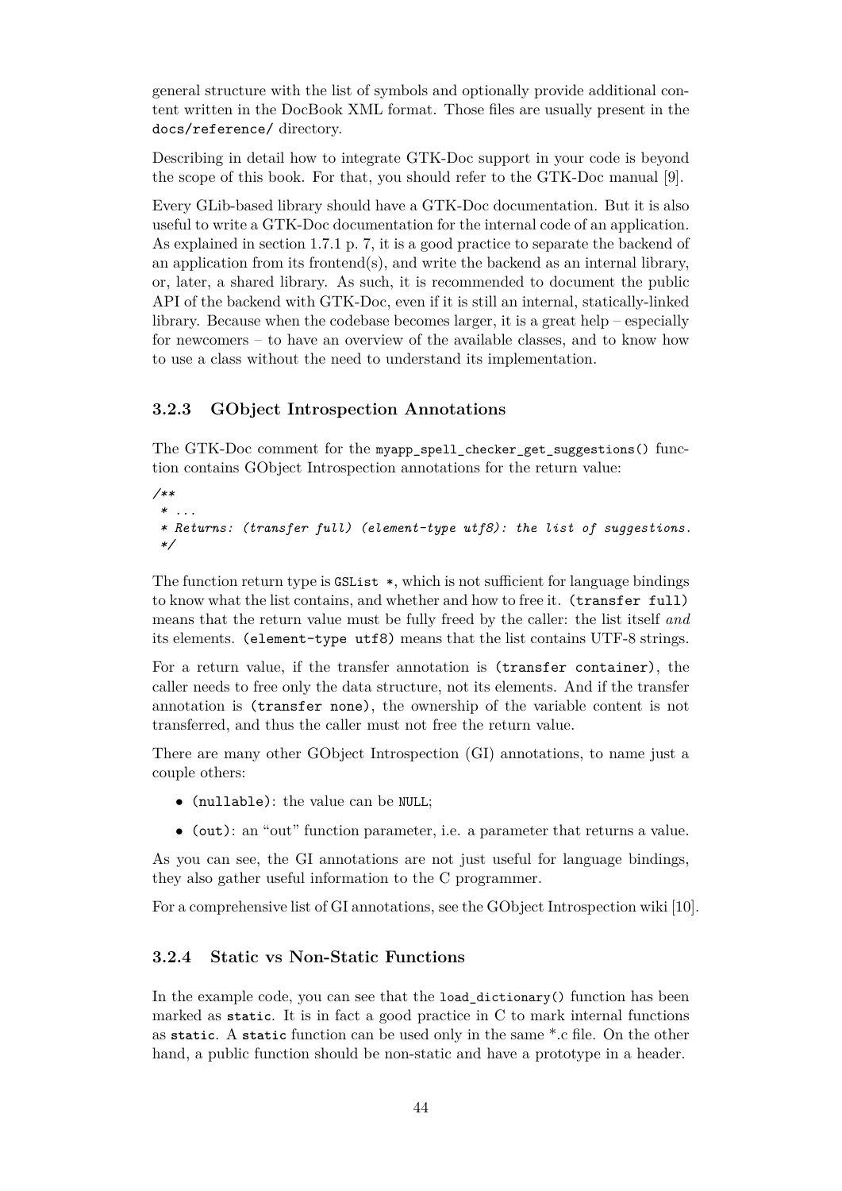general structure with the list of symbols and optionally provide additional content written in the DocBook XML format. Those files are usually present in the `docs/reference/` directory.

Describing in detail how to integrate GTK-Doc support in your code is beyond the scope of this book. For that, you should refer to the GTK-Doc manual [9].

Every GLib-based library should have a GTK-Doc documentation. But it is also useful to write a GTK-Doc documentation for the internal code of an application. As explained in section 1.7.1 p. 7, it is a good practice to separate the backend of an application from its frontend(s), and write the backend as an internal library, or, later, a shared library. As such, it is recommended to document the public API of the backend with GTK-Doc, even if it is still an internal, statically-linked library. Because when the codebase becomes larger, it is a great help – especially for newcomers – to have an overview of the available classes, and to know how to use a class without the need to understand its implementation.

### 3.2.3 GObject Introspection Annotations

The GTK-Doc comment for the `myapp_spell_checker_get_suggestions()` function contains GObject Introspection annotations for the return value:

```
/**
 * ...
 * Returns: (transfer full) (element-type utf8): the list of suggestions.
 */
```

The function return type is `GSList *`, which is not sufficient for language bindings to know what the list contains, and whether and how to free it. `(transfer full)` means that the return value must be fully freed by the caller: the list itself *and* its elements. `(element-type utf8)` means that the list contains UTF-8 strings.

For a return value, if the transfer annotation is `(transfer container)`, the caller needs to free only the data structure, not its elements. And if the transfer annotation is `(transfer none)`, the ownership of the variable content is not transferred, and thus the caller must not free the return value.

There are many other GObject Introspection (GI) annotations, to name just a couple others:

- `(nullable)`: the value can be `NULL`;
- `(out)`: an "out" function parameter, i.e. a parameter that returns a value.

As you can see, the GI annotations are not just useful for language bindings, they also gather useful information to the C programmer.

For a comprehensive list of GI annotations, see the GObject Introspection wiki [10].

### 3.2.4 Static vs Non-Static Functions

In the example code, you can see that the `load_dictionary()` function has been marked as `static`. It is in fact a good practice in C to mark internal functions as `static`. A `static` function can be used only in the same *.c file. On the other hand, a public function should be non-static and have a prototype in a header.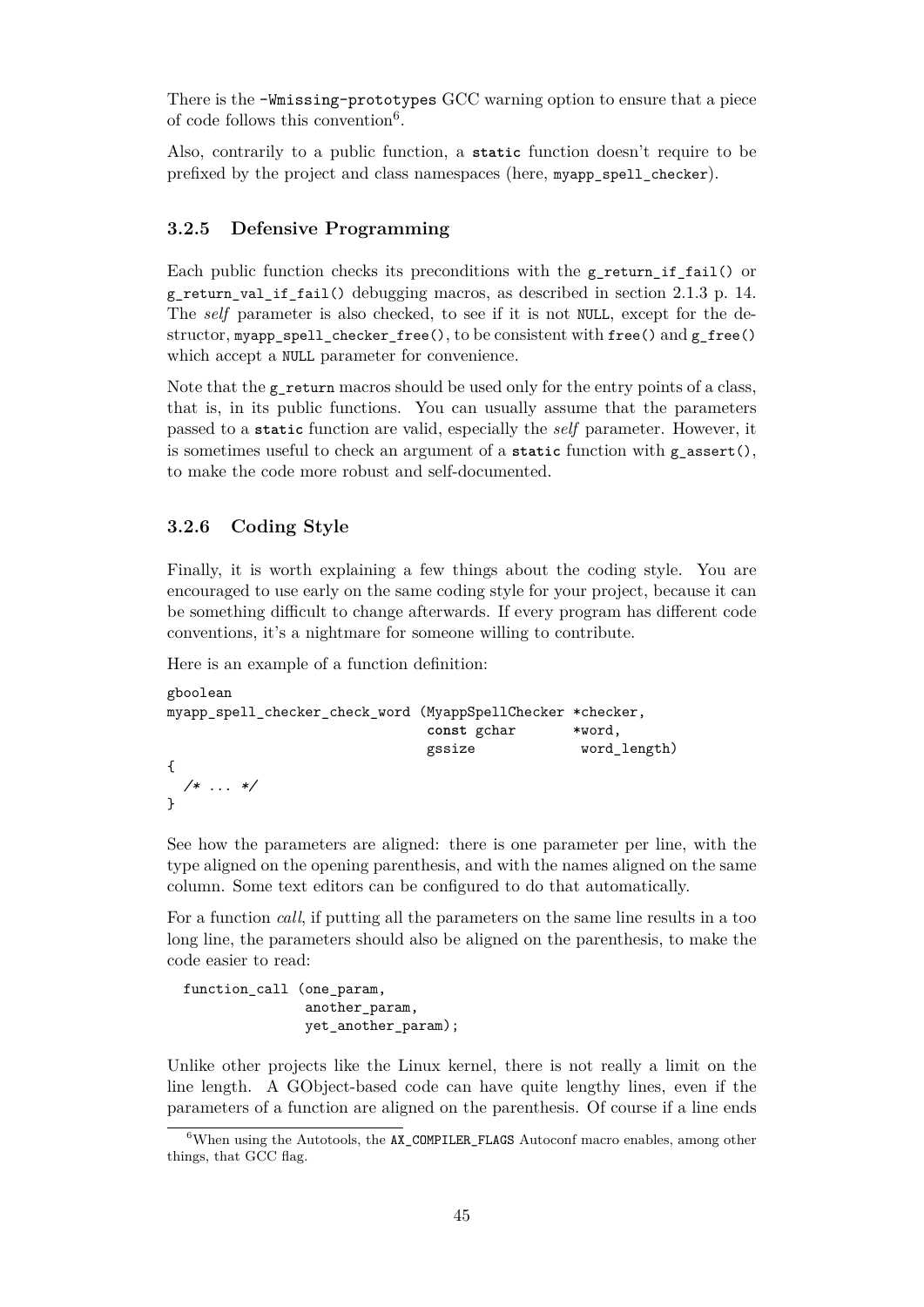There is the `-Wmissing-prototypes` GCC warning option to ensure that a piece of code follows this convention[6].

Also, contrarily to a public function, a `static` function doesn't require to be prefixed by the project and class namespaces (here, `myapp_spell_checker`).

### 3.2.5 Defensive Programming

Each public function checks its preconditions with the `g_return_if_fail()` or `g_return_val_if_fail()` debugging macros, as described in section 2.1.3 p. 14. The *self* parameter is also checked, to see if it is not `NULL`, except for the destructor, `myapp_spell_checker_free()`, to be consistent with `free()` and `g_free()` which accept a `NULL` parameter for convenience.

Note that the `g_return` macros should be used only for the entry points of a class, that is, in its public functions. You can usually assume that the parameters passed to a `static` function are valid, especially the *self* parameter. However, it is sometimes useful to check an argument of a `static` function with `g_assert()`, to make the code more robust and self-documented.

### 3.2.6 Coding Style

Finally, it is worth explaining a few things about the coding style. You are encouraged to use early on the same coding style for your project, because it can be something difficult to change afterwards. If every program has different code conventions, it's a nightmare for someone willing to contribute.

Here is an example of a function definition:

```
gboolean
myapp_spell_checker_check_word (MyappSpellChecker *checker,
                                const gchar       *word,
                                gssize             word_length)
{
  /* ... */
}
```

See how the parameters are aligned: there is one parameter per line, with the type aligned on the opening parenthesis, and with the names aligned on the same column. Some text editors can be configured to do that automatically.

For a function *call*, if putting all the parameters on the same line results in a too long line, the parameters should also be aligned on the parenthesis, to make the code easier to read:

```
function_call (one_param,
               another_param,
               yet_another_param);
```

Unlike other projects like the Linux kernel, there is not really a limit on the line length. A GObject-based code can have quite lengthy lines, even if the parameters of a function are aligned on the parenthesis. Of course if a line ends

[6] When using the Autotools, the `AX_COMPILER_FLAGS` Autoconf macro enables, among other things, that GCC flag.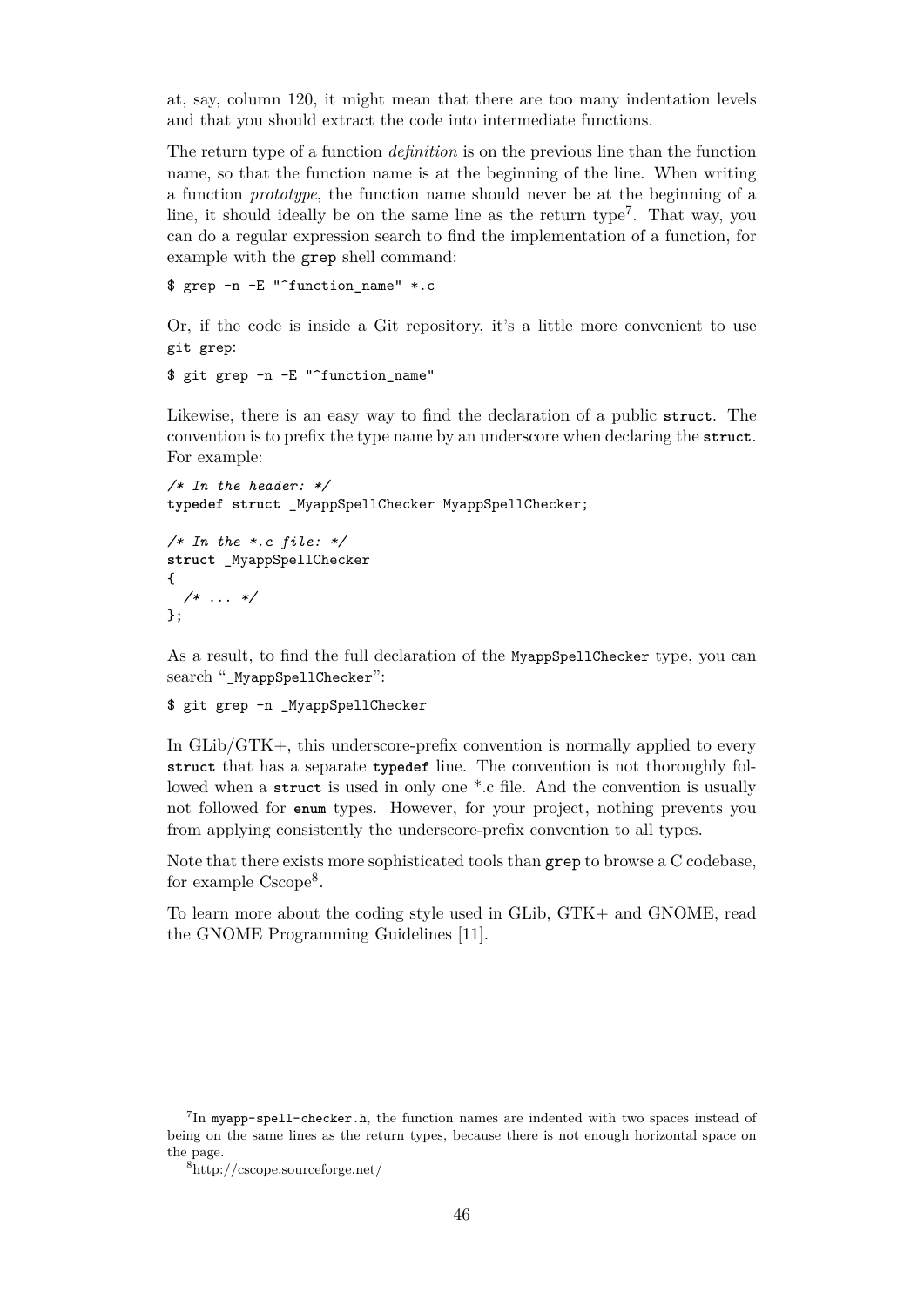at, say, column 120, it might mean that there are too many indentation levels and that you should extract the code into intermediate functions.

The return type of a function *definition* is on the previous line than the function name, so that the function name is at the beginning of the line. When writing a function *prototype*, the function name should never be at the beginning of a line, it should ideally be on the same line as the return type[7]. That way, you can do a regular expression search to find the implementation of a function, for example with the `grep` shell command:

```
$ grep -n -E "^function_name" *.c
```

Or, if the code is inside a Git repository, it's a little more convenient to use `git grep`:

```
$ git grep -n -E "^function_name"
```

Likewise, there is an easy way to find the declaration of a public **`struct`**. The convention is to prefix the type name by an underscore when declaring the **`struct`**. For example:

```
/* In the header: */
typedef struct _MyappSpellChecker MyappSpellChecker;

/* In the *.c file: */
struct _MyappSpellChecker
{
  /* ... */
};
```

As a result, to find the full declaration of the `MyappSpellChecker` type, you can search "`_MyappSpellChecker`":

```
$ git grep -n _MyappSpellChecker
```

In GLib/GTK+, this underscore-prefix convention is normally applied to every **`struct`** that has a separate **`typedef`** line. The convention is not thoroughly followed when a **`struct`** is used in only one *.c file. And the convention is usually not followed for **`enum`** types. However, for your project, nothing prevents you from applying consistently the underscore-prefix convention to all types.

Note that there exists more sophisticated tools than `grep` to browse a C codebase, for example Cscope[8].

To learn more about the coding style used in GLib, GTK+ and GNOME, read the GNOME Programming Guidelines [11].

---

[7] In `myapp-spell-checker.h`, the function names are indented with two spaces instead of being on the same lines as the return types, because there is not enough horizontal space on the page.

[8] http://cscope.sourceforge.net/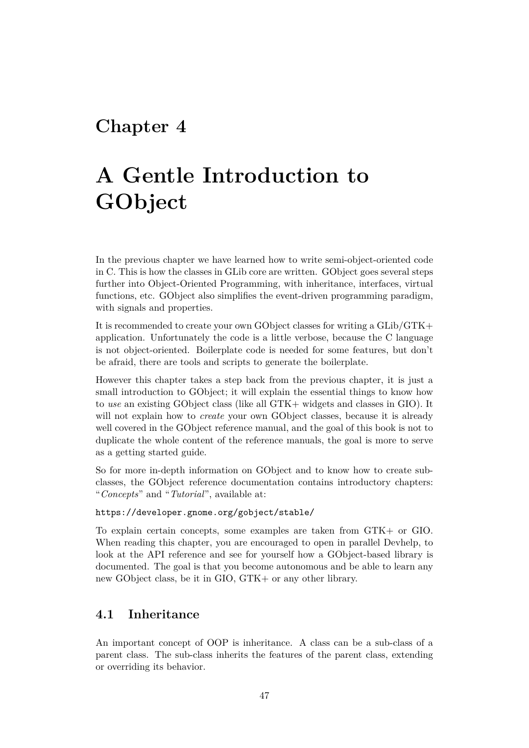# Chapter 4

# A Gentle Introduction to GObject

In the previous chapter we have learned how to write semi-object-oriented code in C. This is how the classes in GLib core are written. GObject goes several steps further into Object-Oriented Programming, with inheritance, interfaces, virtual functions, etc. GObject also simplifies the event-driven programming paradigm, with signals and properties.

It is recommended to create your own GObject classes for writing a GLib/GTK+ application. Unfortunately the code is a little verbose, because the C language is not object-oriented. Boilerplate code is needed for some features, but don't be afraid, there are tools and scripts to generate the boilerplate.

However this chapter takes a step back from the previous chapter, it is just a small introduction to GObject; it will explain the essential things to know how to *use* an existing GObject class (like all GTK+ widgets and classes in GIO). It will not explain how to *create* your own GObject classes, because it is already well covered in the GObject reference manual, and the goal of this book is not to duplicate the whole content of the reference manuals, the goal is more to serve as a getting started guide.

So for more in-depth information on GObject and to know how to create sub-classes, the GObject reference documentation contains introductory chapters: "*Concepts*" and "*Tutorial*", available at:

`https://developer.gnome.org/gobject/stable/`

To explain certain concepts, some examples are taken from GTK+ or GIO. When reading this chapter, you are encouraged to open in parallel Devhelp, to look at the API reference and see for yourself how a GObject-based library is documented. The goal is that you become autonomous and be able to learn any new GObject class, be it in GIO, GTK+ or any other library.

## 4.1 Inheritance

An important concept of OOP is inheritance. A class can be a sub-class of a parent class. The sub-class inherits the features of the parent class, extending or overriding its behavior.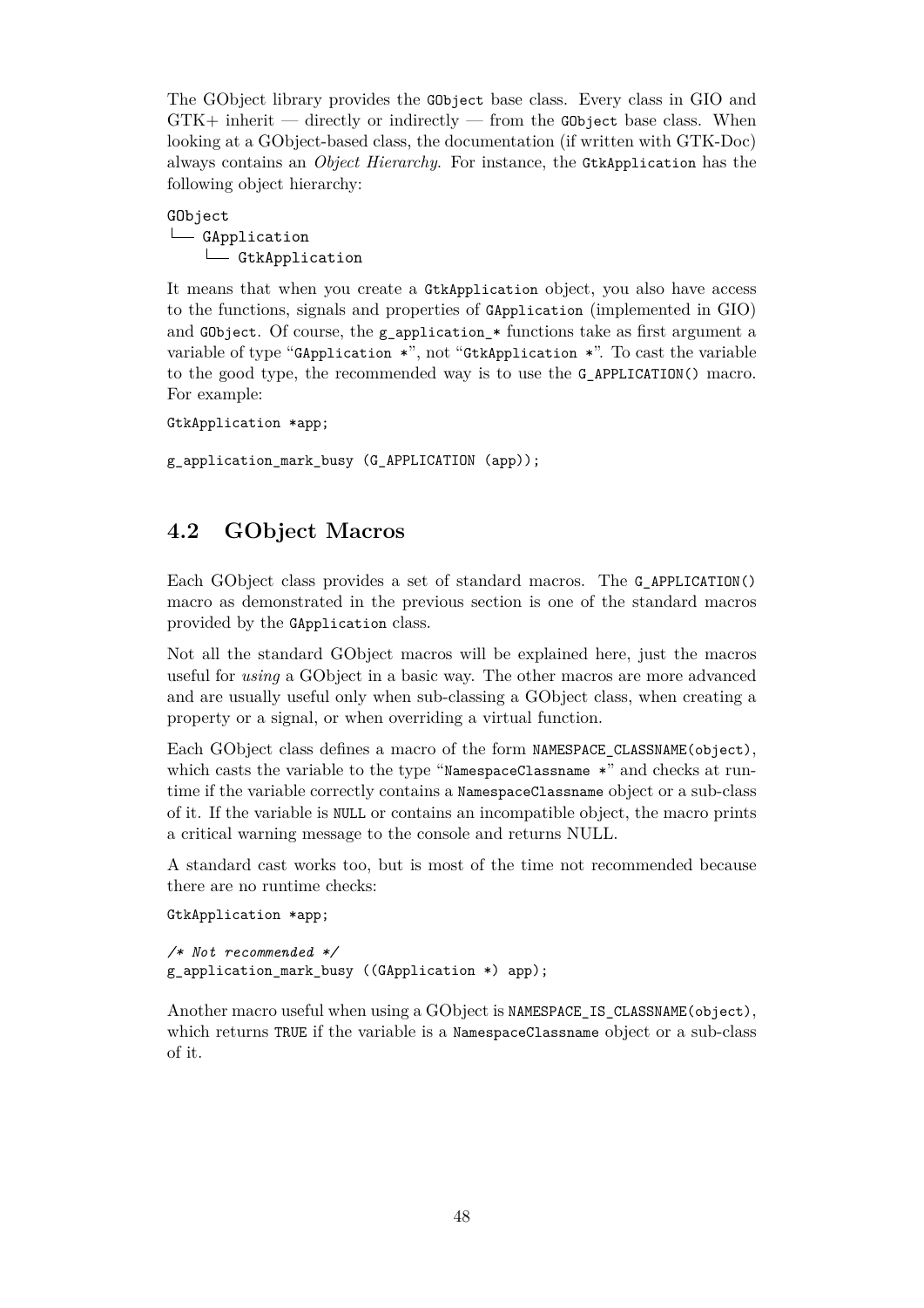The GObject library provides the `GObject` base class. Every class in GIO and GTK+ inherit — directly or indirectly — from the `GObject` base class. When looking at a GObject-based class, the documentation (if written with GTK-Doc) always contains an *Object Hierarchy*. For instance, the `GtkApplication` has the following object hierarchy:

```
GObject
└── GApplication
    └── GtkApplication
```

It means that when you create a `GtkApplication` object, you also have access to the functions, signals and properties of `GApplication` (implemented in GIO) and `GObject`. Of course, the `g_application_*` functions take as first argument a variable of type "`GApplication *`", not "`GtkApplication *`". To cast the variable to the good type, the recommended way is to use the `G_APPLICATION()` macro. For example:

```
GtkApplication *app;

g_application_mark_busy (G_APPLICATION (app));
```

## 4.2 GObject Macros

Each GObject class provides a set of standard macros. The `G_APPLICATION()` macro as demonstrated in the previous section is one of the standard macros provided by the `GApplication` class.

Not all the standard GObject macros will be explained here, just the macros useful for *using* a GObject in a basic way. The other macros are more advanced and are usually useful only when sub-classing a GObject class, when creating a property or a signal, or when overriding a virtual function.

Each GObject class defines a macro of the form `NAMESPACE_CLASSNAME(object)`, which casts the variable to the type "`NamespaceClassname *`" and checks at run-time if the variable correctly contains a `NamespaceClassname` object or a sub-class of it. If the variable is `NULL` or contains an incompatible object, the macro prints a critical warning message to the console and returns NULL.

A standard cast works too, but is most of the time not recommended because there are no runtime checks:

```
GtkApplication *app;

/* Not recommended */
g_application_mark_busy ((GApplication *) app);
```

Another macro useful when using a GObject is `NAMESPACE_IS_CLASSNAME(object)`, which returns `TRUE` if the variable is a `NamespaceClassname` object or a sub-class of it.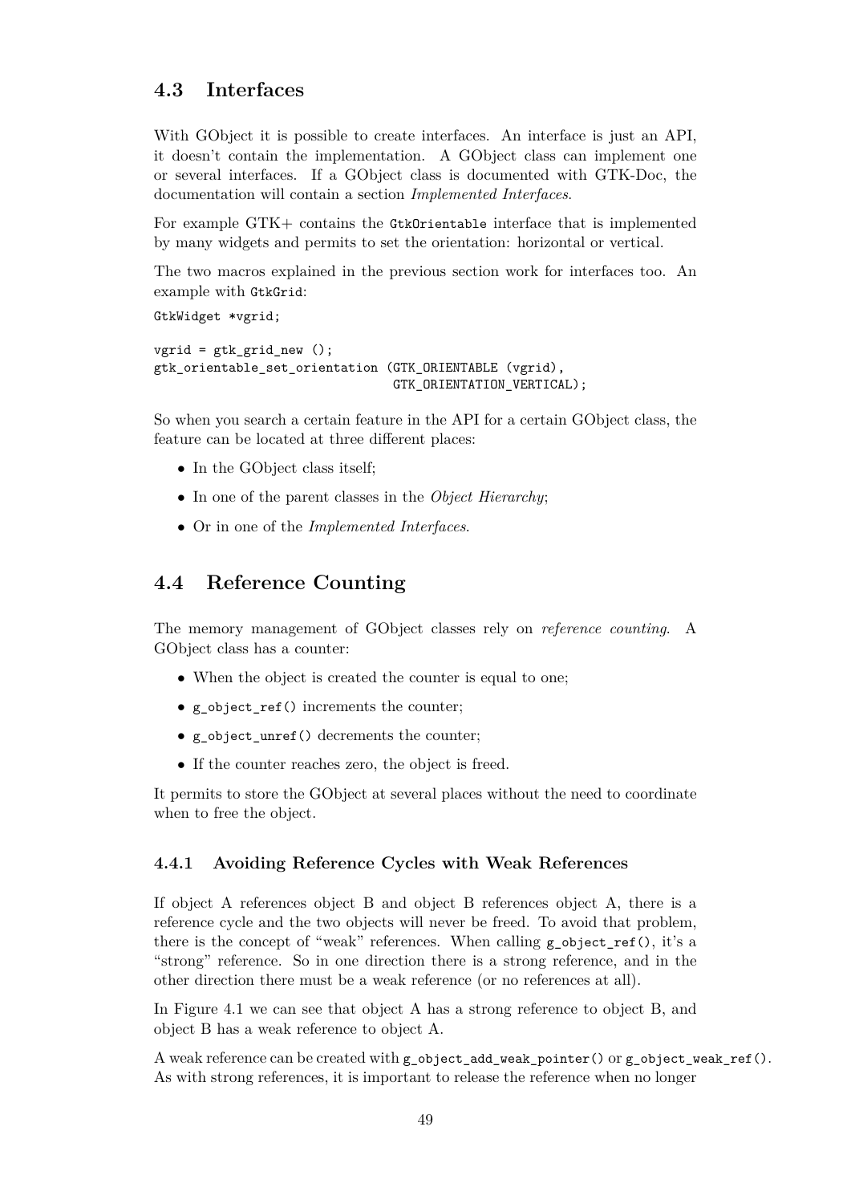## 4.3 Interfaces

With GObject it is possible to create interfaces. An interface is just an API, it doesn't contain the implementation. A GObject class can implement one or several interfaces. If a GObject class is documented with GTK-Doc, the documentation will contain a section *Implemented Interfaces*.

For example GTK+ contains the `GtkOrientable` interface that is implemented by many widgets and permits to set the orientation: horizontal or vertical.

The two macros explained in the previous section work for interfaces too. An example with `GtkGrid`:

```
GtkWidget *vgrid;

vgrid = gtk_grid_new ();
gtk_orientable_set_orientation (GTK_ORIENTABLE (vgrid),
                                GTK_ORIENTATION_VERTICAL);
```

So when you search a certain feature in the API for a certain GObject class, the feature can be located at three different places:

- In the GObject class itself;
- In one of the parent classes in the *Object Hierarchy*;
- Or in one of the *Implemented Interfaces*.

## 4.4 Reference Counting

The memory management of GObject classes rely on *reference counting*. A GObject class has a counter:

- When the object is created the counter is equal to one;
- `g_object_ref()` increments the counter;
- `g_object_unref()` decrements the counter;
- If the counter reaches zero, the object is freed.

It permits to store the GObject at several places without the need to coordinate when to free the object.

### 4.4.1 Avoiding Reference Cycles with Weak References

If object A references object B and object B references object A, there is a reference cycle and the two objects will never be freed. To avoid that problem, there is the concept of "weak" references. When calling `g_object_ref()`, it's a "strong" reference. So in one direction there is a strong reference, and in the other direction there must be a weak reference (or no references at all).

In Figure 4.1 we can see that object A has a strong reference to object B, and object B has a weak reference to object A.

A weak reference can be created with `g_object_add_weak_pointer()` or `g_object_weak_ref()`. As with strong references, it is important to release the reference when no longer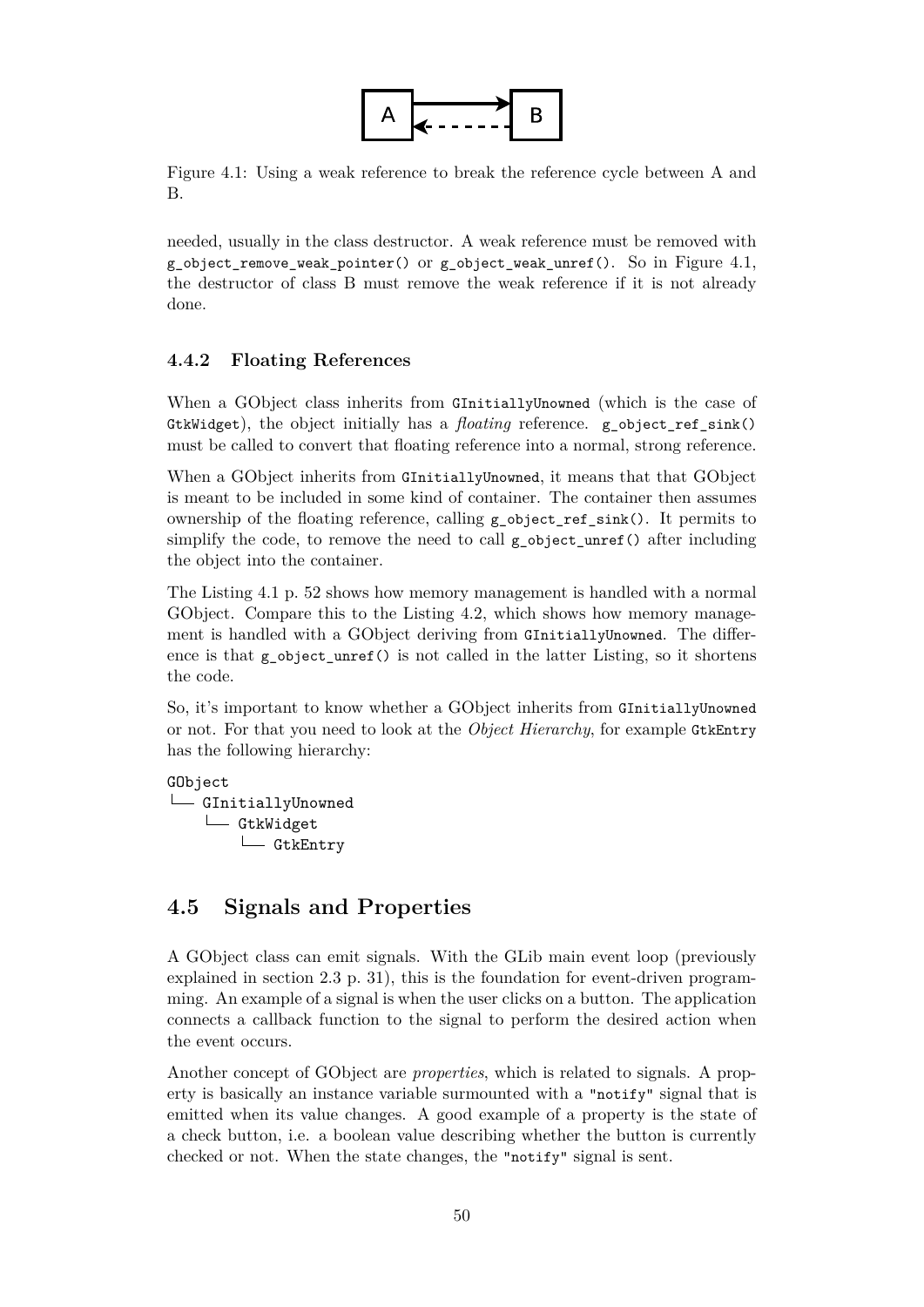Figure 4.1: Using a weak reference to break the reference cycle between A and B.

needed, usually in the class destructor. A weak reference must be removed with `g_object_remove_weak_pointer()` or `g_object_weak_unref()`. So in Figure 4.1, the destructor of class B must remove the weak reference if it is not already done.

### 4.4.2 Floating References

When a GObject class inherits from `GInitiallyUnowned` (which is the case of `GtkWidget`), the object initially has a *floating* reference. `g_object_ref_sink()` must be called to convert that floating reference into a normal, strong reference.

When a GObject inherits from `GInitiallyUnowned`, it means that that GObject is meant to be included in some kind of container. The container then assumes ownership of the floating reference, calling `g_object_ref_sink()`. It permits to simplify the code, to remove the need to call `g_object_unref()` after including the object into the container.

The Listing 4.1 p. 52 shows how memory management is handled with a normal GObject. Compare this to the Listing 4.2, which shows how memory management is handled with a GObject deriving from `GInitiallyUnowned`. The difference is that `g_object_unref()` is not called in the latter Listing, so it shortens the code.

So, it's important to know whether a GObject inherits from `GInitiallyUnowned` or not. For that you need to look at the *Object Hierarchy*, for example `GtkEntry` has the following hierarchy:

```
GObject
└── GInitiallyUnowned
    └── GtkWidget
        └── GtkEntry
```

## 4.5 Signals and Properties

A GObject class can emit signals. With the GLib main event loop (previously explained in section 2.3 p. 31), this is the foundation for event-driven programming. An example of a signal is when the user clicks on a button. The application connects a callback function to the signal to perform the desired action when the event occurs.

Another concept of GObject are *properties*, which is related to signals. A property is basically an instance variable surmounted with a `"notify"` signal that is emitted when its value changes. A good example of a property is the state of a check button, i.e. a boolean value describing whether the button is currently checked or not. When the state changes, the `"notify"` signal is sent.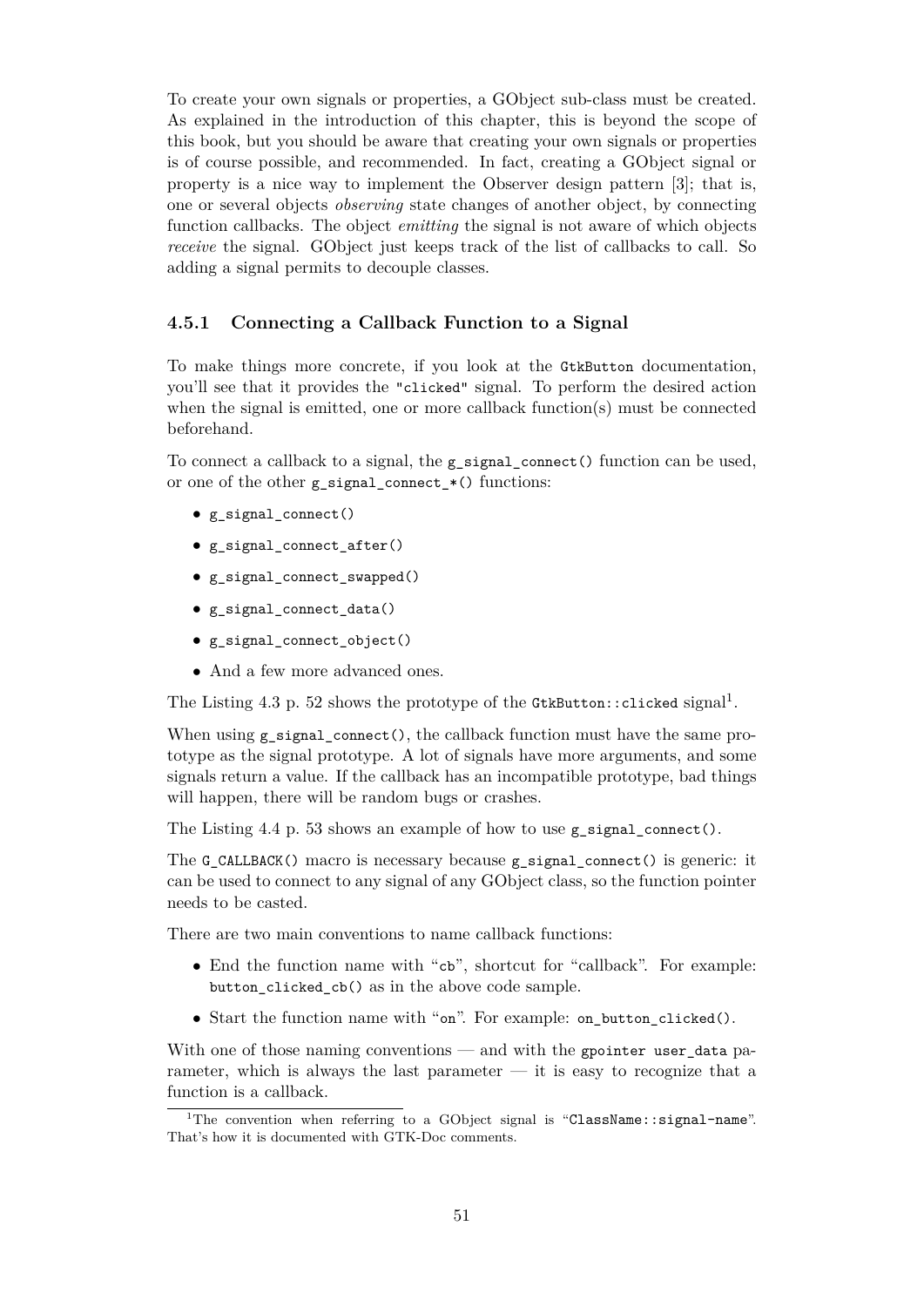To create your own signals or properties, a GObject sub-class must be created. As explained in the introduction of this chapter, this is beyond the scope of this book, but you should be aware that creating your own signals or properties is of course possible, and recommended. In fact, creating a GObject signal or property is a nice way to implement the Observer design pattern [3]; that is, one or several objects *observing* state changes of another object, by connecting function callbacks. The object *emitting* the signal is not aware of which objects *receive* the signal. GObject just keeps track of the list of callbacks to call. So adding a signal permits to decouple classes.

### 4.5.1 Connecting a Callback Function to a Signal

To make things more concrete, if you look at the `GtkButton` documentation, you'll see that it provides the `"clicked"` signal. To perform the desired action when the signal is emitted, one or more callback function(s) must be connected beforehand.

To connect a callback to a signal, the `g_signal_connect()` function can be used, or one of the other `g_signal_connect_*()` functions:

- `g_signal_connect()`
- `g_signal_connect_after()`
- `g_signal_connect_swapped()`
- `g_signal_connect_data()`
- `g_signal_connect_object()`
- And a few more advanced ones.

The Listing 4.3 p. 52 shows the prototype of the `GtkButton::clicked` signal[1].

When using `g_signal_connect()`, the callback function must have the same prototype as the signal prototype. A lot of signals have more arguments, and some signals return a value. If the callback has an incompatible prototype, bad things will happen, there will be random bugs or crashes.

The Listing 4.4 p. 53 shows an example of how to use `g_signal_connect()`.

The `G_CALLBACK()` macro is necessary because `g_signal_connect()` is generic: it can be used to connect to any signal of any GObject class, so the function pointer needs to be casted.

There are two main conventions to name callback functions:

- End the function name with "`cb`", shortcut for "callback". For example: `button_clicked_cb()` as in the above code sample.
- Start the function name with "`on`". For example: `on_button_clicked()`.

With one of those naming conventions — and with the `gpointer user_data` parameter, which is always the last parameter — it is easy to recognize that a function is a callback.

[1] The convention when referring to a GObject signal is "`ClassName::signal-name`". That's how it is documented with GTK-Doc comments.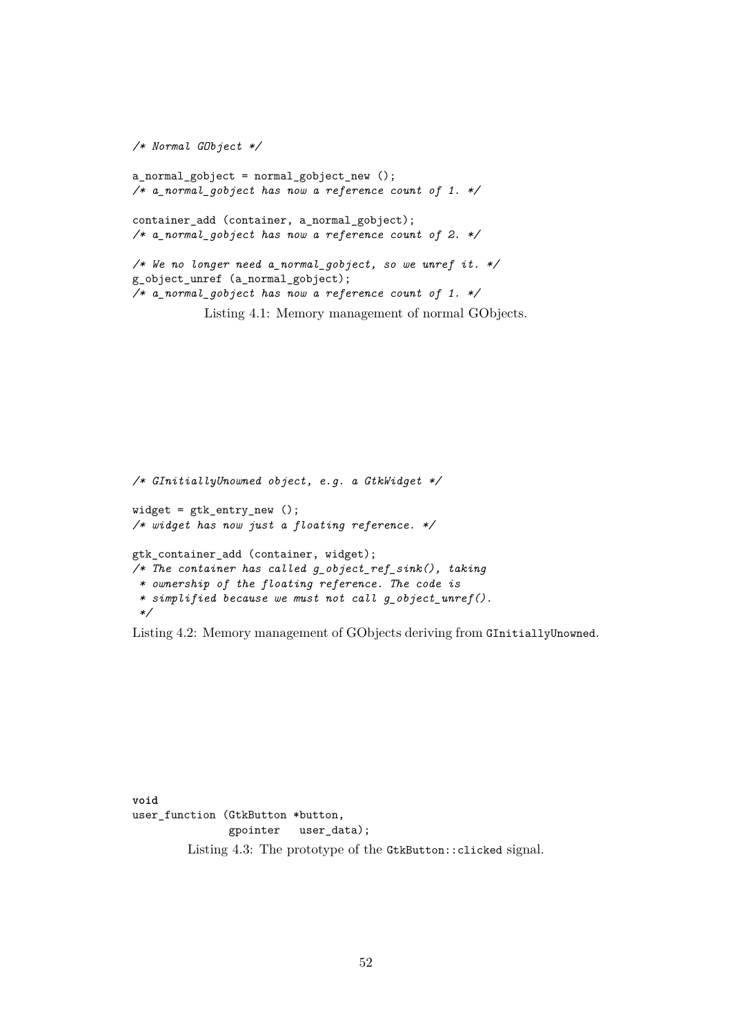```
/* Normal GObject */

a_normal_gobject = normal_gobject_new ();
/* a_normal_gobject has now a reference count of 1. */

container_add (container, a_normal_gobject);
/* a_normal_gobject has now a reference count of 2. */

/* We no longer need a_normal_gobject, so we unref it. */
g_object_unref (a_normal_gobject);
/* a_normal_gobject has now a reference count of 1. */
```

Listing 4.1: Memory management of normal GObjects.

```
/* GInitiallyUnowned object, e.g. a GtkWidget */

widget = gtk_entry_new ();
/* widget has now just a floating reference. */

gtk_container_add (container, widget);
/* The container has called g_object_ref_sink(), taking
 * ownership of the floating reference. The code is
 * simplified because we must not call g_object_unref().
 */
```

Listing 4.2: Memory management of GObjects deriving from `GInitiallyUnowned`.

```
void
user_function (GtkButton *button,
               gpointer   user_data);
```

Listing 4.3: The prototype of the `GtkButton::clicked` signal.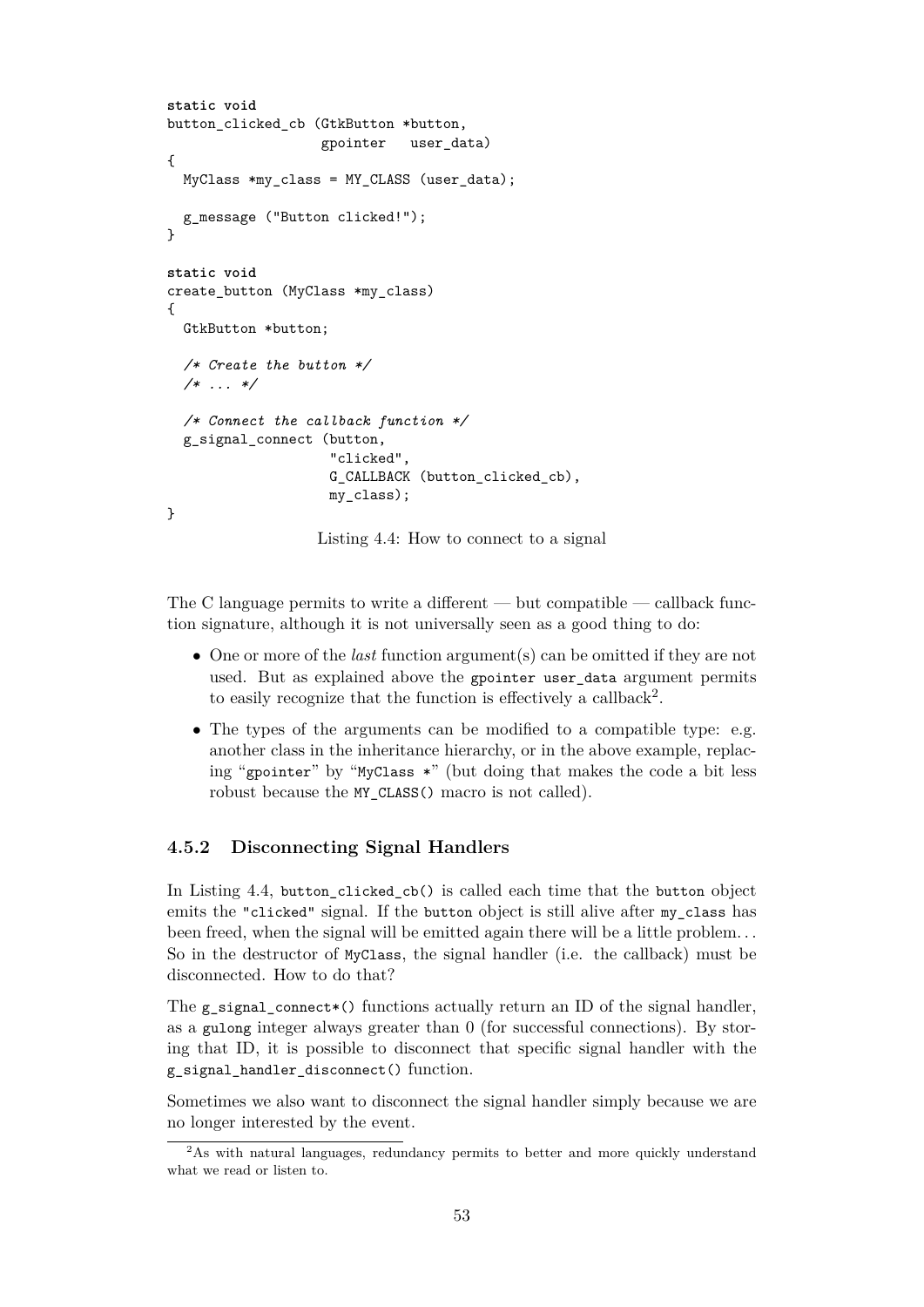```c
static void
button_clicked_cb (GtkButton *button,
                   gpointer   user_data)
{
  MyClass *my_class = MY_CLASS (user_data);

  g_message ("Button clicked!");
}

static void
create_button (MyClass *my_class)
{
  GtkButton *button;

  /* Create the button */
  /* ... */

  /* Connect the callback function */
  g_signal_connect (button,
                    "clicked",
                    G_CALLBACK (button_clicked_cb),
                    my_class);
}
```

Listing 4.4: How to connect to a signal

The C language permits to write a different — but compatible — callback function signature, although it is not universally seen as a good thing to do:

- One or more of the *last* function argument(s) can be omitted if they are not used. But as explained above the `gpointer user_data` argument permits to easily recognize that the function is effectively a callback[2].
- The types of the arguments can be modified to a compatible type: e.g. another class in the inheritance hierarchy, or in the above example, replacing "`gpointer`" by "`MyClass *`" (but doing that makes the code a bit less robust because the `MY_CLASS()` macro is not called).

### 4.5.2 Disconnecting Signal Handlers

In Listing 4.4, `button_clicked_cb()` is called each time that the `button` object emits the `"clicked"` signal. If the `button` object is still alive after `my_class` has been freed, when the signal will be emitted again there will be a little problem… So in the destructor of `MyClass`, the signal handler (i.e. the callback) must be disconnected. How to do that?

The `g_signal_connect*()` functions actually return an ID of the signal handler, as a `gulong` integer always greater than 0 (for successful connections). By storing that ID, it is possible to disconnect that specific signal handler with the `g_signal_handler_disconnect()` function.

Sometimes we also want to disconnect the signal handler simply because we are no longer interested by the event.

[2] As with natural languages, redundancy permits to better and more quickly understand what we read or listen to.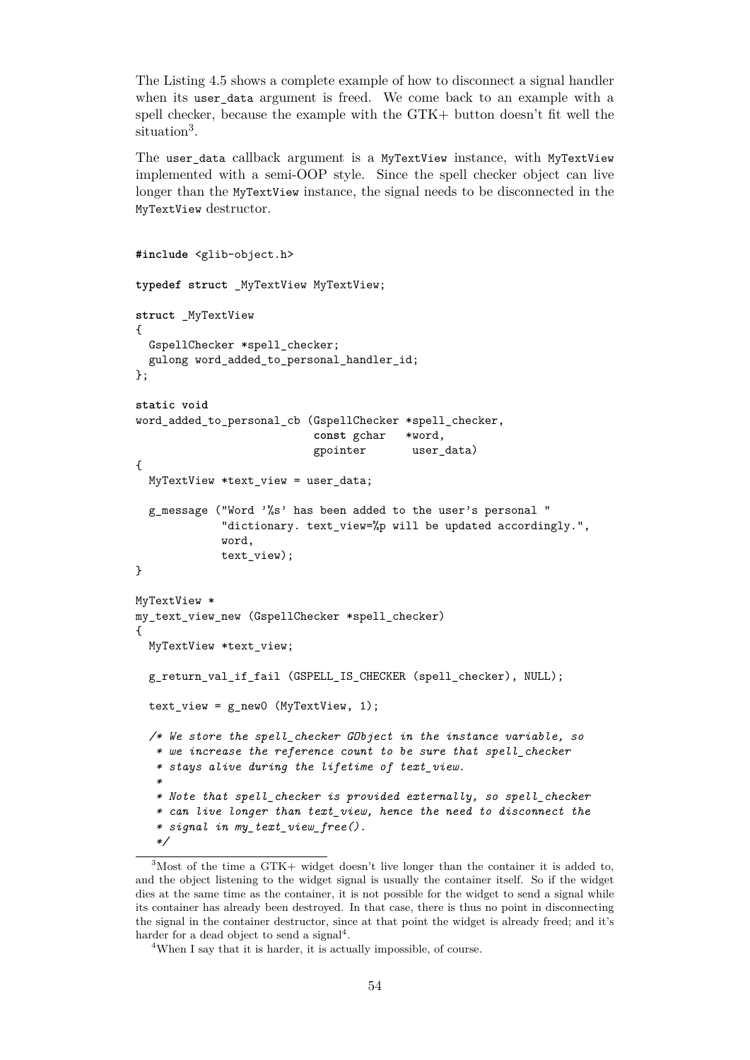The Listing 4.5 shows a complete example of how to disconnect a signal handler when its `user_data` argument is freed. We come back to an example with a spell checker, because the example with the GTK+ button doesn't fit well the situation[3].

The `user_data` callback argument is a `MyTextView` instance, with `MyTextView` implemented with a semi-OOP style. Since the spell checker object can live longer than the `MyTextView` instance, the signal needs to be disconnected in the `MyTextView` destructor.

```c
#include <glib-object.h>

typedef struct _MyTextView MyTextView;

struct _MyTextView
{
  GspellChecker *spell_checker;
  gulong word_added_to_personal_handler_id;
};

static void
word_added_to_personal_cb (GspellChecker *spell_checker,
                           const gchar   *word,
                           gpointer       user_data)
{
  MyTextView *text_view = user_data;

  g_message ("Word '%s' has been added to the user's personal "
             "dictionary. text_view=%p will be updated accordingly.",
             word,
             text_view);
}

MyTextView *
my_text_view_new (GspellChecker *spell_checker)
{
  MyTextView *text_view;

  g_return_val_if_fail (GSPELL_IS_CHECKER (spell_checker), NULL);

  text_view = g_new0 (MyTextView, 1);

  /* We store the spell_checker GObject in the instance variable, so
   * we increase the reference count to be sure that spell_checker
   * stays alive during the lifetime of text_view.
   *
   * Note that spell_checker is provided externally, so spell_checker
   * can live longer than text_view, hence the need to disconnect the
   * signal in my_text_view_free().
   */
```

[3] Most of the time a GTK+ widget doesn't live longer than the container it is added to, and the object listening to the widget signal is usually the container itself. So if the widget dies at the same time as the container, it is not possible for the widget to send a signal while its container has already been destroyed. In that case, there is thus no point in disconnecting the signal in the container destructor, since at that point the widget is already freed; and it's harder for a dead object to send a signal[4].

[4] When I say that it is harder, it is actually impossible, of course.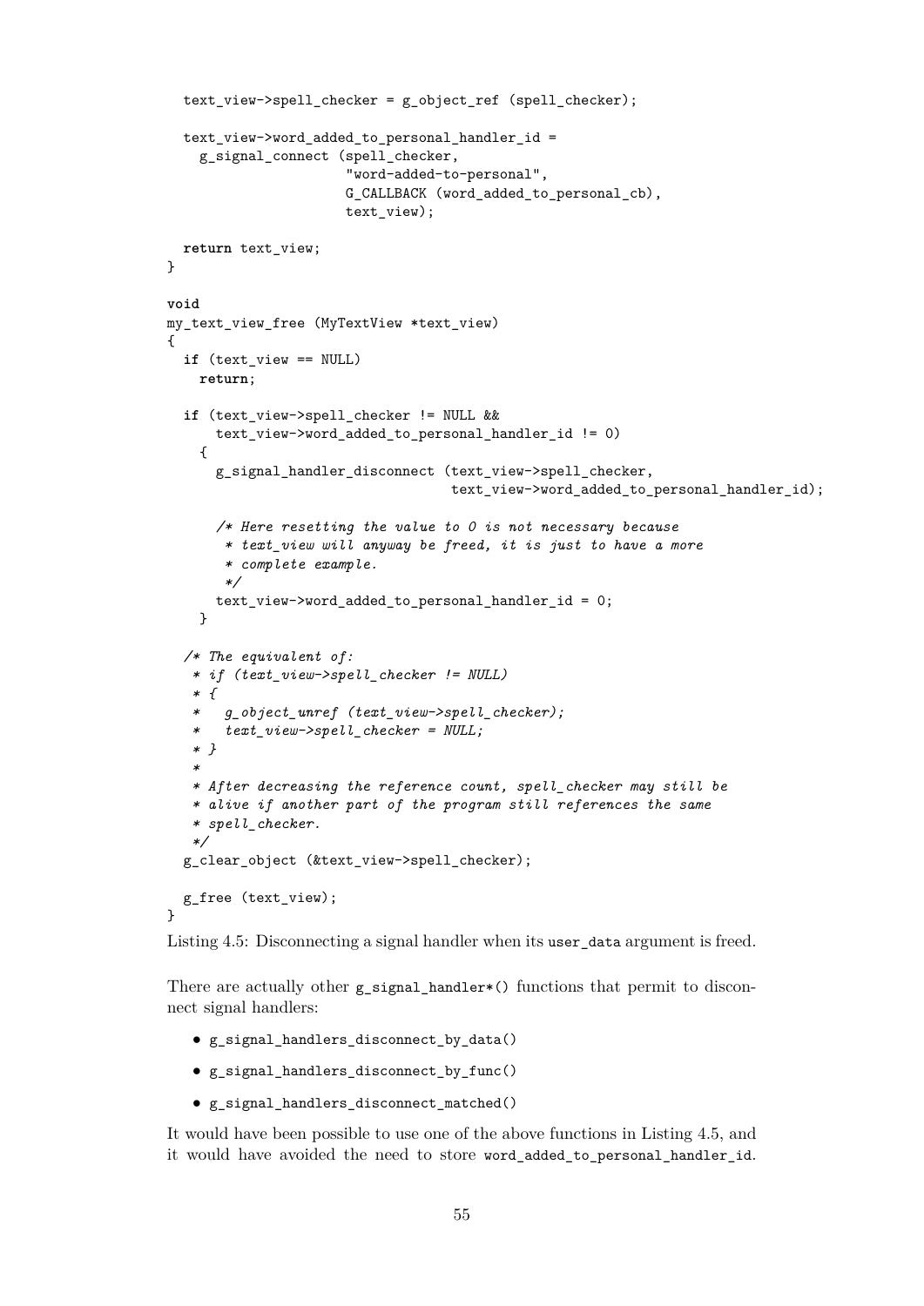```c
  text_view->spell_checker = g_object_ref (spell_checker);

  text_view->word_added_to_personal_handler_id =
    g_signal_connect (spell_checker,
                      "word-added-to-personal",
                      G_CALLBACK (word_added_to_personal_cb),
                      text_view);

  return text_view;
}

void
my_text_view_free (MyTextView *text_view)
{
  if (text_view == NULL)
    return;

  if (text_view->spell_checker != NULL &&
      text_view->word_added_to_personal_handler_id != 0)
    {
      g_signal_handler_disconnect (text_view->spell_checker,
                                   text_view->word_added_to_personal_handler_id);

      /* Here resetting the value to 0 is not necessary because
       * text_view will anyway be freed, it is just to have a more
       * complete example.
       */
      text_view->word_added_to_personal_handler_id = 0;
    }

  /* The equivalent of:
   * if (text_view->spell_checker != NULL)
   * {
   *   g_object_unref (text_view->spell_checker);
   *   text_view->spell_checker = NULL;
   * }
   *
   * After decreasing the reference count, spell_checker may still be
   * alive if another part of the program still references the same
   * spell_checker.
   */
  g_clear_object (&text_view->spell_checker);

  g_free (text_view);
}
```

Listing 4.5: Disconnecting a signal handler when its `user_data` argument is freed.

There are actually other `g_signal_handler*()` functions that permit to disconnect signal handlers:

- `g_signal_handlers_disconnect_by_data()`
- `g_signal_handlers_disconnect_by_func()`
- `g_signal_handlers_disconnect_matched()`

It would have been possible to use one of the above functions in Listing 4.5, and it would have avoided the need to store `word_added_to_personal_handler_id`.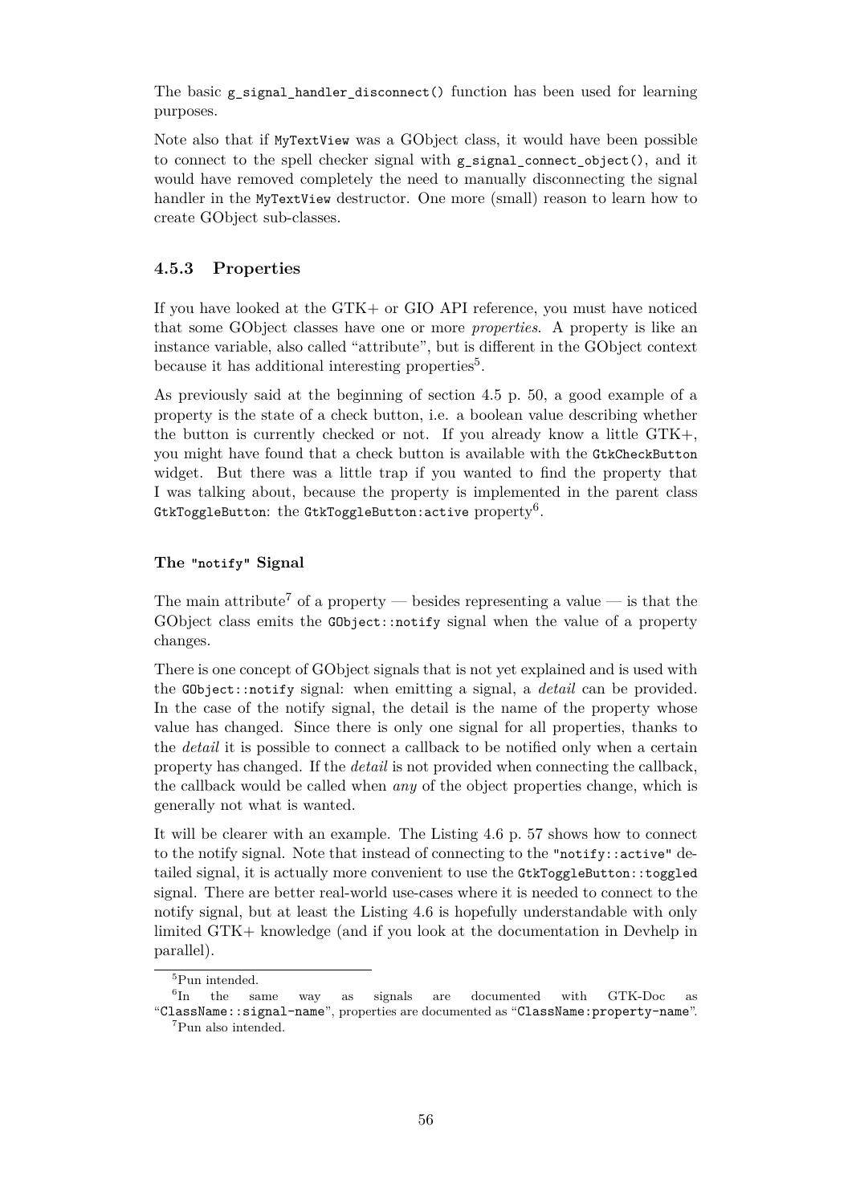The basic `g_signal_handler_disconnect()` function has been used for learning purposes.

Note also that if `MyTextView` was a GObject class, it would have been possible to connect to the spell checker signal with `g_signal_connect_object()`, and it would have removed completely the need to manually disconnecting the signal handler in the `MyTextView` destructor. One more (small) reason to learn how to create GObject sub-classes.

### 4.5.3 Properties

If you have looked at the GTK+ or GIO API reference, you must have noticed that some GObject classes have one or more *properties*. A property is like an instance variable, also called "attribute", but is different in the GObject context because it has additional interesting properties[5].

As previously said at the beginning of section 4.5 p. 50, a good example of a property is the state of a check button, i.e. a boolean value describing whether the button is currently checked or not. If you already know a little GTK+, you might have found that a check button is available with the `GtkCheckButton` widget. But there was a little trap if you wanted to find the property that I was talking about, because the property is implemented in the parent class `GtkToggleButton`: the `GtkToggleButton:active` property[6].

#### The "notify" Signal

The main attribute[7] of a property — besides representing a value — is that the GObject class emits the `GObject::notify` signal when the value of a property changes.

There is one concept of GObject signals that is not yet explained and is used with the `GObject::notify` signal: when emitting a signal, a *detail* can be provided. In the case of the notify signal, the detail is the name of the property whose value has changed. Since there is only one signal for all properties, thanks to the *detail* it is possible to connect a callback to be notified only when a certain property has changed. If the *detail* is not provided when connecting the callback, the callback would be called when *any* of the object properties change, which is generally not what is wanted.

It will be clearer with an example. The Listing 4.6 p. 57 shows how to connect to the notify signal. Note that instead of connecting to the `"notify::active"` detailed signal, it is actually more convenient to use the `GtkToggleButton::toggled` signal. There are better real-world use-cases where it is needed to connect to the notify signal, but at least the Listing 4.6 is hopefully understandable with only limited GTK+ knowledge (and if you look at the documentation in Devhelp in parallel).

---

[5] Pun intended.

[6] In the same way as signals are documented with GTK-Doc as "`ClassName::signal-name`", properties are documented as "`ClassName:property-name`".

[7] Pun also intended.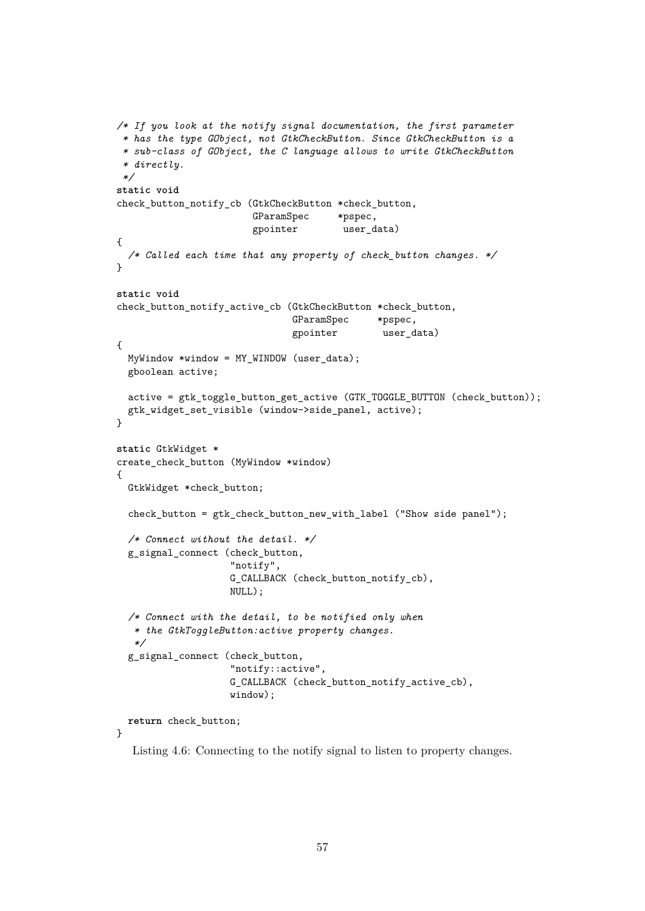```c
/* If you look at the notify signal documentation, the first parameter
 * has the type GObject, not GtkCheckButton. Since GtkCheckButton is a
 * sub-class of GObject, the C language allows to write GtkCheckButton
 * directly.
 */
static void
check_button_notify_cb (GtkCheckButton *check_button,
                        GParamSpec     *pspec,
                        gpointer        user_data)
{
  /* Called each time that any property of check_button changes. */
}

static void
check_button_notify_active_cb (GtkCheckButton *check_button,
                               GParamSpec     *pspec,
                               gpointer        user_data)
{
  MyWindow *window = MY_WINDOW (user_data);
  gboolean active;

  active = gtk_toggle_button_get_active (GTK_TOGGLE_BUTTON (check_button));
  gtk_widget_set_visible (window->side_panel, active);
}

static GtkWidget *
create_check_button (MyWindow *window)
{
  GtkWidget *check_button;

  check_button = gtk_check_button_new_with_label ("Show side panel");

  /* Connect without the detail. */
  g_signal_connect (check_button,
                    "notify",
                    G_CALLBACK (check_button_notify_cb),
                    NULL);

  /* Connect with the detail, to be notified only when
   * the GtkToggleButton:active property changes.
   */
  g_signal_connect (check_button,
                    "notify::active",
                    G_CALLBACK (check_button_notify_active_cb),
                    window);

  return check_button;
}
```

Listing 4.6: Connecting to the notify signal to listen to property changes.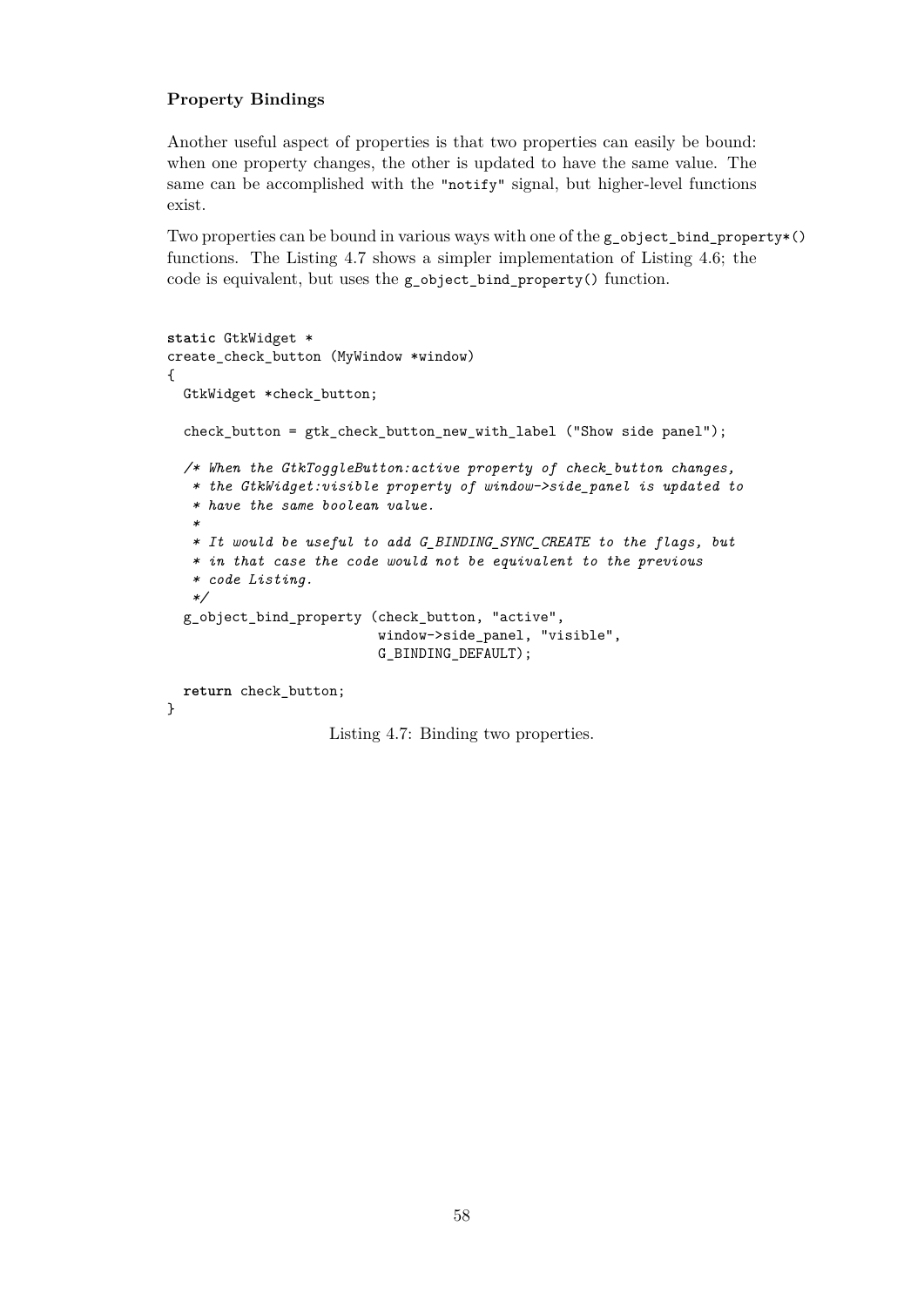### Property Bindings

Another useful aspect of properties is that two properties can easily be bound: when one property changes, the other is updated to have the same value. The same can be accomplished with the `"notify"` signal, but higher-level functions exist.

Two properties can be bound in various ways with one of the `g_object_bind_property*()` functions. The Listing 4.7 shows a simpler implementation of Listing 4.6; the code is equivalent, but uses the `g_object_bind_property()` function.

```c
static GtkWidget *
create_check_button (MyWindow *window)
{
  GtkWidget *check_button;

  check_button = gtk_check_button_new_with_label ("Show side panel");

  /* When the GtkToggleButton:active property of check_button changes,
   * the GtkWidget:visible property of window->side_panel is updated to
   * have the same boolean value.
   *
   * It would be useful to add G_BINDING_SYNC_CREATE to the flags, but
   * in that case the code would not be equivalent to the previous
   * code Listing.
   */
  g_object_bind_property (check_button, "active",
                          window->side_panel, "visible",
                          G_BINDING_DEFAULT);

  return check_button;
}
```

Listing 4.7: Binding two properties.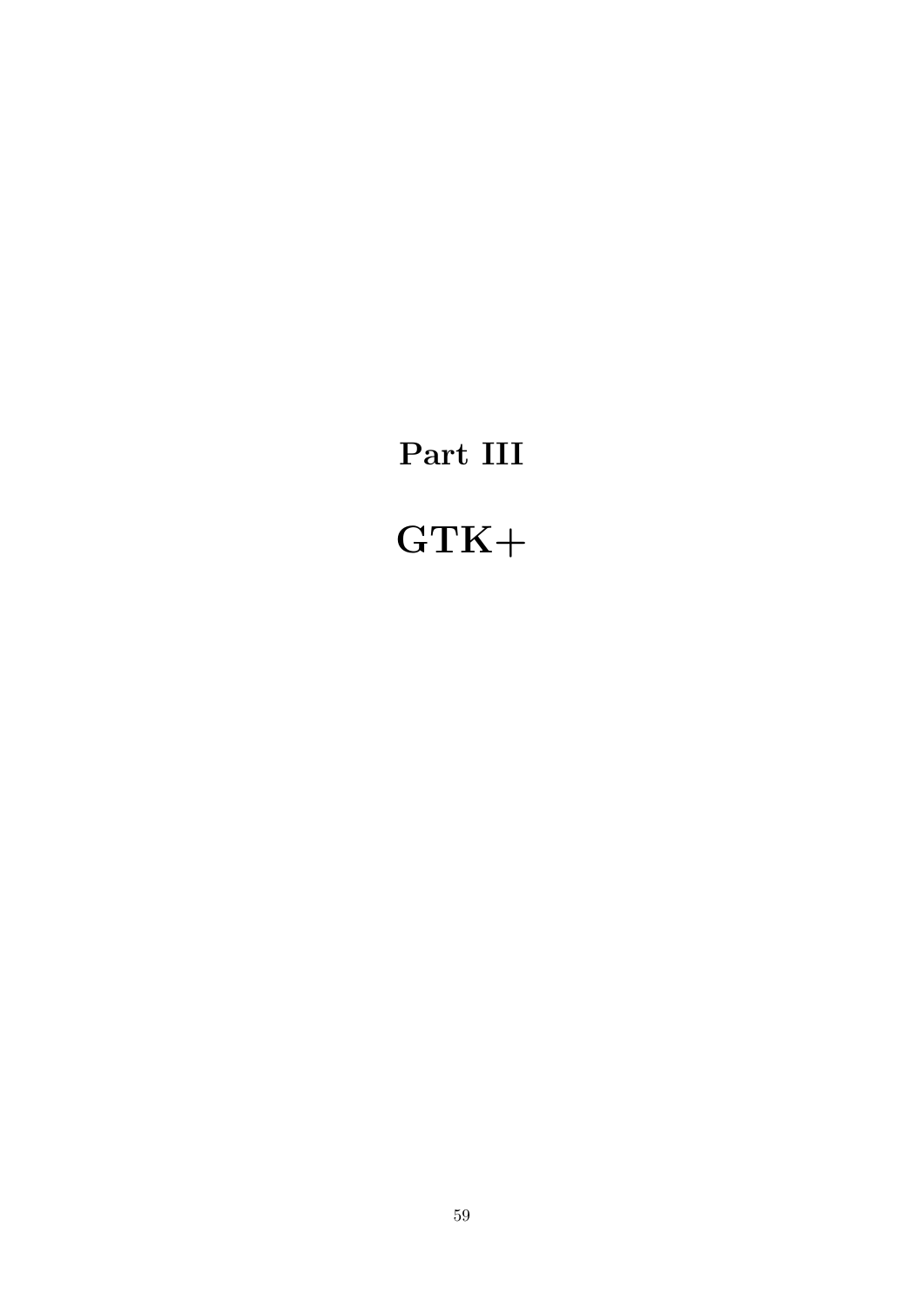# Part III

# GTK+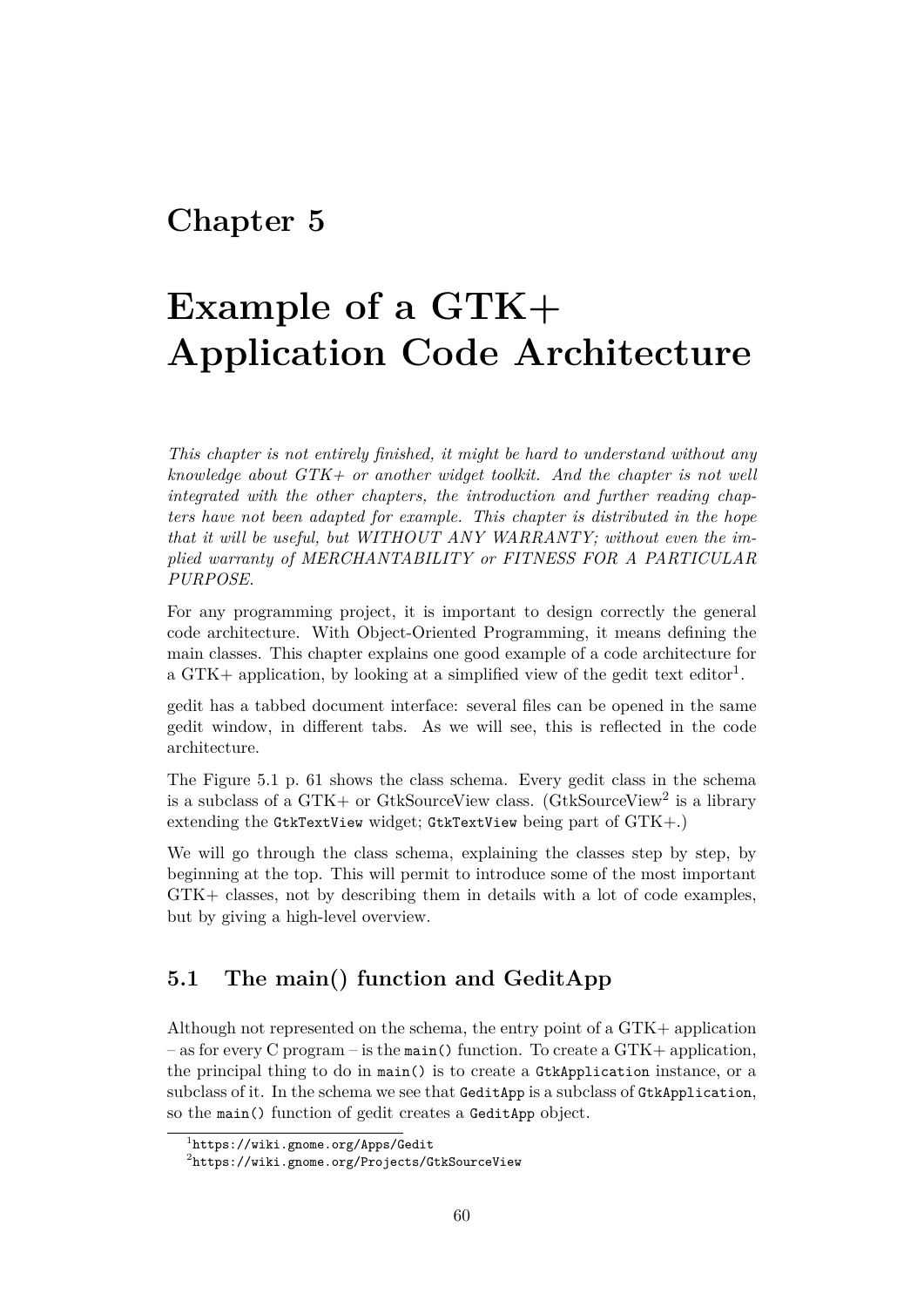# Chapter 5

# Example of a GTK+ Application Code Architecture

*This chapter is not entirely finished, it might be hard to understand without any knowledge about GTK+ or another widget toolkit. And the chapter is not well integrated with the other chapters, the introduction and further reading chapters have not been adapted for example. This chapter is distributed in the hope that it will be useful, but WITHOUT ANY WARRANTY; without even the implied warranty of MERCHANTABILITY or FITNESS FOR A PARTICULAR PURPOSE.*

For any programming project, it is important to design correctly the general code architecture. With Object-Oriented Programming, it means defining the main classes. This chapter explains one good example of a code architecture for a GTK+ application, by looking at a simplified view of the gedit text editor[1].

gedit has a tabbed document interface: several files can be opened in the same gedit window, in different tabs. As we will see, this is reflected in the code architecture.

The Figure 5.1 p. 61 shows the class schema. Every gedit class in the schema is a subclass of a GTK+ or GtkSourceView class. (GtkSourceView[2] is a library extending the `GtkTextView` widget; `GtkTextView` being part of GTK+.)

We will go through the class schema, explaining the classes step by step, by beginning at the top. This will permit to introduce some of the most important GTK+ classes, not by describing them in details with a lot of code examples, but by giving a high-level overview.

## 5.1 The main() function and GeditApp

Although not represented on the schema, the entry point of a GTK+ application – as for every C program – is the `main()` function. To create a GTK+ application, the principal thing to do in `main()` is to create a `GtkApplication` instance, or a subclass of it. In the schema we see that `GeditApp` is a subclass of `GtkApplication`, so the `main()` function of gedit creates a `GeditApp` object.

[1] `https://wiki.gnome.org/Apps/Gedit`

[2] `https://wiki.gnome.org/Projects/GtkSourceView`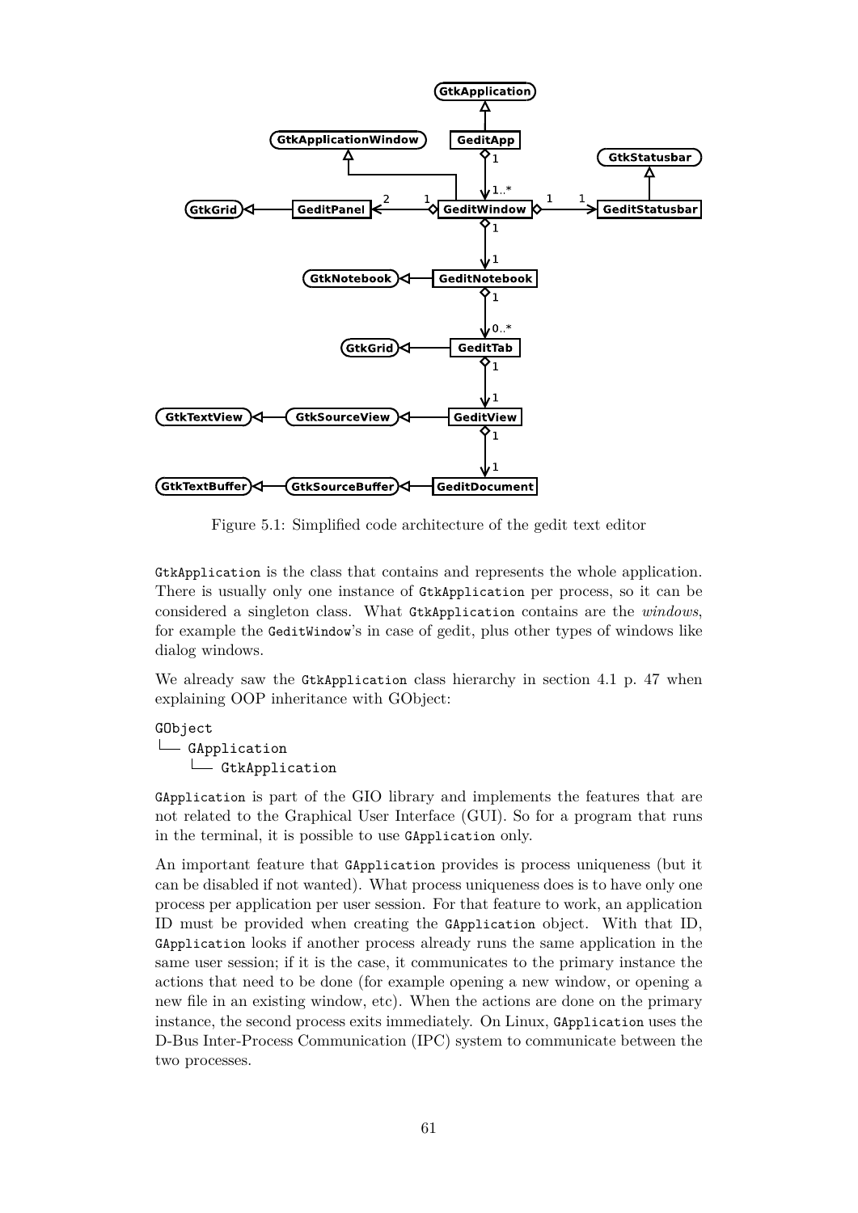Figure 5.1: Simplified code architecture of the gedit text editor

`GtkApplication` is the class that contains and represents the whole application. There is usually only one instance of `GtkApplication` per process, so it can be considered a singleton class. What `GtkApplication` contains are the *windows*, for example the `GeditWindow`'s in case of gedit, plus other types of windows like dialog windows.

We already saw the `GtkApplication` class hierarchy in section 4.1 p. 47 when explaining OOP inheritance with GObject:

```
GObject
└── GApplication
    └── GtkApplication
```

`GApplication` is part of the GIO library and implements the features that are not related to the Graphical User Interface (GUI). So for a program that runs in the terminal, it is possible to use `GApplication` only.

An important feature that `GApplication` provides is process uniqueness (but it can be disabled if not wanted). What process uniqueness does is to have only one process per application per user session. For that feature to work, an application ID must be provided when creating the `GApplication` object. With that ID, `GApplication` looks if another process already runs the same application in the same user session; if it is the case, it communicates to the primary instance the actions that need to be done (for example opening a new window, or opening a new file in an existing window, etc). When the actions are done on the primary instance, the second process exits immediately. On Linux, `GApplication` uses the D-Bus Inter-Process Communication (IPC) system to communicate between the two processes.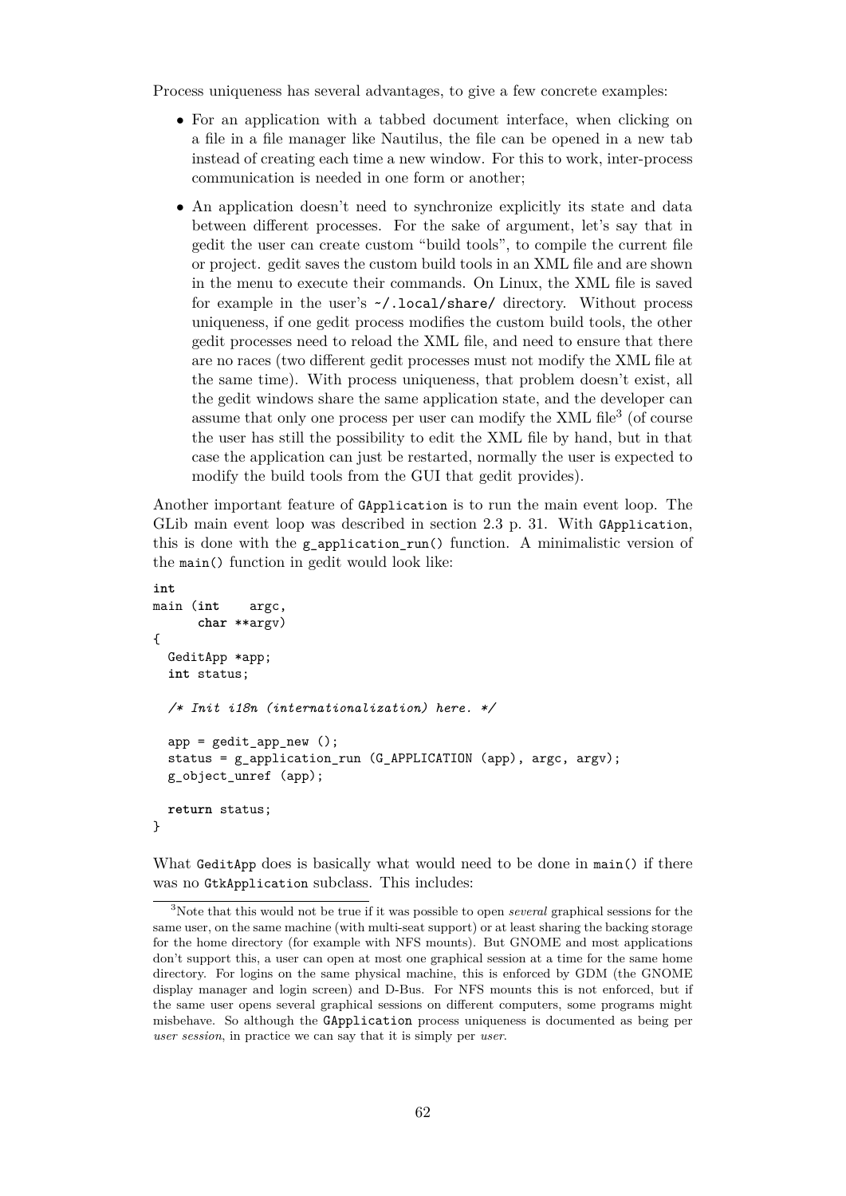Process uniqueness has several advantages, to give a few concrete examples:

- For an application with a tabbed document interface, when clicking on a file in a file manager like Nautilus, the file can be opened in a new tab instead of creating each time a new window. For this to work, inter-process communication is needed in one form or another;
- An application doesn't need to synchronize explicitly its state and data between different processes. For the sake of argument, let's say that in gedit the user can create custom "build tools", to compile the current file or project. gedit saves the custom build tools in an XML file and are shown in the menu to execute their commands. On Linux, the XML file is saved for example in the user's `~/.local/share/` directory. Without process uniqueness, if one gedit process modifies the custom build tools, the other gedit processes need to reload the XML file, and need to ensure that there are no races (two different gedit processes must not modify the XML file at the same time). With process uniqueness, that problem doesn't exist, all the gedit windows share the same application state, and the developer can assume that only one process per user can modify the XML file[3] (of course the user has still the possibility to edit the XML file by hand, but in that case the application can just be restarted, normally the user is expected to modify the build tools from the GUI that gedit provides).

Another important feature of `GApplication` is to run the main event loop. The GLib main event loop was described in section 2.3 p. 31. With `GApplication`, this is done with the `g_application_run()` function. A minimalistic version of the `main()` function in gedit would look like:

```
int
main (int    argc,
      char **argv)
{
  GeditApp *app;
  int status;

  /* Init i18n (internationalization) here. */

  app = gedit_app_new ();
  status = g_application_run (G_APPLICATION (app), argc, argv);
  g_object_unref (app);

  return status;
}
```

What `GeditApp` does is basically what would need to be done in `main()` if there was no `GtkApplication` subclass. This includes:

[3]Note that this would not be true if it was possible to open *several* graphical sessions for the same user, on the same machine (with multi-seat support) or at least sharing the backing storage for the home directory (for example with NFS mounts). But GNOME and most applications don't support this, a user can open at most one graphical session at a time for the same home directory. For logins on the same physical machine, this is enforced by GDM (the GNOME display manager and login screen) and D-Bus. For NFS mounts this is not enforced, but if the same user opens several graphical sessions on different computers, some programs might misbehave. So although the `GApplication` process uniqueness is documented as being per *user session*, in practice we can say that it is simply per *user*.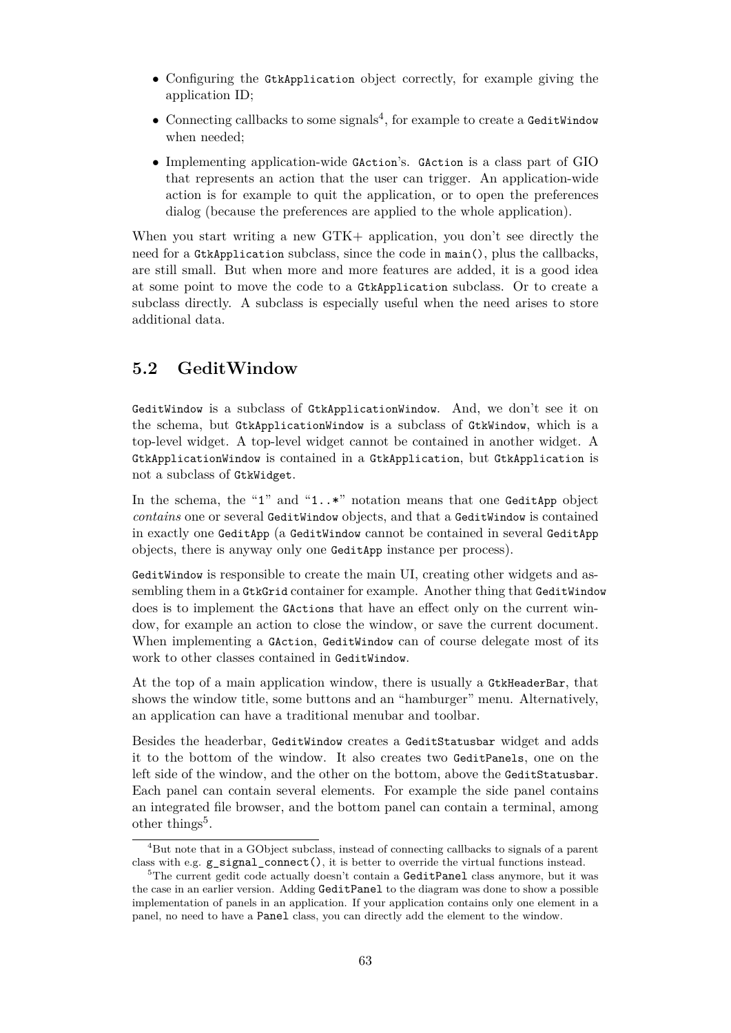- Configuring the `GtkApplication` object correctly, for example giving the application ID;
- Connecting callbacks to some signals[4], for example to create a `GeditWindow` when needed;
- Implementing application-wide `GAction`'s. `GAction` is a class part of GIO that represents an action that the user can trigger. An application-wide action is for example to quit the application, or to open the preferences dialog (because the preferences are applied to the whole application).

When you start writing a new GTK+ application, you don't see directly the need for a `GtkApplication` subclass, since the code in `main()`, plus the callbacks, are still small. But when more and more features are added, it is a good idea at some point to move the code to a `GtkApplication` subclass. Or to create a subclass directly. A subclass is especially useful when the need arises to store additional data.

## 5.2 GeditWindow

`GeditWindow` is a subclass of `GtkApplicationWindow`. And, we don't see it on the schema, but `GtkApplicationWindow` is a subclass of `GtkWindow`, which is a top-level widget. A top-level widget cannot be contained in another widget. A `GtkApplicationWindow` is contained in a `GtkApplication`, but `GtkApplication` is not a subclass of `GtkWidget`.

In the schema, the "`1`" and "`1..*`" notation means that one `GeditApp` object *contains* one or several `GeditWindow` objects, and that a `GeditWindow` is contained in exactly one `GeditApp` (a `GeditWindow` cannot be contained in several `GeditApp` objects, there is anyway only one `GeditApp` instance per process).

`GeditWindow` is responsible to create the main UI, creating other widgets and assembling them in a `GtkGrid` container for example. Another thing that `GeditWindow` does is to implement the `GActions` that have an effect only on the current window, for example an action to close the window, or save the current document. When implementing a `GAction`, `GeditWindow` can of course delegate most of its work to other classes contained in `GeditWindow`.

At the top of a main application window, there is usually a `GtkHeaderBar`, that shows the window title, some buttons and an "hamburger" menu. Alternatively, an application can have a traditional menubar and toolbar.

Besides the headerbar, `GeditWindow` creates a `GeditStatusbar` widget and adds it to the bottom of the window. It also creates two `GeditPanels`, one on the left side of the window, and the other on the bottom, above the `GeditStatusbar`. Each panel can contain several elements. For example the side panel contains an integrated file browser, and the bottom panel can contain a terminal, among other things[5].

---

[4] But note that in a GObject subclass, instead of connecting callbacks to signals of a parent class with e.g. `g_signal_connect()`, it is better to override the virtual functions instead.

[5] The current gedit code actually doesn't contain a `GeditPanel` class anymore, but it was the case in an earlier version. Adding `GeditPanel` to the diagram was done to show a possible implementation of panels in an application. If your application contains only one element in a panel, no need to have a `Panel` class, you can directly add the element to the window.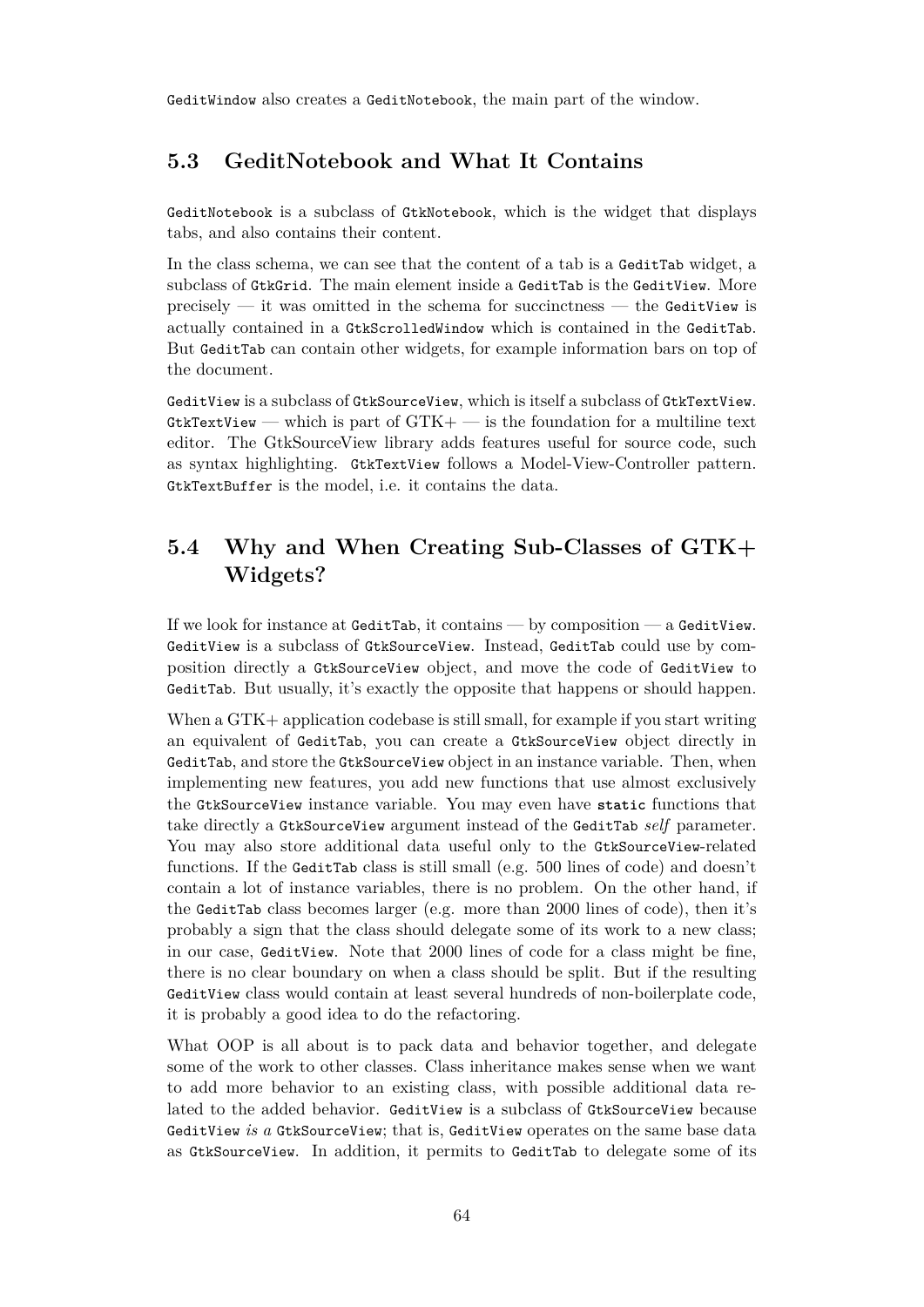`GeditWindow` also creates a `GeditNotebook`, the main part of the window.

## 5.3 GeditNotebook and What It Contains

`GeditNotebook` is a subclass of `GtkNotebook`, which is the widget that displays tabs, and also contains their content.

In the class schema, we can see that the content of a tab is a `GeditTab` widget, a subclass of `GtkGrid`. The main element inside a `GeditTab` is the `GeditView`. More precisely — it was omitted in the schema for succinctness — the `GeditView` is actually contained in a `GtkScrolledWindow` which is contained in the `GeditTab`. But `GeditTab` can contain other widgets, for example information bars on top of the document.

`GeditView` is a subclass of `GtkSourceView`, which is itself a subclass of `GtkTextView`. `GtkTextView` — which is part of GTK+ — is the foundation for a multiline text editor. The GtkSourceView library adds features useful for source code, such as syntax highlighting. `GtkTextView` follows a Model-View-Controller pattern. `GtkTextBuffer` is the model, i.e. it contains the data.

## 5.4 Why and When Creating Sub-Classes of GTK+ Widgets?

If we look for instance at `GeditTab`, it contains — by composition — a `GeditView`. `GeditView` is a subclass of `GtkSourceView`. Instead, `GeditTab` could use by composition directly a `GtkSourceView` object, and move the code of `GeditView` to `GeditTab`. But usually, it's exactly the opposite that happens or should happen.

When a GTK+ application codebase is still small, for example if you start writing an equivalent of `GeditTab`, you can create a `GtkSourceView` object directly in `GeditTab`, and store the `GtkSourceView` object in an instance variable. Then, when implementing new features, you add new functions that use almost exclusively the `GtkSourceView` instance variable. You may even have **`static`** functions that take directly a `GtkSourceView` argument instead of the `GeditTab` *self* parameter. You may also store additional data useful only to the `GtkSourceView`-related functions. If the `GeditTab` class is still small (e.g. 500 lines of code) and doesn't contain a lot of instance variables, there is no problem. On the other hand, if the `GeditTab` class becomes larger (e.g. more than 2000 lines of code), then it's probably a sign that the class should delegate some of its work to a new class; in our case, `GeditView`. Note that 2000 lines of code for a class might be fine, there is no clear boundary on when a class should be split. But if the resulting `GeditView` class would contain at least several hundreds of non-boilerplate code, it is probably a good idea to do the refactoring.

What OOP is all about is to pack data and behavior together, and delegate some of the work to other classes. Class inheritance makes sense when we want to add more behavior to an existing class, with possible additional data related to the added behavior. `GeditView` is a subclass of `GtkSourceView` because `GeditView` *is a* `GtkSourceView`; that is, `GeditView` operates on the same base data as `GtkSourceView`. In addition, it permits to `GeditTab` to delegate some of its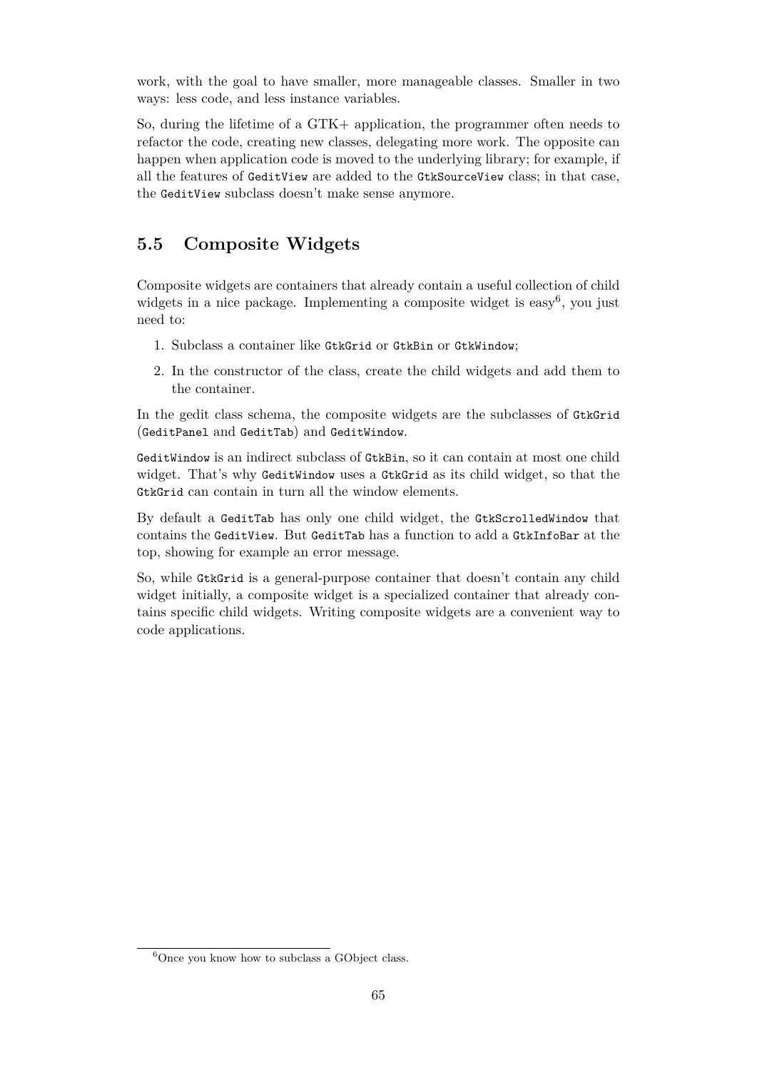work, with the goal to have smaller, more manageable classes. Smaller in two ways: less code, and less instance variables.

So, during the lifetime of a GTK+ application, the programmer often needs to refactor the code, creating new classes, delegating more work. The opposite can happen when application code is moved to the underlying library; for example, if all the features of `GeditView` are added to the `GtkSourceView` class; in that case, the `GeditView` subclass doesn't make sense anymore.

## 5.5 Composite Widgets

Composite widgets are containers that already contain a useful collection of child widgets in a nice package. Implementing a composite widget is easy[6], you just need to:

1. Subclass a container like `GtkGrid` or `GtkBin` or `GtkWindow`;
2. In the constructor of the class, create the child widgets and add them to the container.

In the gedit class schema, the composite widgets are the subclasses of `GtkGrid` (`GeditPanel` and `GeditTab`) and `GeditWindow`.

`GeditWindow` is an indirect subclass of `GtkBin`, so it can contain at most one child widget. That's why `GeditWindow` uses a `GtkGrid` as its child widget, so that the `GtkGrid` can contain in turn all the window elements.

By default a `GeditTab` has only one child widget, the `GtkScrolledWindow` that contains the `GeditView`. But `GeditTab` has a function to add a `GtkInfoBar` at the top, showing for example an error message.

So, while `GtkGrid` is a general-purpose container that doesn't contain any child widget initially, a composite widget is a specialized container that already contains specific child widgets. Writing composite widgets are a convenient way to code applications.

[6] Once you know how to subclass a GObject class.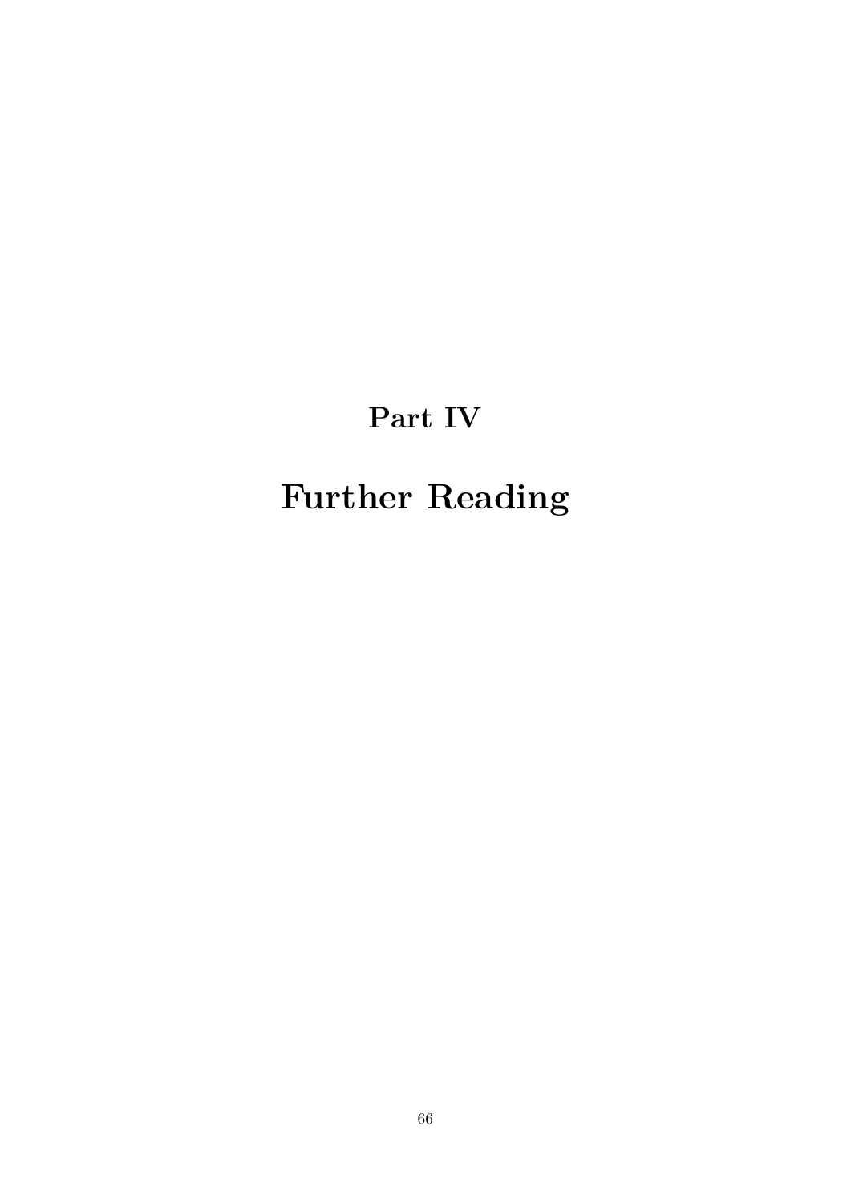# Part IV

# Further Reading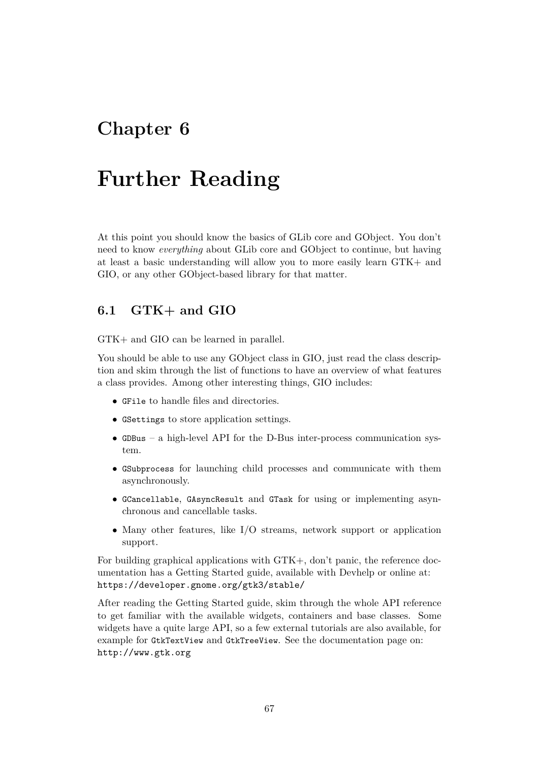# Chapter 6

# Further Reading

At this point you should know the basics of GLib core and GObject. You don't need to know *everything* about GLib core and GObject to continue, but having at least a basic understanding will allow you to more easily learn GTK+ and GIO, or any other GObject-based library for that matter.

## 6.1 GTK+ and GIO

GTK+ and GIO can be learned in parallel.

You should be able to use any GObject class in GIO, just read the class description and skim through the list of functions to have an overview of what features a class provides. Among other interesting things, GIO includes:

- `GFile` to handle files and directories.
- `GSettings` to store application settings.
- `GDBus` – a high-level API for the D-Bus inter-process communication system.
- `GSubprocess` for launching child processes and communicate with them asynchronously.
- `GCancellable`, `GAsyncResult` and `GTask` for using or implementing asynchronous and cancellable tasks.
- Many other features, like I/O streams, network support or application support.

For building graphical applications with GTK+, don't panic, the reference documentation has a Getting Started guide, available with Devhelp or online at:
`https://developer.gnome.org/gtk3/stable/`

After reading the Getting Started guide, skim through the whole API reference to get familiar with the available widgets, containers and base classes. Some widgets have a quite large API, so a few external tutorials are also available, for example for `GtkTextView` and `GtkTreeView`. See the documentation page on:
`http://www.gtk.org`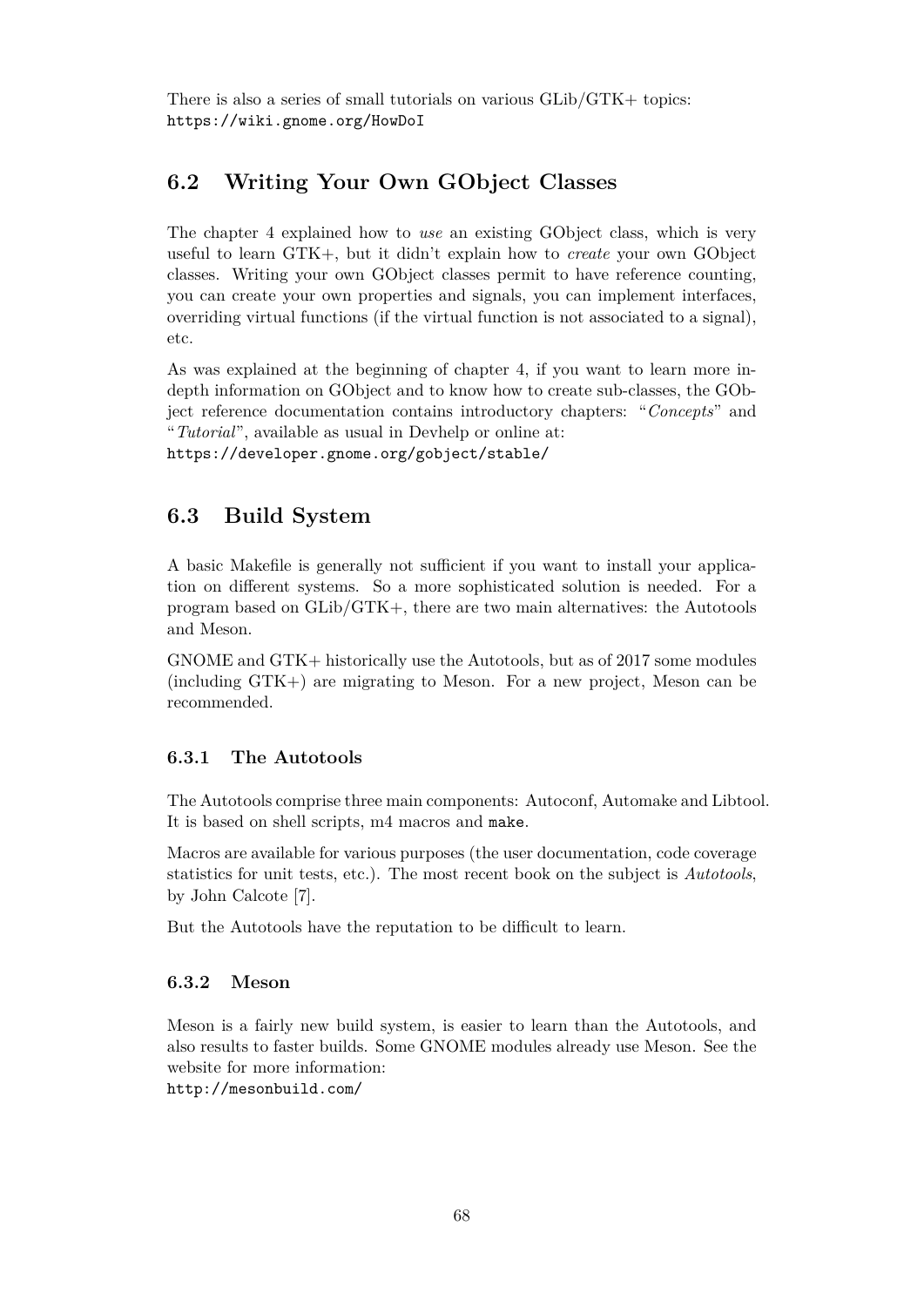There is also a series of small tutorials on various GLib/GTK+ topics:
https://wiki.gnome.org/HowDoI

## 6.2 Writing Your Own GObject Classes

The chapter 4 explained how to *use* an existing GObject class, which is very useful to learn GTK+, but it didn't explain how to *create* your own GObject classes. Writing your own GObject classes permit to have reference counting, you can create your own properties and signals, you can implement interfaces, overriding virtual functions (if the virtual function is not associated to a signal), etc.

As was explained at the beginning of chapter 4, if you want to learn more in-depth information on GObject and to know how to create sub-classes, the GObject reference documentation contains introductory chapters: "*Concepts*" and "*Tutorial*", available as usual in Devhelp or online at:
https://developer.gnome.org/gobject/stable/

## 6.3 Build System

A basic Makefile is generally not sufficient if you want to install your application on different systems. So a more sophisticated solution is needed. For a program based on GLib/GTK+, there are two main alternatives: the Autotools and Meson.

GNOME and GTK+ historically use the Autotools, but as of 2017 some modules (including GTK+) are migrating to Meson. For a new project, Meson can be recommended.

### 6.3.1 The Autotools

The Autotools comprise three main components: Autoconf, Automake and Libtool. It is based on shell scripts, m4 macros and `make`.

Macros are available for various purposes (the user documentation, code coverage statistics for unit tests, etc.). The most recent book on the subject is *Autotools*, by John Calcote [7].

But the Autotools have the reputation to be difficult to learn.

### 6.3.2 Meson

Meson is a fairly new build system, is easier to learn than the Autotools, and also results to faster builds. Some GNOME modules already use Meson. See the website for more information:
http://mesonbuild.com/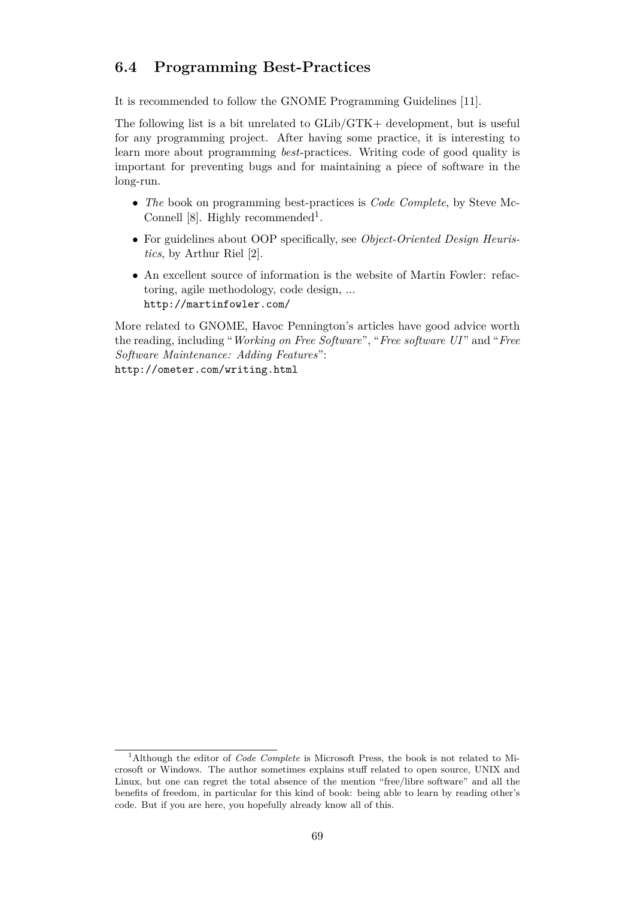## 6.4 Programming Best-Practices

It is recommended to follow the GNOME Programming Guidelines [11].

The following list is a bit unrelated to GLib/GTK+ development, but is useful for any programming project. After having some practice, it is interesting to learn more about programming *best*-practices. Writing code of good quality is important for preventing bugs and for maintaining a piece of software in the long-run.

- *The* book on programming best-practices is *Code Complete*, by Steve McConnell [8]. Highly recommended[1].
- For guidelines about OOP specifically, see *Object-Oriented Design Heuristics*, by Arthur Riel [2].
- An excellent source of information is the website of Martin Fowler: refactoring, agile methodology, code design, ...
  `http://martinfowler.com/`

More related to GNOME, Havoc Pennington's articles have good advice worth the reading, including "*Working on Free Software*", "*Free software UI*" and "*Free Software Maintenance: Adding Features*":
`http://ometer.com/writing.html`

---

[1] Although the editor of *Code Complete* is Microsoft Press, the book is not related to Microsoft or Windows. The author sometimes explains stuff related to open source, UNIX and Linux, but one can regret the total absence of the mention "free/libre software" and all the benefits of freedom, in particular for this kind of book: being able to learn by reading other's code. But if you are here, you hopefully already know all of this.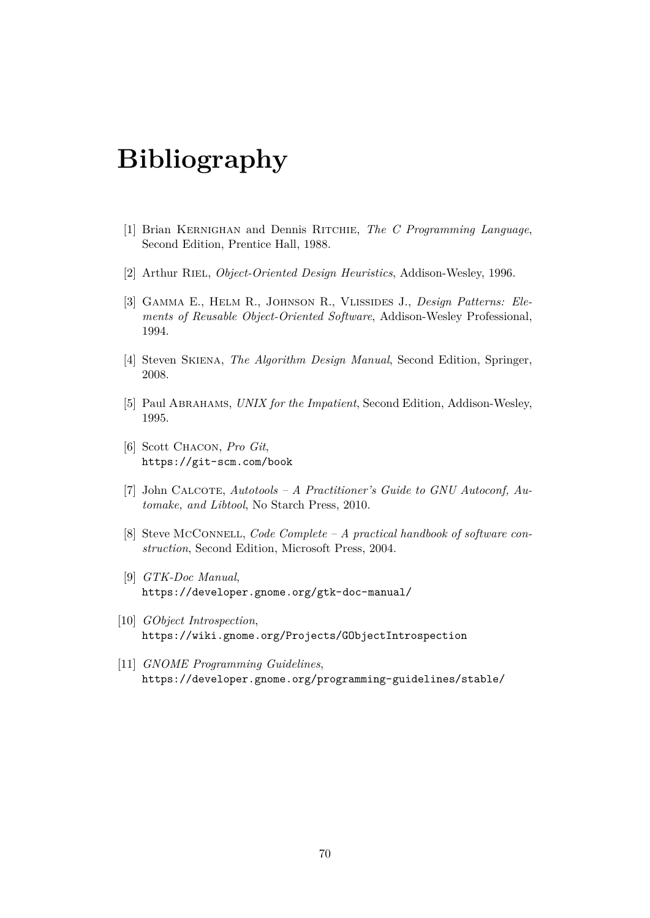# Bibliography

[1] Brian Kernighan and Dennis Ritchie, *The C Programming Language*, Second Edition, Prentice Hall, 1988.

[2] Arthur Riel, *Object-Oriented Design Heuristics*, Addison-Wesley, 1996.

[3] Gamma E., Helm R., Johnson R., Vlissides J., *Design Patterns: Elements of Reusable Object-Oriented Software*, Addison-Wesley Professional, 1994.

[4] Steven Skiena, *The Algorithm Design Manual*, Second Edition, Springer, 2008.

[5] Paul Abrahams, *UNIX for the Impatient*, Second Edition, Addison-Wesley, 1995.

[6] Scott Chacon, *Pro Git*, `https://git-scm.com/book`

[7] John Calcote, *Autotools – A Practitioner's Guide to GNU Autoconf, Automake, and Libtool*, No Starch Press, 2010.

[8] Steve McConnell, *Code Complete – A practical handbook of software construction*, Second Edition, Microsoft Press, 2004.

[9] *GTK-Doc Manual*, `https://developer.gnome.org/gtk-doc-manual/`

[10] *GObject Introspection*, `https://wiki.gnome.org/Projects/GObjectIntrospection`

[11] *GNOME Programming Guidelines*, `https://developer.gnome.org/programming-guidelines/stable/`